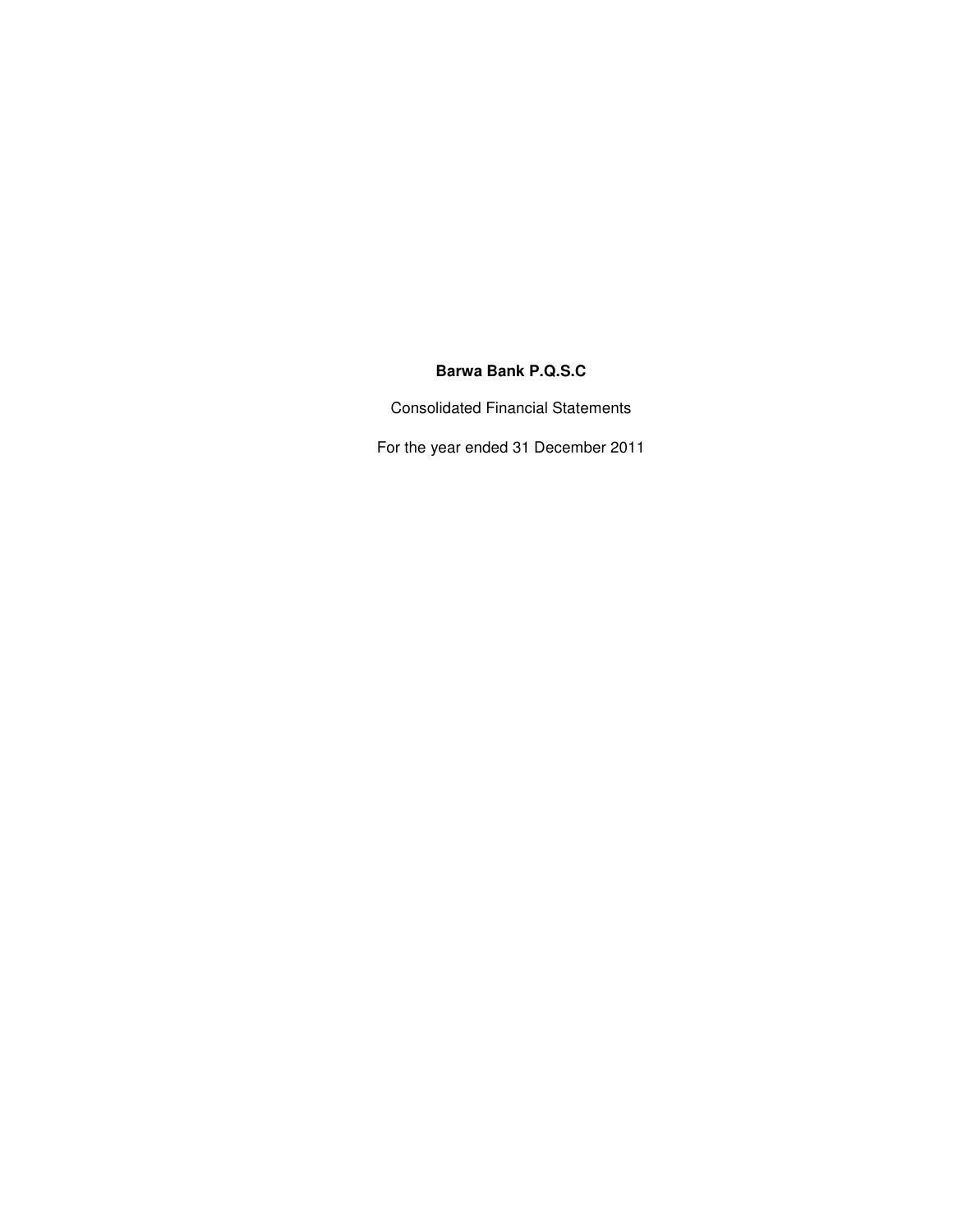**Barwa Bank P.Q.S.C**

Consolidated Financial Statements

For the year ended 31 December 2011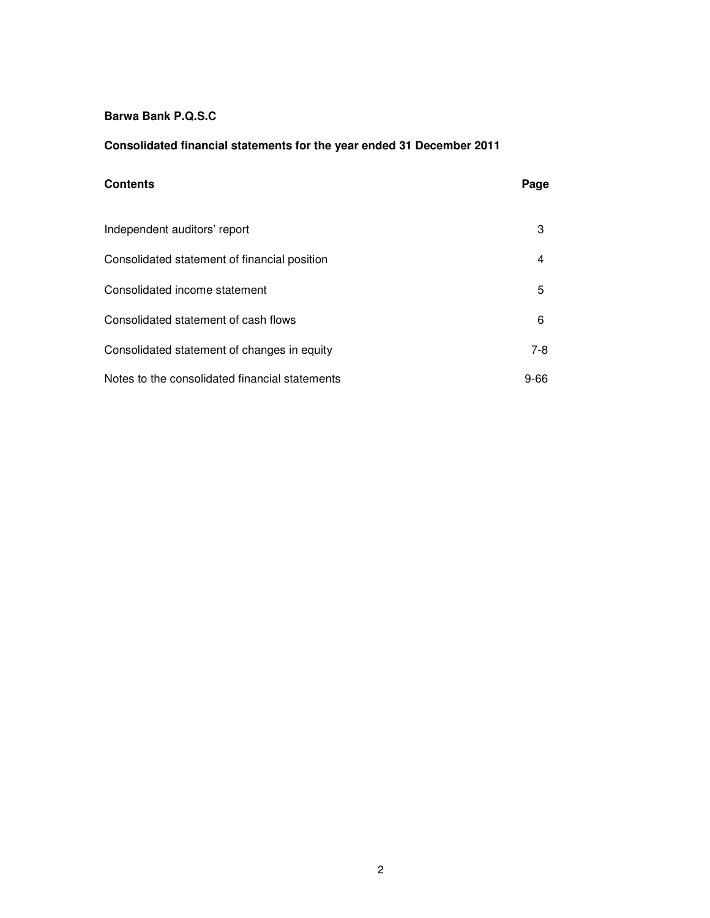**Barwa Bank P.Q.S.C**

**Consolidated financial statements for the year ended 31 December 2011**

| **Contents** | **Page** |
|---|---|
| Independent auditors' report | 3 |
| Consolidated statement of financial position | 4 |
| Consolidated income statement | 5 |
| Consolidated statement of cash flows | 6 |
| Consolidated statement of changes in equity | 7-8 |
| Notes to the consolidated financial statements | 9-66 |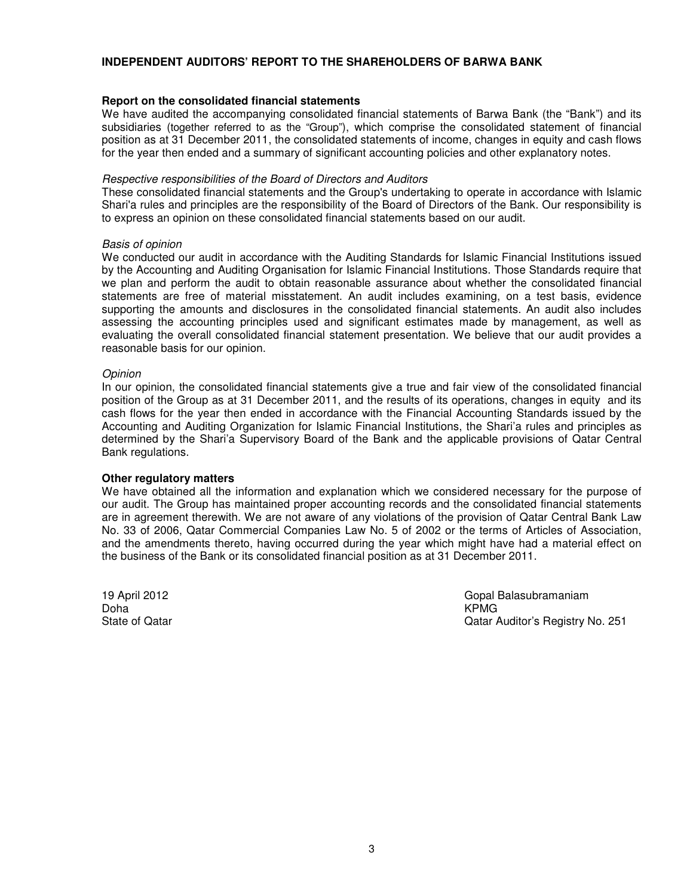# INDEPENDENT AUDITORS' REPORT TO THE SHAREHOLDERS OF BARWA BANK

## Report on the consolidated financial statements

We have audited the accompanying consolidated financial statements of Barwa Bank (the "Bank") and its subsidiaries (together referred to as the "Group"), which comprise the consolidated statement of financial position as at 31 December 2011, the consolidated statements of income, changes in equity and cash flows for the year then ended and a summary of significant accounting policies and other explanatory notes.

*Respective responsibilities of the Board of Directors and Auditors*

These consolidated financial statements and the Group's undertaking to operate in accordance with Islamic Shari'a rules and principles are the responsibility of the Board of Directors of the Bank. Our responsibility is to express an opinion on these consolidated financial statements based on our audit.

*Basis of opinion*

We conducted our audit in accordance with the Auditing Standards for Islamic Financial Institutions issued by the Accounting and Auditing Organisation for Islamic Financial Institutions. Those Standards require that we plan and perform the audit to obtain reasonable assurance about whether the consolidated financial statements are free of material misstatement. An audit includes examining, on a test basis, evidence supporting the amounts and disclosures in the consolidated financial statements. An audit also includes assessing the accounting principles used and significant estimates made by management, as well as evaluating the overall consolidated financial statement presentation. We believe that our audit provides a reasonable basis for our opinion.

*Opinion*

In our opinion, the consolidated financial statements give a true and fair view of the consolidated financial position of the Group as at 31 December 2011, and the results of its operations, changes in equity and its cash flows for the year then ended in accordance with the Financial Accounting Standards issued by the Accounting and Auditing Organization for Islamic Financial Institutions, the Shari'a rules and principles as determined by the Shari'a Supervisory Board of the Bank and the applicable provisions of Qatar Central Bank regulations.

## Other regulatory matters

We have obtained all the information and explanation which we considered necessary for the purpose of our audit. The Group has maintained proper accounting records and the consolidated financial statements are in agreement therewith. We are not aware of any violations of the provision of Qatar Central Bank Law No. 33 of 2006, Qatar Commercial Companies Law No. 5 of 2002 or the terms of Articles of Association, and the amendments thereto, having occurred during the year which might have had a material effect on the business of the Bank or its consolidated financial position as at 31 December 2011.

19 April 2012
Doha
State of Qatar

Gopal Balasubramaniam
KPMG
Qatar Auditor's Registry No. 251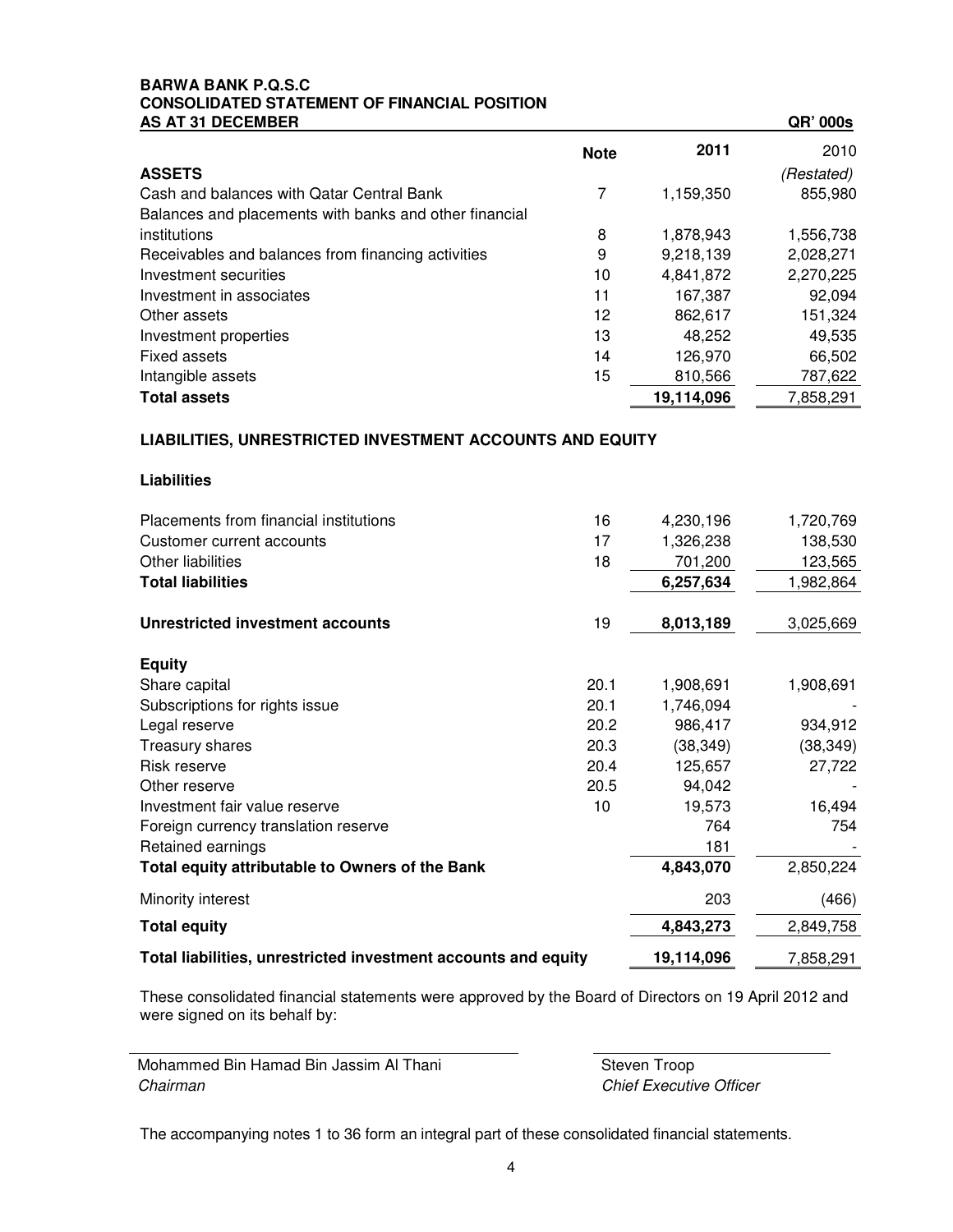**BARWA BANK P.Q.S.C**
**CONSOLIDATED STATEMENT OF FINANCIAL POSITION**
**AS AT 31 DECEMBER** **QR' 000s**

| | Note | 2011 | 2010 |
|---|---|---|---|
| **ASSETS** | | | *(Restated)* |
| Cash and balances with Qatar Central Bank | 7 | 1,159,350 | 855,980 |
| Balances and placements with banks and other financial institutions | 8 | 1,878,943 | 1,556,738 |
| Receivables and balances from financing activities | 9 | 9,218,139 | 2,028,271 |
| Investment securities | 10 | 4,841,872 | 2,270,225 |
| Investment in associates | 11 | 167,387 | 92,094 |
| Other assets | 12 | 862,617 | 151,324 |
| Investment properties | 13 | 48,252 | 49,535 |
| Fixed assets | 14 | 126,970 | 66,502 |
| Intangible assets | 15 | 810,566 | 787,622 |
| **Total assets** | | **19,114,096** | 7,858,291 |
| | | | |
| **LIABILITIES, UNRESTRICTED INVESTMENT ACCOUNTS AND EQUITY** | | | |
| | | | |
| **Liabilities** | | | |
| Placements from financial institutions | 16 | 4,230,196 | 1,720,769 |
| Customer current accounts | 17 | 1,326,238 | 138,530 |
| Other liabilities | 18 | 701,200 | 123,565 |
| **Total liabilities** | | **6,257,634** | 1,982,864 |
| | | | |
| **Unrestricted investment accounts** | 19 | **8,013,189** | 3,025,669 |
| | | | |
| **Equity** | | | |
| Share capital | 20.1 | 1,908,691 | 1,908,691 |
| Subscriptions for rights issue | 20.1 | 1,746,094 | - |
| Legal reserve | 20.2 | 986,417 | 934,912 |
| Treasury shares | 20.3 | (38,349) | (38,349) |
| Risk reserve | 20.4 | 125,657 | 27,722 |
| Other reserve | 20.5 | 94,042 | - |
| Investment fair value reserve | 10 | 19,573 | 16,494 |
| Foreign currency translation reserve | | 764 | 754 |
| Retained earnings | | 181 | - |
| **Total equity attributable to Owners of the Bank** | | **4,843,070** | 2,850,224 |
| Minority interest | | 203 | (466) |
| **Total equity** | | **4,843,273** | 2,849,758 |
| **Total liabilities, unrestricted investment accounts and equity** | | **19,114,096** | 7,858,291 |

These consolidated financial statements were approved by the Board of Directors on 19 April 2012 and were signed on its behalf by:

Mohammed Bin Hamad Bin Jassim Al Thani
*Chairman*

Steven Troop
*Chief Executive Officer*

The accompanying notes 1 to 36 form an integral part of these consolidated financial statements.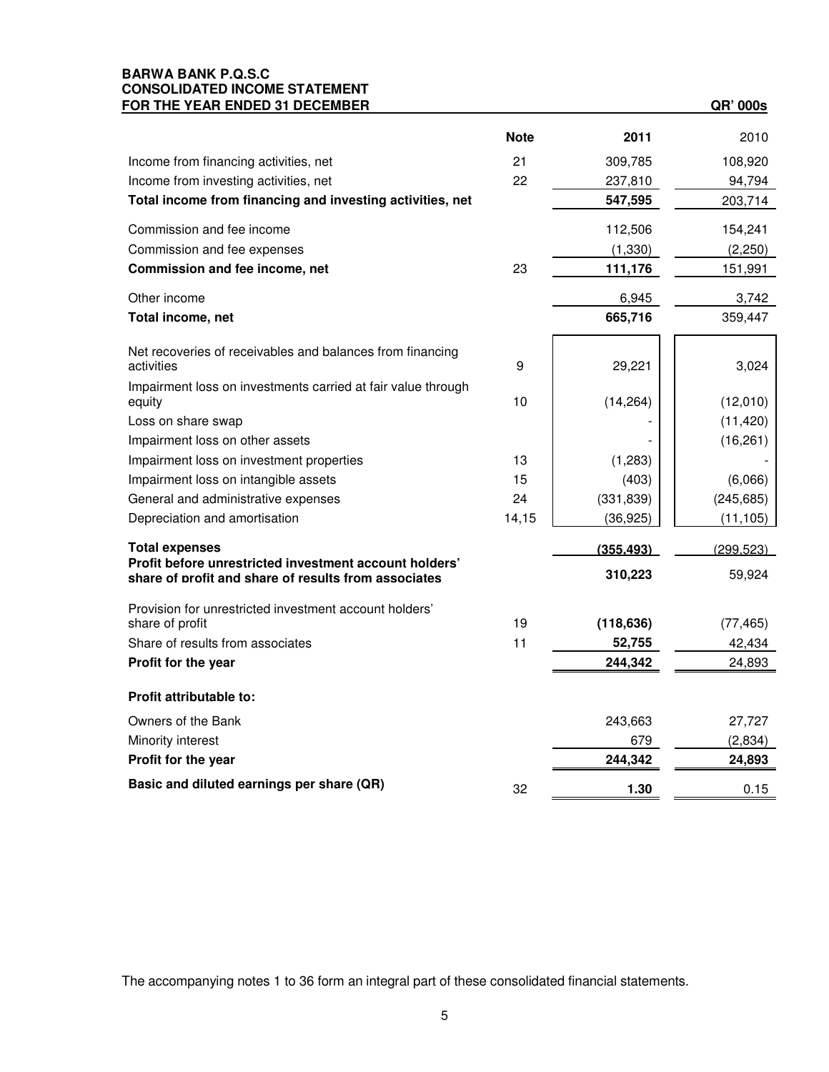**BARWA BANK P.Q.S.C**
**CONSOLIDATED INCOME STATEMENT**
**FOR THE YEAR ENDED 31 DECEMBER** **QR' 000s**

| | **Note** | **2011** | 2010 |
|---|---|---|---|
| Income from financing activities, net | 21 | 309,785 | 108,920 |
| Income from investing activities, net | 22 | 237,810 | 94,794 |
| **Total income from financing and investing activities, net** | | **547,595** | 203,714 |
| Commission and fee income | | 112,506 | 154,241 |
| Commission and fee expenses | | (1,330) | (2,250) |
| **Commission and fee income, net** | 23 | **111,176** | 151,991 |
| Other income | | 6,945 | 3,742 |
| **Total income, net** | | **665,716** | 359,447 |
| Net recoveries of receivables and balances from financing activities | 9 | 29,221 | 3,024 |
| Impairment loss on investments carried at fair value through equity | 10 | (14,264) | (12,010) |
| Loss on share swap | | - | (11,420) |
| Impairment loss on other assets | | - | (16,261) |
| Impairment loss on investment properties | 13 | (1,283) | - |
| Impairment loss on intangible assets | 15 | (403) | (6,066) |
| General and administrative expenses | 24 | (331,839) | (245,685) |
| Depreciation and amortisation | 14,15 | (36,925) | (11,105) |
| **Total expenses** | | **(355,493)** | (299,523) |
| **Profit before unrestricted investment account holders' share of profit and share of results from associates** | | **310,223** | 59,924 |
| Provision for unrestricted investment account holders' share of profit | 19 | **(118,636)** | (77,465) |
| Share of results from associates | 11 | **52,755** | 42,434 |
| **Profit for the year** | | **244,342** | 24,893 |
| **Profit attributable to:** | | | |
| Owners of the Bank | | 243,663 | 27,727 |
| Minority interest | | 679 | (2,834) |
| **Profit for the year** | | **244,342** | **24,893** |
| **Basic and diluted earnings per share (QR)** | 32 | **1.30** | 0.15 |

The accompanying notes 1 to 36 form an integral part of these consolidated financial statements.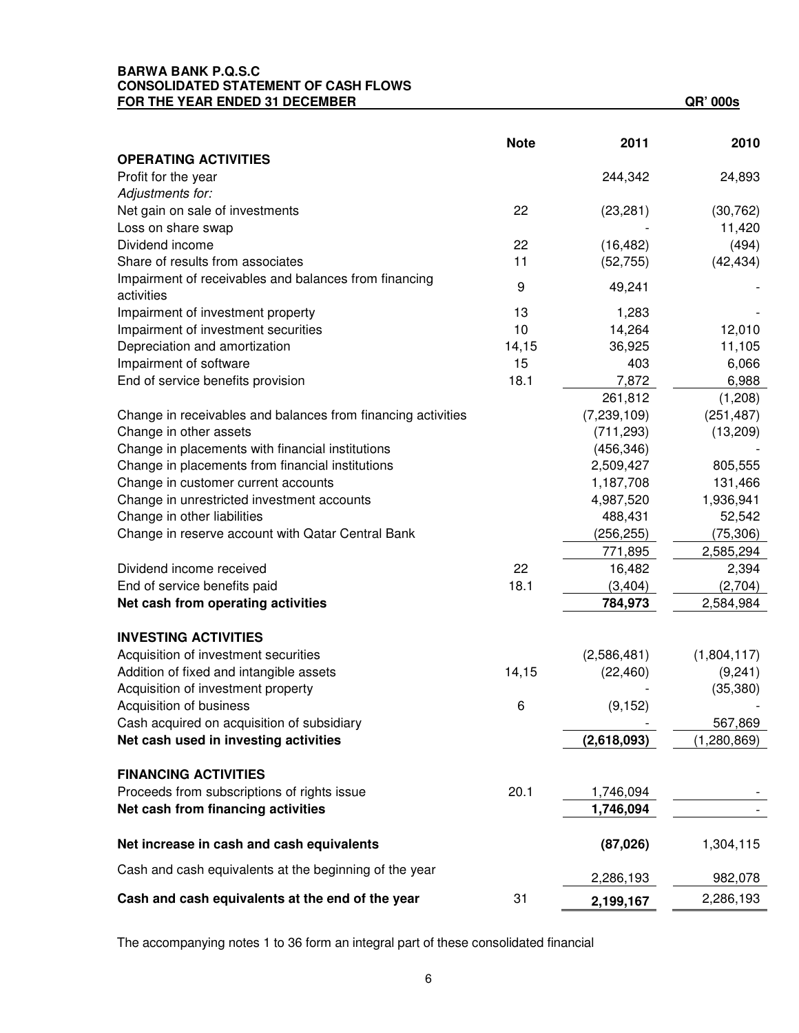**BARWA BANK P.Q.S.C**
**CONSOLIDATED STATEMENT OF CASH FLOWS**
**FOR THE YEAR ENDED 31 DECEMBER** **QR' 000s**

| | Note | 2011 | 2010 |
|---|---|---|---|
| **OPERATING ACTIVITIES** | | | |
| Profit for the year | | 244,342 | 24,893 |
| *Adjustments for:* | | | |
| Net gain on sale of investments | 22 | (23,281) | (30,762) |
| Loss on share swap | | - | 11,420 |
| Dividend income | 22 | (16,482) | (494) |
| Share of results from associates | 11 | (52,755) | (42,434) |
| Impairment of receivables and balances from financing activities | 9 | 49,241 | - |
| Impairment of investment property | 13 | 1,283 | - |
| Impairment of investment securities | 10 | 14,264 | 12,010 |
| Depreciation and amortization | 14,15 | 36,925 | 11,105 |
| Impairment of software | 15 | 403 | 6,066 |
| End of service benefits provision | 18.1 | 7,872 | 6,988 |
| | | 261,812 | (1,208) |
| Change in receivables and balances from financing activities | | (7,239,109) | (251,487) |
| Change in other assets | | (711,293) | (13,209) |
| Change in placements with financial institutions | | (456,346) | - |
| Change in placements from financial institutions | | 2,509,427 | 805,555 |
| Change in customer current accounts | | 1,187,708 | 131,466 |
| Change in unrestricted investment accounts | | 4,987,520 | 1,936,941 |
| Change in other liabilities | | 488,431 | 52,542 |
| Change in reserve account with Qatar Central Bank | | (256,255) | (75,306) |
| | | 771,895 | 2,585,294 |
| Dividend income received | 22 | 16,482 | 2,394 |
| End of service benefits paid | 18.1 | (3,404) | (2,704) |
| **Net cash from operating activities** | | **784,973** | 2,584,984 |
| **INVESTING ACTIVITIES** | | | |
| Acquisition of investment securities | | (2,586,481) | (1,804,117) |
| Addition of fixed and intangible assets | 14,15 | (22,460) | (9,241) |
| Acquisition of investment property | | - | (35,380) |
| Acquisition of business | 6 | (9,152) | - |
| Cash acquired on acquisition of subsidiary | | - | 567,869 |
| **Net cash used in investing activities** | | **(2,618,093)** | (1,280,869) |
| **FINANCING ACTIVITIES** | | | |
| Proceeds from subscriptions of rights issue | 20.1 | 1,746,094 | - |
| **Net cash from financing activities** | | **1,746,094** | - |
| **Net increase in cash and cash equivalents** | | **(87,026)** | 1,304,115 |
| Cash and cash equivalents at the beginning of the year | | 2,286,193 | 982,078 |
| **Cash and cash equivalents at the end of the year** | 31 | **2,199,167** | 2,286,193 |

The accompanying notes 1 to 36 form an integral part of these consolidated financial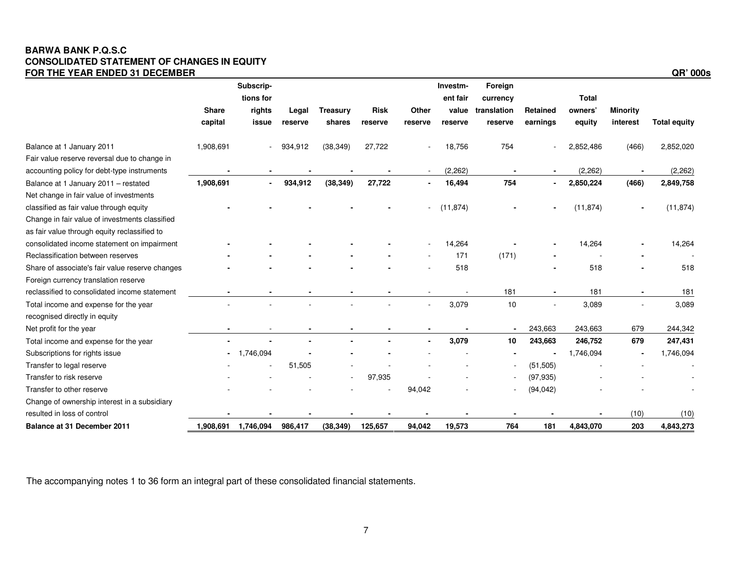**BARWA BANK P.Q.S.C**
**CONSOLIDATED STATEMENT OF CHANGES IN EQUITY**
**FOR THE YEAR ENDED 31 DECEMBER**

**QR' 000s**

| | Share capital | Subscriptions for rights issue | Legal reserve | Treasury shares | Risk reserve | Other reserve | Investment fair value reserve | Foreign currency translation reserve | Retained earnings | Total owners' equity | Minority interest | Total equity |
|---|---|---|---|---|---|---|---|---|---|---|---|---|
| Balance at 1 January 2011 | 1,908,691 | - | 934,912 | (38,349) | 27,722 | - | 18,756 | 754 | - | 2,852,486 | (466) | 2,852,020 |
| Fair value reserve reversal due to change in accounting policy for debt-type instruments | - | - | - | - | - | - | (2,262) | - | - | (2,262) | - | (2,262) |
| **Balance at 1 January 2011 – restated** | **1,908,691** | **-** | **934,912** | **(38,349)** | **27,722** | **-** | **16,494** | **754** | **-** | **2,850,224** | **(466)** | **2,849,758** |
| Net change in fair value of investments classified as fair value through equity | - | - | - | - | - | - | (11,874) | - | - | (11,874) | - | (11,874) |
| Change in fair value of investments classified as fair value through equity reclassified to consolidated income statement on impairment | - | - | - | - | - | - | 14,264 | - | - | 14,264 | - | 14,264 |
| Reclassification between reserves | - | - | - | - | - | - | 171 | (171) | - | - | - | - |
| Share of associate's fair value reserve changes | - | - | - | - | - | - | 518 | | - | 518 | - | 518 |
| Foreign currency translation reserve reclassified to consolidated income statement | - | - | - | - | - | - | - | 181 | - | 181 | - | 181 |
| Total income and expense for the year recognised directly in equity | - | - | - | - | - | - | 3,079 | 10 | - | 3,089 | - | 3,089 |
| Net profit for the year | - | - | - | - | - | - | - | - | 243,663 | 243,663 | 679 | 244,342 |
| Total income and expense for the year | - | - | - | - | - | - | **3,079** | **10** | **243,663** | **246,752** | **679** | **247,431** |
| Subscriptions for rights issue | - | 1,746,094 | - | - | - | - | - | - | - | 1,746,094 | - | 1,746,094 |
| Transfer to legal reserve | - | - | 51,505 | - | - | - | - | - | (51,505) | - | - | - |
| Transfer to risk reserve | - | - | - | - | 97,935 | - | - | - | (97,935) | - | - | - |
| Transfer to other reserve | - | - | - | - | - | 94,042 | - | - | (94,042) | - | - | - |
| Change of ownership interest in a subsidiary resulted in loss of control | - | - | - | - | - | - | - | - | - | - | (10) | (10) |
| **Balance at 31 December 2011** | **1,908,691** | **1,746,094** | **986,417** | **(38,349)** | **125,657** | **94,042** | **19,573** | **764** | **181** | **4,843,070** | **203** | **4,843,273** |

The accompanying notes 1 to 36 form an integral part of these consolidated financial statements.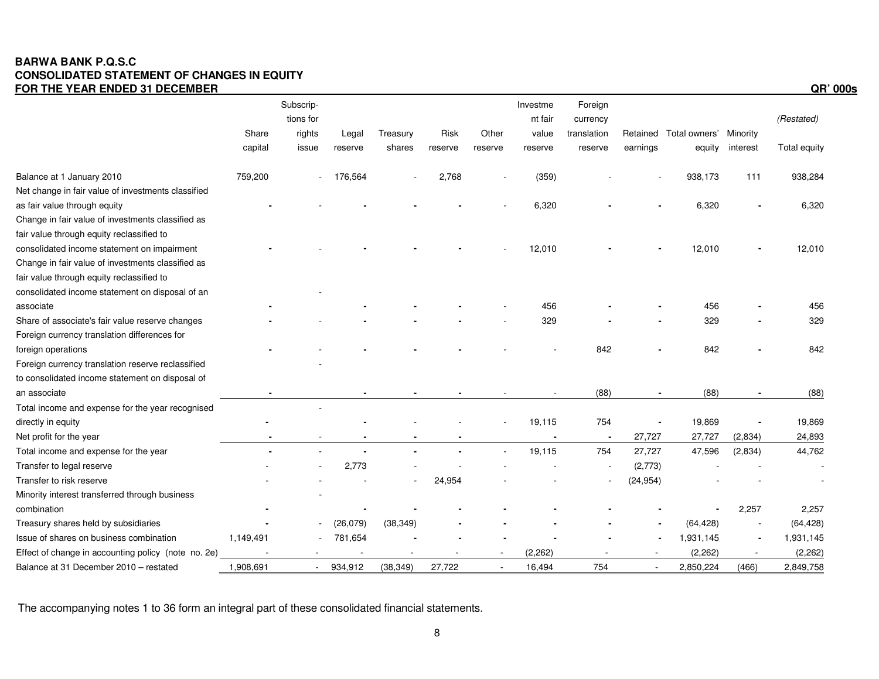**BARWA BANK P.Q.S.C**
**CONSOLIDATED STATEMENT OF CHANGES IN EQUITY**
**FOR THE YEAR ENDED 31 DECEMBER**

**QR' 000s**

| | Share capital | Subscriptions for rights issue | Legal reserve | Treasury shares | Risk reserve | Other reserve | Investment fair value reserve | Foreign currency translation reserve | Retained earnings | Total owners' equity | Minority interest | *(Restated)* Total equity |
|---|---|---|---|---|---|---|---|---|---|---|---|---|
| Balance at 1 January 2010 | 759,200 | - | 176,564 | - | 2,768 | - | (359) | - | - | 938,173 | 111 | 938,284 |
| Net change in fair value of investments classified as fair value through equity | - | - | - | - | - | - | 6,320 | - | - | 6,320 | - | 6,320 |
| Change in fair value of investments classified as fair value through equity reclassified to consolidated income statement on impairment | - | - | - | - | - | - | 12,010 | - | - | 12,010 | - | 12,010 |
| Change in fair value of investments classified as fair value through equity reclassified to consolidated income statement on disposal of an associate | - | - | - | - | - | - | 456 | - | - | 456 | - | 456 |
| Share of associate's fair value reserve changes | - | - | - | - | - | - | 329 | - | - | 329 | - | 329 |
| Foreign currency translation differences for foreign operations | - | - | - | - | - | - | - | 842 | - | 842 | - | 842 |
| Foreign currency translation reserve reclassified to consolidated income statement on disposal of an associate | - | - | - | - | - | - | - | (88) | - | (88) | - | (88) |
| Total income and expense for the year recognised directly in equity | - | - | - | - | - | - | 19,115 | 754 | - | 19,869 | - | 19,869 |
| Net profit for the year | - | - | - | - | - | | - | - | 27,727 | 27,727 | (2,834) | 24,893 |
| Total income and expense for the year | - | - | - | - | - | - | 19,115 | 754 | 27,727 | 47,596 | (2,834) | 44,762 |
| Transfer to legal reserve | - | - | 2,773 | - | - | - | - | - | (2,773) | - | - | - |
| Transfer to risk reserve | - | - | - | - | 24,954 | - | - | - | (24,954) | - | - | - |
| Minority interest transferred through business combination | - | - | - | - | - | - | - | - | - | - | 2,257 | 2,257 |
| Treasury shares held by subsidiaries | - | - | (26,079) | (38,349) | - | - | - | - | - | (64,428) | - | (64,428) |
| Issue of shares on business combination | 1,149,491 | - | 781,654 | - | - | - | - | - | - | 1,931,145 | - | 1,931,145 |
| Effect of change in accounting policy (note no. 2e) | - | - | - | - | - | - | (2,262) | - | - | (2,262) | - | (2,262) |
| Balance at 31 December 2010 – restated | 1,908,691 | - | 934,912 | (38,349) | 27,722 | - | 16,494 | 754 | - | 2,850,224 | (466) | 2,849,758 |

The accompanying notes 1 to 36 form an integral part of these consolidated financial statements.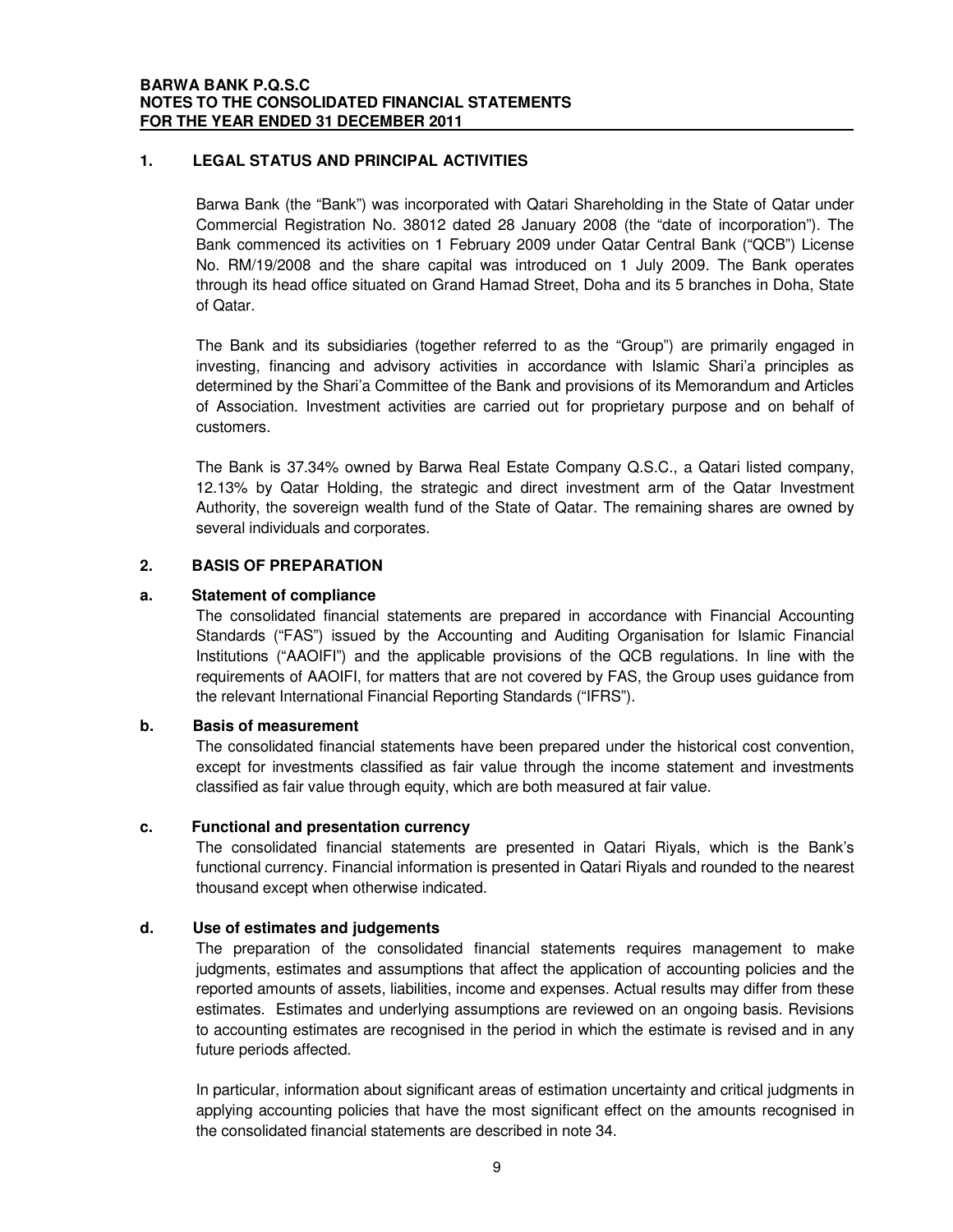## 1. LEGAL STATUS AND PRINCIPAL ACTIVITIES

Barwa Bank (the "Bank") was incorporated with Qatari Shareholding in the State of Qatar under Commercial Registration No. 38012 dated 28 January 2008 (the "date of incorporation"). The Bank commenced its activities on 1 February 2009 under Qatar Central Bank ("QCB") License No. RM/19/2008 and the share capital was introduced on 1 July 2009. The Bank operates through its head office situated on Grand Hamad Street, Doha and its 5 branches in Doha, State of Qatar.

The Bank and its subsidiaries (together referred to as the "Group") are primarily engaged in investing, financing and advisory activities in accordance with Islamic Shari'a principles as determined by the Shari'a Committee of the Bank and provisions of its Memorandum and Articles of Association. Investment activities are carried out for proprietary purpose and on behalf of customers.

The Bank is 37.34% owned by Barwa Real Estate Company Q.S.C., a Qatari listed company, 12.13% by Qatar Holding, the strategic and direct investment arm of the Qatar Investment Authority, the sovereign wealth fund of the State of Qatar. The remaining shares are owned by several individuals and corporates.

## 2. BASIS OF PREPARATION

### a. Statement of compliance

The consolidated financial statements are prepared in accordance with Financial Accounting Standards ("FAS") issued by the Accounting and Auditing Organisation for Islamic Financial Institutions ("AAOIFI") and the applicable provisions of the QCB regulations. In line with the requirements of AAOIFI, for matters that are not covered by FAS, the Group uses guidance from the relevant International Financial Reporting Standards ("IFRS").

### b. Basis of measurement

The consolidated financial statements have been prepared under the historical cost convention, except for investments classified as fair value through the income statement and investments classified as fair value through equity, which are both measured at fair value.

### c. Functional and presentation currency

The consolidated financial statements are presented in Qatari Riyals, which is the Bank's functional currency. Financial information is presented in Qatari Riyals and rounded to the nearest thousand except when otherwise indicated.

### d. Use of estimates and judgements

The preparation of the consolidated financial statements requires management to make judgments, estimates and assumptions that affect the application of accounting policies and the reported amounts of assets, liabilities, income and expenses. Actual results may differ from these estimates. Estimates and underlying assumptions are reviewed on an ongoing basis. Revisions to accounting estimates are recognised in the period in which the estimate is revised and in any future periods affected.

In particular, information about significant areas of estimation uncertainty and critical judgments in applying accounting policies that have the most significant effect on the amounts recognised in the consolidated financial statements are described in note 34.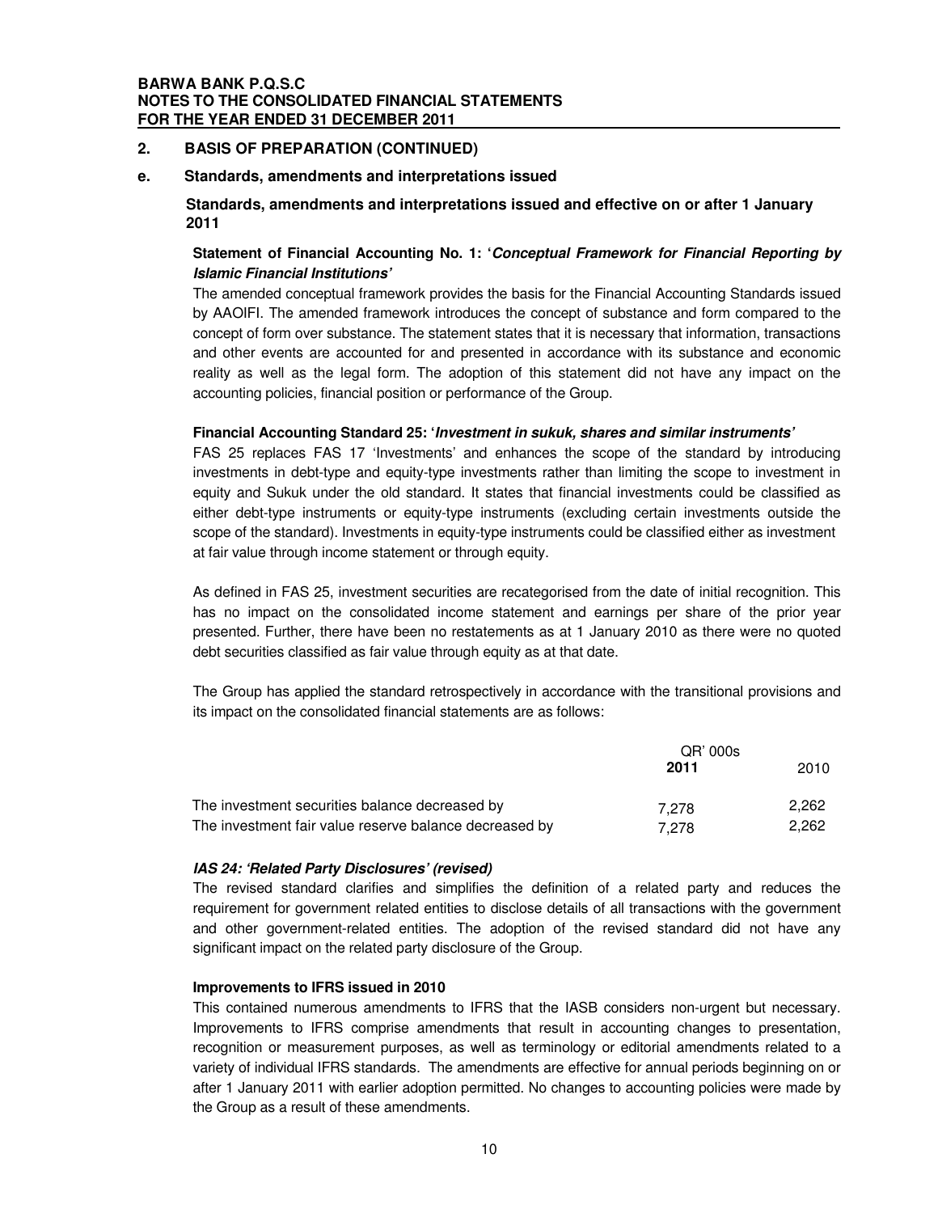## 2. BASIS OF PREPARATION (CONTINUED)

### e. Standards, amendments and interpretations issued

**Standards, amendments and interpretations issued and effective on or after 1 January 2011**

**Statement of Financial Accounting No. 1: '*Conceptual Framework for Financial Reporting by Islamic Financial Institutions*'**

The amended conceptual framework provides the basis for the Financial Accounting Standards issued by AAOIFI. The amended framework introduces the concept of substance and form compared to the concept of form over substance. The statement states that it is necessary that information, transactions and other events are accounted for and presented in accordance with its substance and economic reality as well as the legal form. The adoption of this statement did not have any impact on the accounting policies, financial position or performance of the Group.

**Financial Accounting Standard 25: '*Investment in sukuk, shares and similar instruments*'**

FAS 25 replaces FAS 17 'Investments' and enhances the scope of the standard by introducing investments in debt-type and equity-type investments rather than limiting the scope to investment in equity and Sukuk under the old standard. It states that financial investments could be classified as either debt-type instruments or equity-type instruments (excluding certain investments outside the scope of the standard). Investments in equity-type instruments could be classified either as investment at fair value through income statement or through equity.

As defined in FAS 25, investment securities are recategorised from the date of initial recognition. This has no impact on the consolidated income statement and earnings per share of the prior year presented. Further, there have been no restatements as at 1 January 2010 as there were no quoted debt securities classified as fair value through equity as at that date.

The Group has applied the standard retrospectively in accordance with the transitional provisions and its impact on the consolidated financial statements are as follows:

| | QR' 000s | |
|---|---|---|
| | **2011** | 2010 |
| The investment securities balance decreased by | 7,278 | 2,262 |
| The investment fair value reserve balance decreased by | 7,278 | 2,262 |

***IAS 24: 'Related Party Disclosures' (revised)***

The revised standard clarifies and simplifies the definition of a related party and reduces the requirement for government related entities to disclose details of all transactions with the government and other government-related entities. The adoption of the revised standard did not have any significant impact on the related party disclosure of the Group.

**Improvements to IFRS issued in 2010**

This contained numerous amendments to IFRS that the IASB considers non-urgent but necessary. Improvements to IFRS comprise amendments that result in accounting changes to presentation, recognition or measurement purposes, as well as terminology or editorial amendments related to a variety of individual IFRS standards. The amendments are effective for annual periods beginning on or after 1 January 2011 with earlier adoption permitted. No changes to accounting policies were made by the Group as a result of these amendments.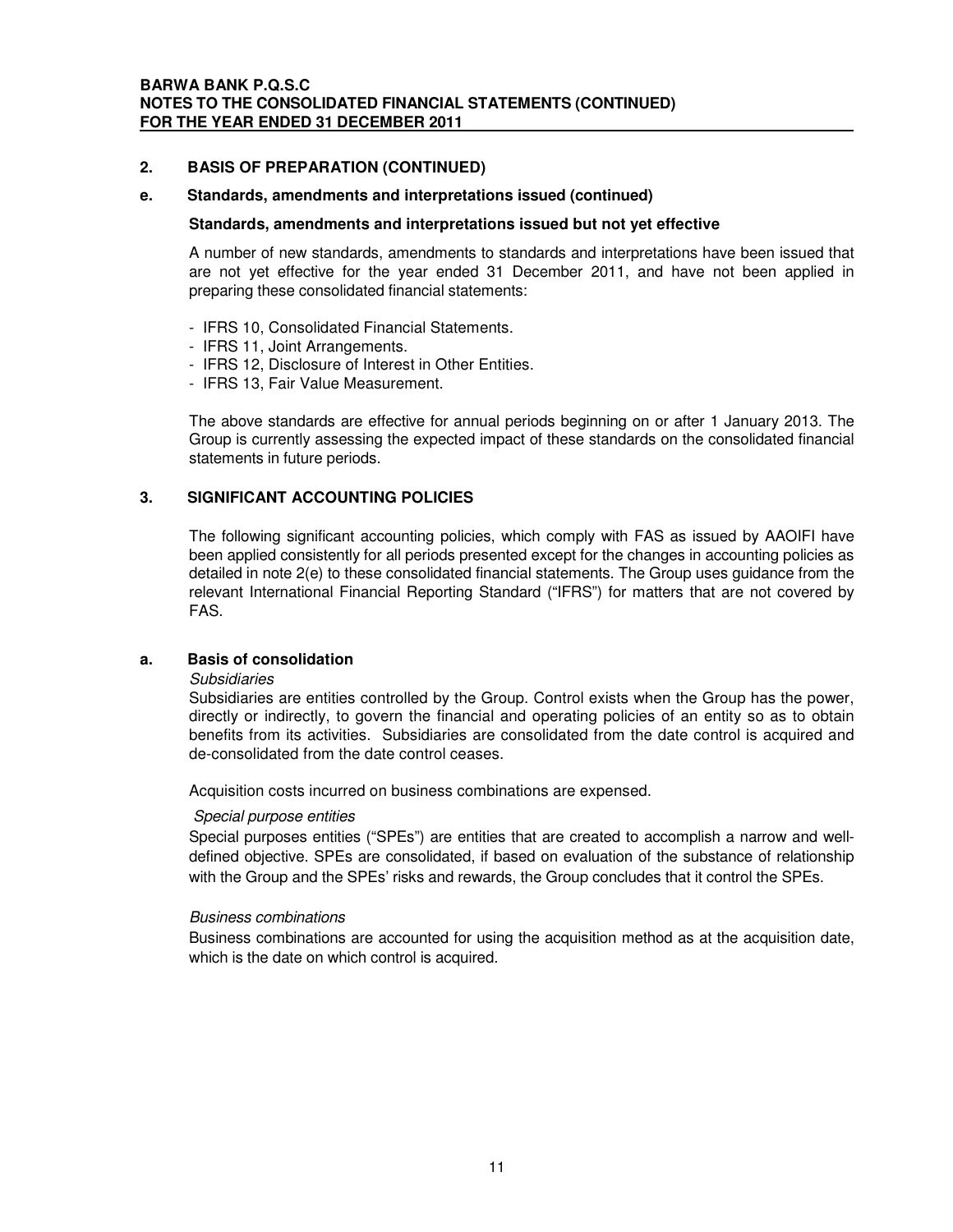## 2. BASIS OF PREPARATION (CONTINUED)

### e. Standards, amendments and interpretations issued (continued)

**Standards, amendments and interpretations issued but not yet effective**

A number of new standards, amendments to standards and interpretations have been issued that are not yet effective for the year ended 31 December 2011, and have not been applied in preparing these consolidated financial statements:

- IFRS 10, Consolidated Financial Statements.
- IFRS 11, Joint Arrangements.
- IFRS 12, Disclosure of Interest in Other Entities.
- IFRS 13, Fair Value Measurement.

The above standards are effective for annual periods beginning on or after 1 January 2013. The Group is currently assessing the expected impact of these standards on the consolidated financial statements in future periods.

## 3. SIGNIFICANT ACCOUNTING POLICIES

The following significant accounting policies, which comply with FAS as issued by AAOIFI have been applied consistently for all periods presented except for the changes in accounting policies as detailed in note 2(e) to these consolidated financial statements. The Group uses guidance from the relevant International Financial Reporting Standard ("IFRS") for matters that are not covered by FAS.

### a. Basis of consolidation

*Subsidiaries*

Subsidiaries are entities controlled by the Group. Control exists when the Group has the power, directly or indirectly, to govern the financial and operating policies of an entity so as to obtain benefits from its activities. Subsidiaries are consolidated from the date control is acquired and de-consolidated from the date control ceases.

Acquisition costs incurred on business combinations are expensed.

*Special purpose entities*

Special purposes entities ("SPEs") are entities that are created to accomplish a narrow and well-defined objective. SPEs are consolidated, if based on evaluation of the substance of relationship with the Group and the SPEs' risks and rewards, the Group concludes that it control the SPEs.

*Business combinations*

Business combinations are accounted for using the acquisition method as at the acquisition date, which is the date on which control is acquired.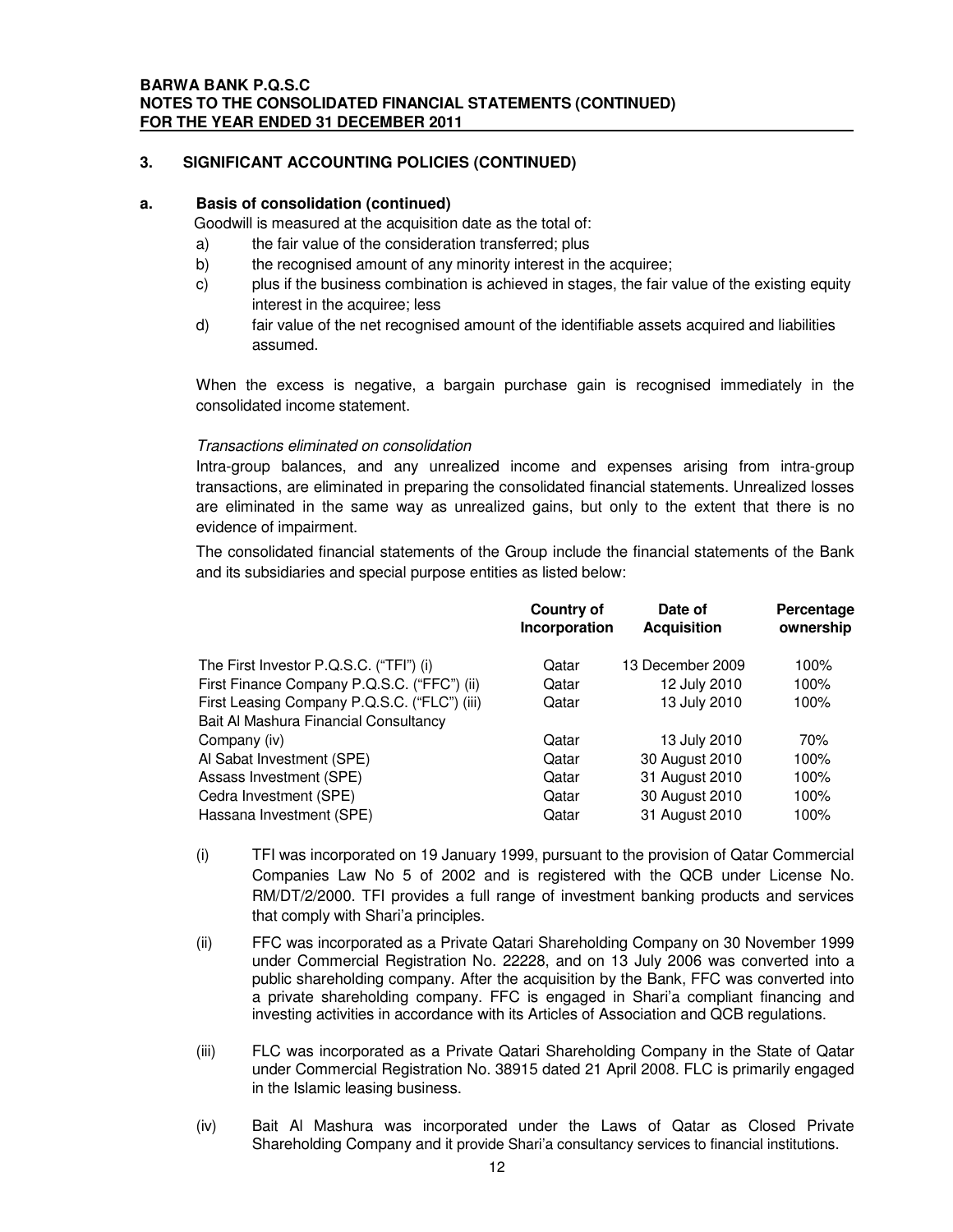## 3. SIGNIFICANT ACCOUNTING POLICIES (CONTINUED)

### a. Basis of consolidation (continued)

Goodwill is measured at the acquisition date as the total of:

a) the fair value of the consideration transferred; plus
b) the recognised amount of any minority interest in the acquiree;
c) plus if the business combination is achieved in stages, the fair value of the existing equity interest in the acquiree; less
d) fair value of the net recognised amount of the identifiable assets acquired and liabilities assumed.

When the excess is negative, a bargain purchase gain is recognised immediately in the consolidated income statement.

*Transactions eliminated on consolidation*

Intra-group balances, and any unrealized income and expenses arising from intra-group transactions, are eliminated in preparing the consolidated financial statements. Unrealized losses are eliminated in the same way as unrealized gains, but only to the extent that there is no evidence of impairment.

The consolidated financial statements of the Group include the financial statements of the Bank and its subsidiaries and special purpose entities as listed below:

| | Country of Incorporation | Date of Acquisition | Percentage ownership |
|---|---|---|---|
| The First Investor P.Q.S.C. ("TFI") (i) | Qatar | 13 December 2009 | 100% |
| First Finance Company P.Q.S.C. ("FFC") (ii) | Qatar | 12 July 2010 | 100% |
| First Leasing Company P.Q.S.C. ("FLC") (iii) | Qatar | 13 July 2010 | 100% |
| Bait Al Mashura Financial Consultancy Company (iv) | Qatar | 13 July 2010 | 70% |
| Al Sabat Investment (SPE) | Qatar | 30 August 2010 | 100% |
| Assass Investment (SPE) | Qatar | 31 August 2010 | 100% |
| Cedra Investment (SPE) | Qatar | 30 August 2010 | 100% |
| Hassana Investment (SPE) | Qatar | 31 August 2010 | 100% |

(i) TFI was incorporated on 19 January 1999, pursuant to the provision of Qatar Commercial Companies Law No 5 of 2002 and is registered with the QCB under License No. RM/DT/2/2000. TFI provides a full range of investment banking products and services that comply with Shari'a principles.

(ii) FFC was incorporated as a Private Qatari Shareholding Company on 30 November 1999 under Commercial Registration No. 22228, and on 13 July 2006 was converted into a public shareholding company. After the acquisition by the Bank, FFC was converted into a private shareholding company. FFC is engaged in Shari'a compliant financing and investing activities in accordance with its Articles of Association and QCB regulations.

(iii) FLC was incorporated as a Private Qatari Shareholding Company in the State of Qatar under Commercial Registration No. 38915 dated 21 April 2008. FLC is primarily engaged in the Islamic leasing business.

(iv) Bait Al Mashura was incorporated under the Laws of Qatar as Closed Private Shareholding Company and it provide Shari'a consultancy services to financial institutions.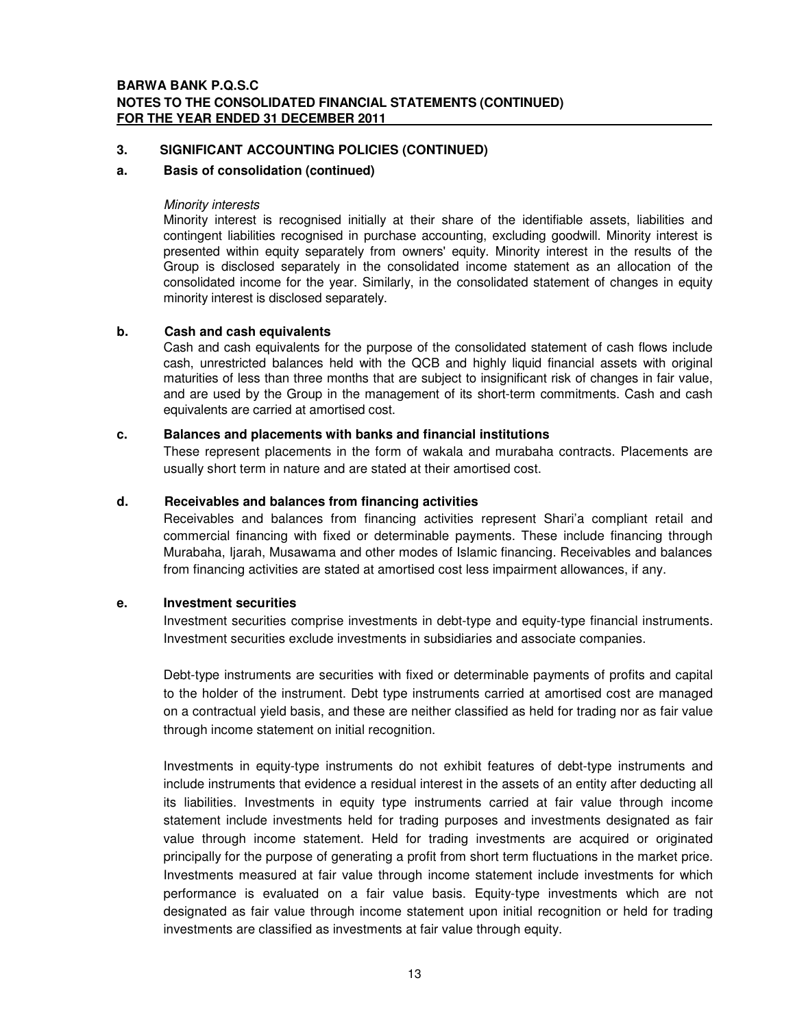## 3. SIGNIFICANT ACCOUNTING POLICIES (CONTINUED)

### a. Basis of consolidation (continued)

*Minority interests*

Minority interest is recognised initially at their share of the identifiable assets, liabilities and contingent liabilities recognised in purchase accounting, excluding goodwill. Minority interest is presented within equity separately from owners' equity. Minority interest in the results of the Group is disclosed separately in the consolidated income statement as an allocation of the consolidated income for the year. Similarly, in the consolidated statement of changes in equity minority interest is disclosed separately.

### b. Cash and cash equivalents

Cash and cash equivalents for the purpose of the consolidated statement of cash flows include cash, unrestricted balances held with the QCB and highly liquid financial assets with original maturities of less than three months that are subject to insignificant risk of changes in fair value, and are used by the Group in the management of its short-term commitments. Cash and cash equivalents are carried at amortised cost.

### c. Balances and placements with banks and financial institutions

These represent placements in the form of wakala and murabaha contracts. Placements are usually short term in nature and are stated at their amortised cost.

### d. Receivables and balances from financing activities

Receivables and balances from financing activities represent Shari'a compliant retail and commercial financing with fixed or determinable payments. These include financing through Murabaha, Ijarah, Musawama and other modes of Islamic financing. Receivables and balances from financing activities are stated at amortised cost less impairment allowances, if any.

### e. Investment securities

Investment securities comprise investments in debt-type and equity-type financial instruments. Investment securities exclude investments in subsidiaries and associate companies.

Debt-type instruments are securities with fixed or determinable payments of profits and capital to the holder of the instrument. Debt type instruments carried at amortised cost are managed on a contractual yield basis, and these are neither classified as held for trading nor as fair value through income statement on initial recognition.

Investments in equity-type instruments do not exhibit features of debt-type instruments and include instruments that evidence a residual interest in the assets of an entity after deducting all its liabilities. Investments in equity type instruments carried at fair value through income statement include investments held for trading purposes and investments designated as fair value through income statement. Held for trading investments are acquired or originated principally for the purpose of generating a profit from short term fluctuations in the market price. Investments measured at fair value through income statement include investments for which performance is evaluated on a fair value basis. Equity-type investments which are not designated as fair value through income statement upon initial recognition or held for trading investments are classified as investments at fair value through equity.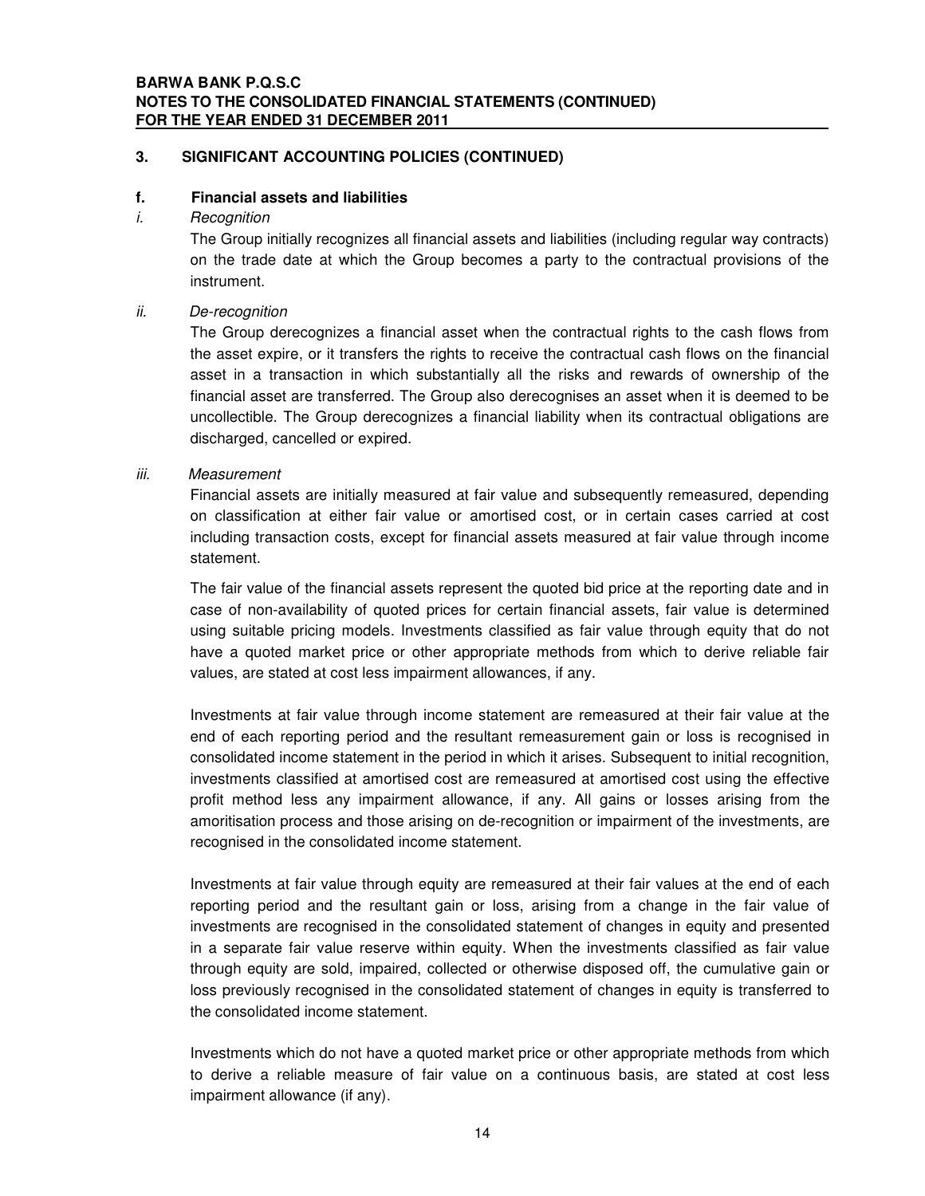## 3. SIGNIFICANT ACCOUNTING POLICIES (CONTINUED)

### f. Financial assets and liabilities

*i. Recognition*

The Group initially recognizes all financial assets and liabilities (including regular way contracts) on the trade date at which the Group becomes a party to the contractual provisions of the instrument.

*ii. De-recognition*

The Group derecognizes a financial asset when the contractual rights to the cash flows from the asset expire, or it transfers the rights to receive the contractual cash flows on the financial asset in a transaction in which substantially all the risks and rewards of ownership of the financial asset are transferred. The Group also derecognises an asset when it is deemed to be uncollectible. The Group derecognizes a financial liability when its contractual obligations are discharged, cancelled or expired.

*iii. Measurement*

Financial assets are initially measured at fair value and subsequently remeasured, depending on classification at either fair value or amortised cost, or in certain cases carried at cost including transaction costs, except for financial assets measured at fair value through income statement.

The fair value of the financial assets represent the quoted bid price at the reporting date and in case of non-availability of quoted prices for certain financial assets, fair value is determined using suitable pricing models. Investments classified as fair value through equity that do not have a quoted market price or other appropriate methods from which to derive reliable fair values, are stated at cost less impairment allowances, if any.

Investments at fair value through income statement are remeasured at their fair value at the end of each reporting period and the resultant remeasurement gain or loss is recognised in consolidated income statement in the period in which it arises. Subsequent to initial recognition, investments classified at amortised cost are remeasured at amortised cost using the effective profit method less any impairment allowance, if any. All gains or losses arising from the amoritisation process and those arising on de-recognition or impairment of the investments, are recognised in the consolidated income statement.

Investments at fair value through equity are remeasured at their fair values at the end of each reporting period and the resultant gain or loss, arising from a change in the fair value of investments are recognised in the consolidated statement of changes in equity and presented in a separate fair value reserve within equity. When the investments classified as fair value through equity are sold, impaired, collected or otherwise disposed off, the cumulative gain or loss previously recognised in the consolidated statement of changes in equity is transferred to the consolidated income statement.

Investments which do not have a quoted market price or other appropriate methods from which to derive a reliable measure of fair value on a continuous basis, are stated at cost less impairment allowance (if any).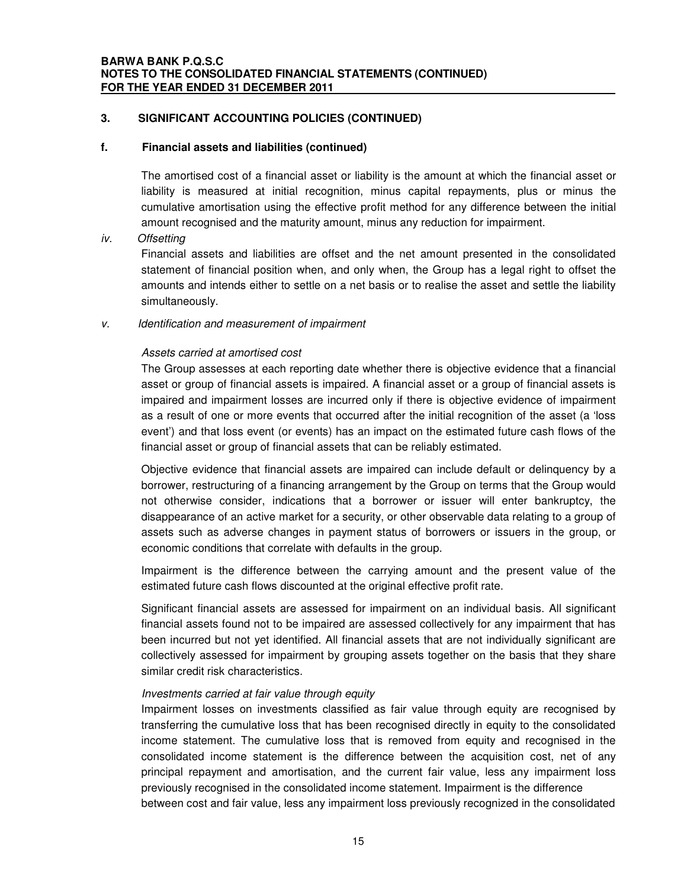## 3. SIGNIFICANT ACCOUNTING POLICIES (CONTINUED)

### f. Financial assets and liabilities (continued)

The amortised cost of a financial asset or liability is the amount at which the financial asset or liability is measured at initial recognition, minus capital repayments, plus or minus the cumulative amortisation using the effective profit method for any difference between the initial amount recognised and the maturity amount, minus any reduction for impairment.

*iv. Offsetting*

Financial assets and liabilities are offset and the net amount presented in the consolidated statement of financial position when, and only when, the Group has a legal right to offset the amounts and intends either to settle on a net basis or to realise the asset and settle the liability simultaneously.

*v. Identification and measurement of impairment*

*Assets carried at amortised cost*

The Group assesses at each reporting date whether there is objective evidence that a financial asset or group of financial assets is impaired. A financial asset or a group of financial assets is impaired and impairment losses are incurred only if there is objective evidence of impairment as a result of one or more events that occurred after the initial recognition of the asset (a 'loss event') and that loss event (or events) has an impact on the estimated future cash flows of the financial asset or group of financial assets that can be reliably estimated.

Objective evidence that financial assets are impaired can include default or delinquency by a borrower, restructuring of a financing arrangement by the Group on terms that the Group would not otherwise consider, indications that a borrower or issuer will enter bankruptcy, the disappearance of an active market for a security, or other observable data relating to a group of assets such as adverse changes in payment status of borrowers or issuers in the group, or economic conditions that correlate with defaults in the group.

Impairment is the difference between the carrying amount and the present value of the estimated future cash flows discounted at the original effective profit rate.

Significant financial assets are assessed for impairment on an individual basis. All significant financial assets found not to be impaired are assessed collectively for any impairment that has been incurred but not yet identified. All financial assets that are not individually significant are collectively assessed for impairment by grouping assets together on the basis that they share similar credit risk characteristics.

*Investments carried at fair value through equity*

Impairment losses on investments classified as fair value through equity are recognised by transferring the cumulative loss that has been recognised directly in equity to the consolidated income statement. The cumulative loss that is removed from equity and recognised in the consolidated income statement is the difference between the acquisition cost, net of any principal repayment and amortisation, and the current fair value, less any impairment loss previously recognised in the consolidated income statement. Impairment is the difference between cost and fair value, less any impairment loss previously recognized in the consolidated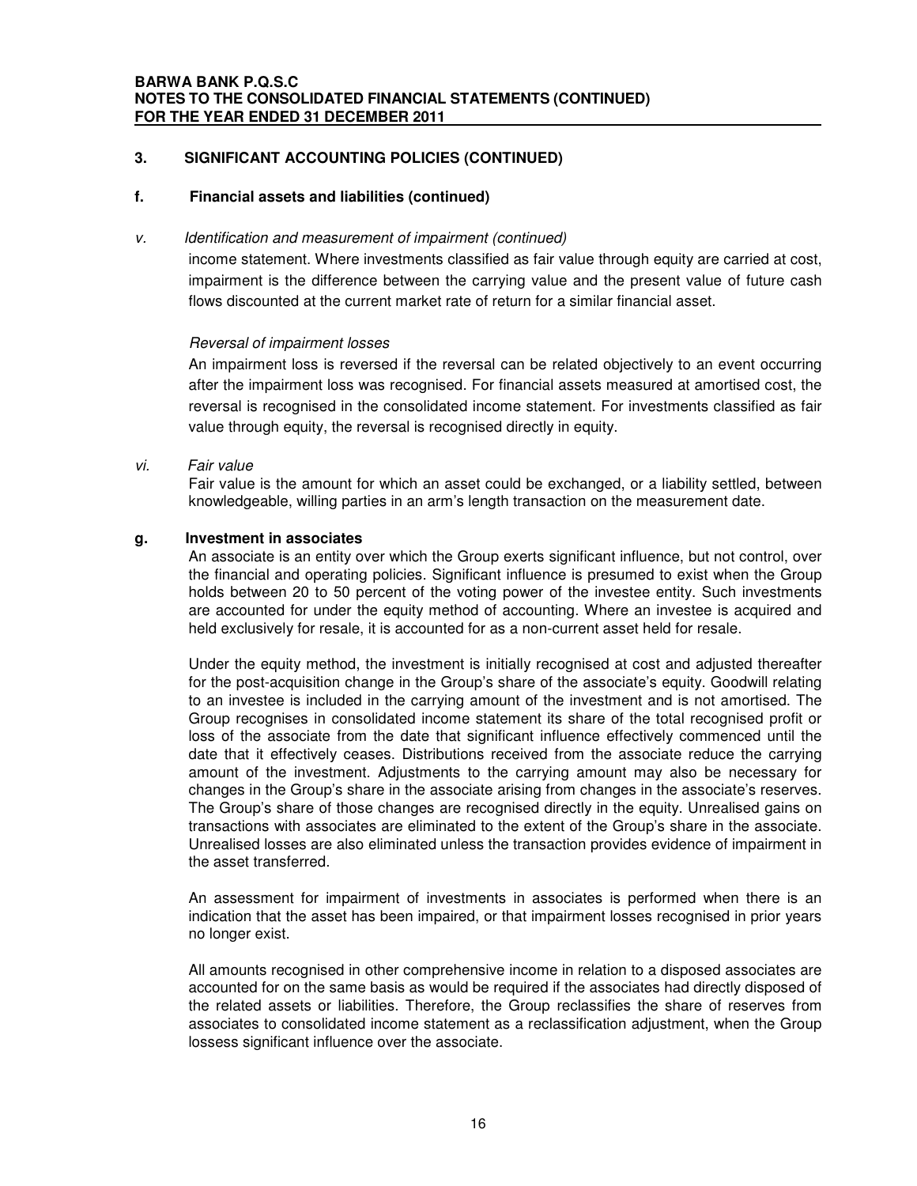## 3. SIGNIFICANT ACCOUNTING POLICIES (CONTINUED)

### f. Financial assets and liabilities (continued)

*v. Identification and measurement of impairment (continued)*

income statement. Where investments classified as fair value through equity are carried at cost, impairment is the difference between the carrying value and the present value of future cash flows discounted at the current market rate of return for a similar financial asset.

*Reversal of impairment losses*

An impairment loss is reversed if the reversal can be related objectively to an event occurring after the impairment loss was recognised. For financial assets measured at amortised cost, the reversal is recognised in the consolidated income statement. For investments classified as fair value through equity, the reversal is recognised directly in equity.

*vi. Fair value*

Fair value is the amount for which an asset could be exchanged, or a liability settled, between knowledgeable, willing parties in an arm's length transaction on the measurement date.

### g. Investment in associates

An associate is an entity over which the Group exerts significant influence, but not control, over the financial and operating policies. Significant influence is presumed to exist when the Group holds between 20 to 50 percent of the voting power of the investee entity. Such investments are accounted for under the equity method of accounting. Where an investee is acquired and held exclusively for resale, it is accounted for as a non-current asset held for resale.

Under the equity method, the investment is initially recognised at cost and adjusted thereafter for the post-acquisition change in the Group's share of the associate's equity. Goodwill relating to an investee is included in the carrying amount of the investment and is not amortised. The Group recognises in consolidated income statement its share of the total recognised profit or loss of the associate from the date that significant influence effectively commenced until the date that it effectively ceases. Distributions received from the associate reduce the carrying amount of the investment. Adjustments to the carrying amount may also be necessary for changes in the Group's share in the associate arising from changes in the associate's reserves. The Group's share of those changes are recognised directly in the equity. Unrealised gains on transactions with associates are eliminated to the extent of the Group's share in the associate. Unrealised losses are also eliminated unless the transaction provides evidence of impairment in the asset transferred.

An assessment for impairment of investments in associates is performed when there is an indication that the asset has been impaired, or that impairment losses recognised in prior years no longer exist.

All amounts recognised in other comprehensive income in relation to a disposed associates are accounted for on the same basis as would be required if the associates had directly disposed of the related assets or liabilities. Therefore, the Group reclassifies the share of reserves from associates to consolidated income statement as a reclassification adjustment, when the Group lossess significant influence over the associate.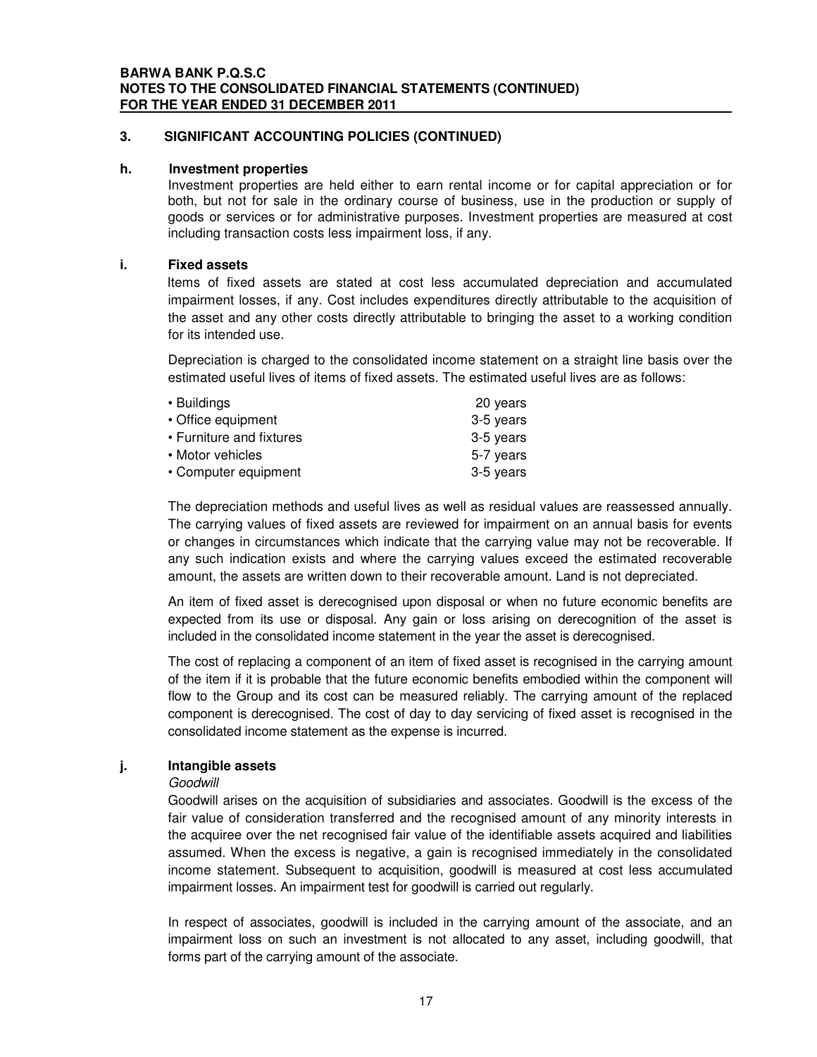## 3. SIGNIFICANT ACCOUNTING POLICIES (CONTINUED)

### h. Investment properties

Investment properties are held either to earn rental income or for capital appreciation or for both, but not for sale in the ordinary course of business, use in the production or supply of goods or services or for administrative purposes. Investment properties are measured at cost including transaction costs less impairment loss, if any.

### i. Fixed assets

Items of fixed assets are stated at cost less accumulated depreciation and accumulated impairment losses, if any. Cost includes expenditures directly attributable to the acquisition of the asset and any other costs directly attributable to bringing the asset to a working condition for its intended use.

Depreciation is charged to the consolidated income statement on a straight line basis over the estimated useful lives of items of fixed assets. The estimated useful lives are as follows:

| | |
|---|---|
| • Buildings | 20 years |
| • Office equipment | 3-5 years |
| • Furniture and fixtures | 3-5 years |
| • Motor vehicles | 5-7 years |
| • Computer equipment | 3-5 years |

The depreciation methods and useful lives as well as residual values are reassessed annually. The carrying values of fixed assets are reviewed for impairment on an annual basis for events or changes in circumstances which indicate that the carrying value may not be recoverable. If any such indication exists and where the carrying values exceed the estimated recoverable amount, the assets are written down to their recoverable amount. Land is not depreciated.

An item of fixed asset is derecognised upon disposal or when no future economic benefits are expected from its use or disposal. Any gain or loss arising on derecognition of the asset is included in the consolidated income statement in the year the asset is derecognised.

The cost of replacing a component of an item of fixed asset is recognised in the carrying amount of the item if it is probable that the future economic benefits embodied within the component will flow to the Group and its cost can be measured reliably. The carrying amount of the replaced component is derecognised. The cost of day to day servicing of fixed asset is recognised in the consolidated income statement as the expense is incurred.

### j. Intangible assets

*Goodwill*

Goodwill arises on the acquisition of subsidiaries and associates. Goodwill is the excess of the fair value of consideration transferred and the recognised amount of any minority interests in the acquiree over the net recognised fair value of the identifiable assets acquired and liabilities assumed. When the excess is negative, a gain is recognised immediately in the consolidated income statement. Subsequent to acquisition, goodwill is measured at cost less accumulated impairment losses. An impairment test for goodwill is carried out regularly.

In respect of associates, goodwill is included in the carrying amount of the associate, and an impairment loss on such an investment is not allocated to any asset, including goodwill, that forms part of the carrying amount of the associate.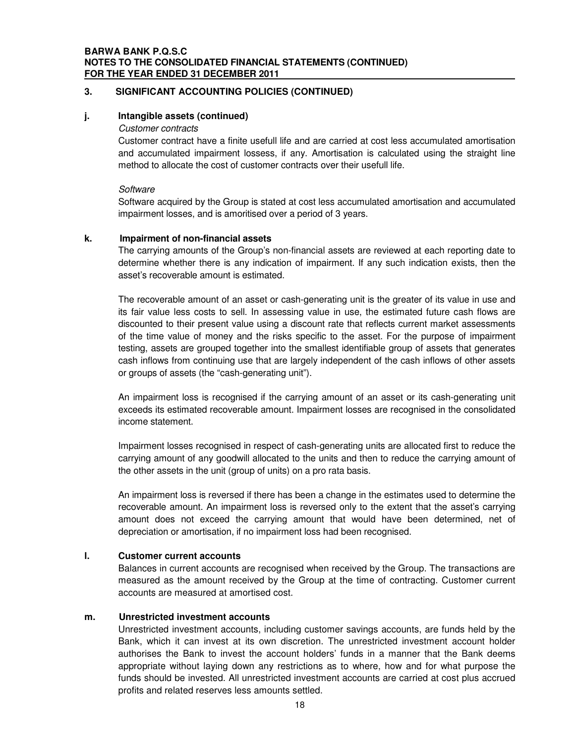## 3. SIGNIFICANT ACCOUNTING POLICIES (CONTINUED)

### j. Intangible assets (continued)

*Customer contracts*

Customer contract have a finite usefull life and are carried at cost less accumulated amortisation and accumulated impairment lossess, if any. Amortisation is calculated using the straight line method to allocate the cost of customer contracts over their usefull life.

*Software*

Software acquired by the Group is stated at cost less accumulated amortisation and accumulated impairment losses, and is amoritised over a period of 3 years.

### k. Impairment of non-financial assets

The carrying amounts of the Group's non-financial assets are reviewed at each reporting date to determine whether there is any indication of impairment. If any such indication exists, then the asset's recoverable amount is estimated.

The recoverable amount of an asset or cash-generating unit is the greater of its value in use and its fair value less costs to sell. In assessing value in use, the estimated future cash flows are discounted to their present value using a discount rate that reflects current market assessments of the time value of money and the risks specific to the asset. For the purpose of impairment testing, assets are grouped together into the smallest identifiable group of assets that generates cash inflows from continuing use that are largely independent of the cash inflows of other assets or groups of assets (the "cash-generating unit").

An impairment loss is recognised if the carrying amount of an asset or its cash-generating unit exceeds its estimated recoverable amount. Impairment losses are recognised in the consolidated income statement.

Impairment losses recognised in respect of cash-generating units are allocated first to reduce the carrying amount of any goodwill allocated to the units and then to reduce the carrying amount of the other assets in the unit (group of units) on a pro rata basis.

An impairment loss is reversed if there has been a change in the estimates used to determine the recoverable amount. An impairment loss is reversed only to the extent that the asset's carrying amount does not exceed the carrying amount that would have been determined, net of depreciation or amortisation, if no impairment loss had been recognised.

### l. Customer current accounts

Balances in current accounts are recognised when received by the Group. The transactions are measured as the amount received by the Group at the time of contracting. Customer current accounts are measured at amortised cost.

### m. Unrestricted investment accounts

Unrestricted investment accounts, including customer savings accounts, are funds held by the Bank, which it can invest at its own discretion. The unrestricted investment account holder authorises the Bank to invest the account holders' funds in a manner that the Bank deems appropriate without laying down any restrictions as to where, how and for what purpose the funds should be invested. All unrestricted investment accounts are carried at cost plus accrued profits and related reserves less amounts settled.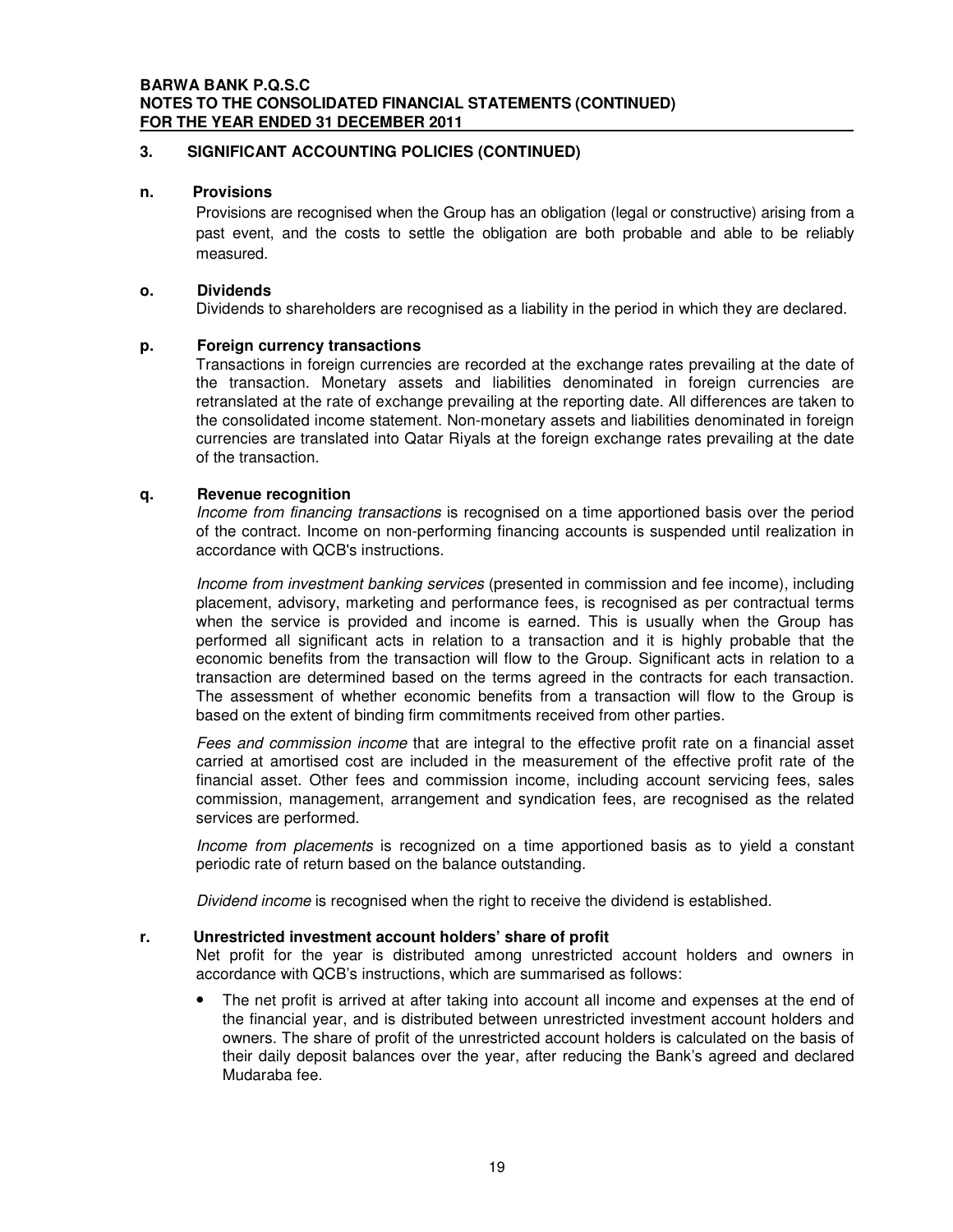## 3. SIGNIFICANT ACCOUNTING POLICIES (CONTINUED)

### n. Provisions

Provisions are recognised when the Group has an obligation (legal or constructive) arising from a past event, and the costs to settle the obligation are both probable and able to be reliably measured.

### o. Dividends

Dividends to shareholders are recognised as a liability in the period in which they are declared.

### p. Foreign currency transactions

Transactions in foreign currencies are recorded at the exchange rates prevailing at the date of the transaction. Monetary assets and liabilities denominated in foreign currencies are retranslated at the rate of exchange prevailing at the reporting date. All differences are taken to the consolidated income statement. Non-monetary assets and liabilities denominated in foreign currencies are translated into Qatar Riyals at the foreign exchange rates prevailing at the date of the transaction.

### q. Revenue recognition

*Income from financing transactions* is recognised on a time apportioned basis over the period of the contract. Income on non-performing financing accounts is suspended until realization in accordance with QCB's instructions.

*Income from investment banking services* (presented in commission and fee income), including placement, advisory, marketing and performance fees, is recognised as per contractual terms when the service is provided and income is earned. This is usually when the Group has performed all significant acts in relation to a transaction and it is highly probable that the economic benefits from the transaction will flow to the Group. Significant acts in relation to a transaction are determined based on the terms agreed in the contracts for each transaction. The assessment of whether economic benefits from a transaction will flow to the Group is based on the extent of binding firm commitments received from other parties.

*Fees and commission income* that are integral to the effective profit rate on a financial asset carried at amortised cost are included in the measurement of the effective profit rate of the financial asset. Other fees and commission income, including account servicing fees, sales commission, management, arrangement and syndication fees, are recognised as the related services are performed.

*Income from placements* is recognized on a time apportioned basis as to yield a constant periodic rate of return based on the balance outstanding.

*Dividend income* is recognised when the right to receive the dividend is established.

### r. Unrestricted investment account holders' share of profit

Net profit for the year is distributed among unrestricted account holders and owners in accordance with QCB's instructions, which are summarised as follows:

- The net profit is arrived at after taking into account all income and expenses at the end of the financial year, and is distributed between unrestricted investment account holders and owners. The share of profit of the unrestricted account holders is calculated on the basis of their daily deposit balances over the year, after reducing the Bank's agreed and declared Mudaraba fee.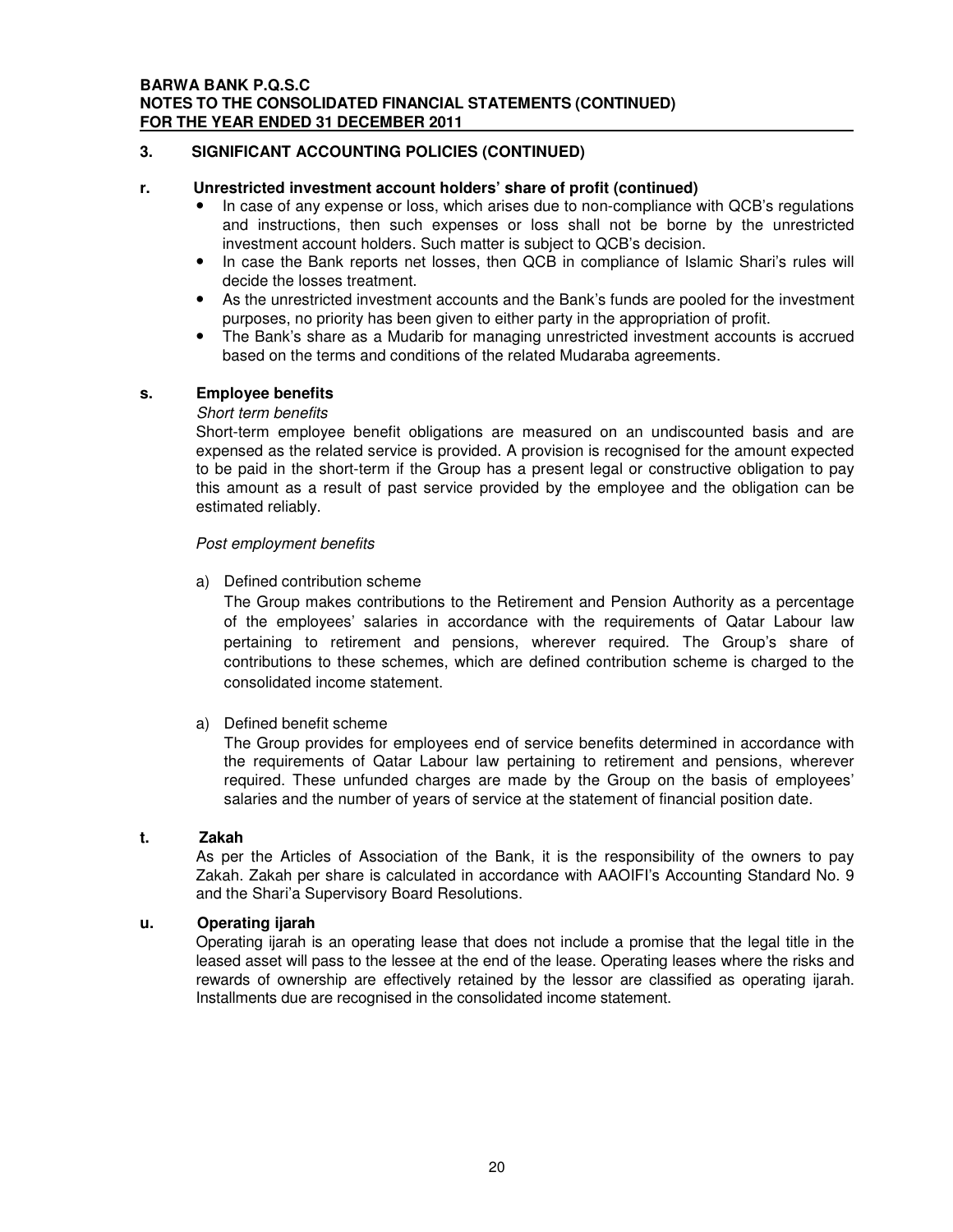## 3. SIGNIFICANT ACCOUNTING POLICIES (CONTINUED)

### r. Unrestricted investment account holders' share of profit (continued)

- In case of any expense or loss, which arises due to non-compliance with QCB's regulations and instructions, then such expenses or loss shall not be borne by the unrestricted investment account holders. Such matter is subject to QCB's decision.
- In case the Bank reports net losses, then QCB in compliance of Islamic Shari's rules will decide the losses treatment.
- As the unrestricted investment accounts and the Bank's funds are pooled for the investment purposes, no priority has been given to either party in the appropriation of profit.
- The Bank's share as a Mudarib for managing unrestricted investment accounts is accrued based on the terms and conditions of the related Mudaraba agreements.

### s. Employee benefits

*Short term benefits*

Short-term employee benefit obligations are measured on an undiscounted basis and are expensed as the related service is provided. A provision is recognised for the amount expected to be paid in the short-term if the Group has a present legal or constructive obligation to pay this amount as a result of past service provided by the employee and the obligation can be estimated reliably.

*Post employment benefits*

a) Defined contribution scheme

The Group makes contributions to the Retirement and Pension Authority as a percentage of the employees' salaries in accordance with the requirements of Qatar Labour law pertaining to retirement and pensions, wherever required. The Group's share of contributions to these schemes, which are defined contribution scheme is charged to the consolidated income statement.

a) Defined benefit scheme

The Group provides for employees end of service benefits determined in accordance with the requirements of Qatar Labour law pertaining to retirement and pensions, wherever required. These unfunded charges are made by the Group on the basis of employees' salaries and the number of years of service at the statement of financial position date.

### t. Zakah

As per the Articles of Association of the Bank, it is the responsibility of the owners to pay Zakah. Zakah per share is calculated in accordance with AAOIFI's Accounting Standard No. 9 and the Shari'a Supervisory Board Resolutions.

### u. Operating ijarah

Operating ijarah is an operating lease that does not include a promise that the legal title in the leased asset will pass to the lessee at the end of the lease. Operating leases where the risks and rewards of ownership are effectively retained by the lessor are classified as operating ijarah. Installments due are recognised in the consolidated income statement.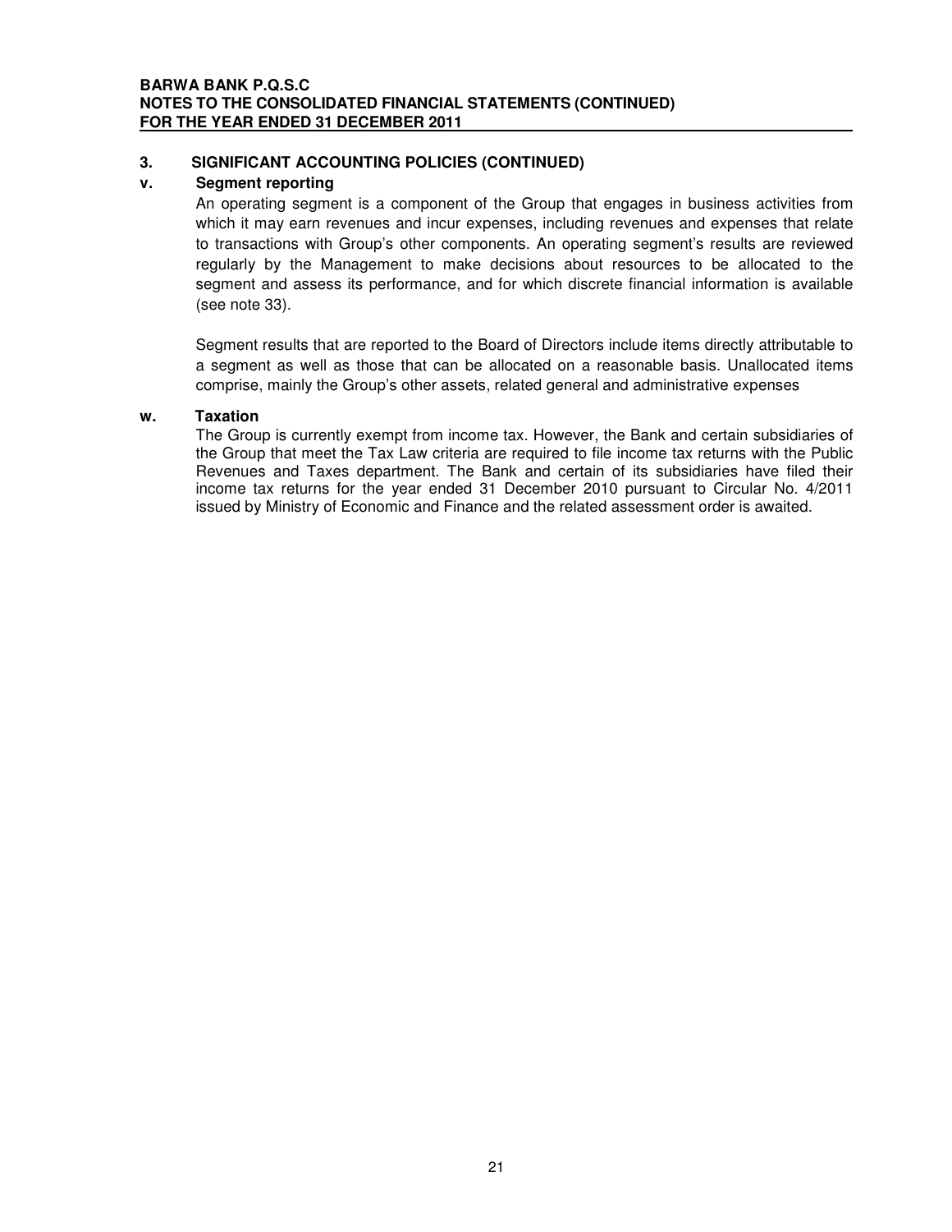## 3. SIGNIFICANT ACCOUNTING POLICIES (CONTINUED)

### v. Segment reporting

An operating segment is a component of the Group that engages in business activities from which it may earn revenues and incur expenses, including revenues and expenses that relate to transactions with Group's other components. An operating segment's results are reviewed regularly by the Management to make decisions about resources to be allocated to the segment and assess its performance, and for which discrete financial information is available (see note 33).

Segment results that are reported to the Board of Directors include items directly attributable to a segment as well as those that can be allocated on a reasonable basis. Unallocated items comprise, mainly the Group's other assets, related general and administrative expenses

### w. Taxation

The Group is currently exempt from income tax. However, the Bank and certain subsidiaries of the Group that meet the Tax Law criteria are required to file income tax returns with the Public Revenues and Taxes department. The Bank and certain of its subsidiaries have filed their income tax returns for the year ended 31 December 2010 pursuant to Circular No. 4/2011 issued by Ministry of Economic and Finance and the related assessment order is awaited.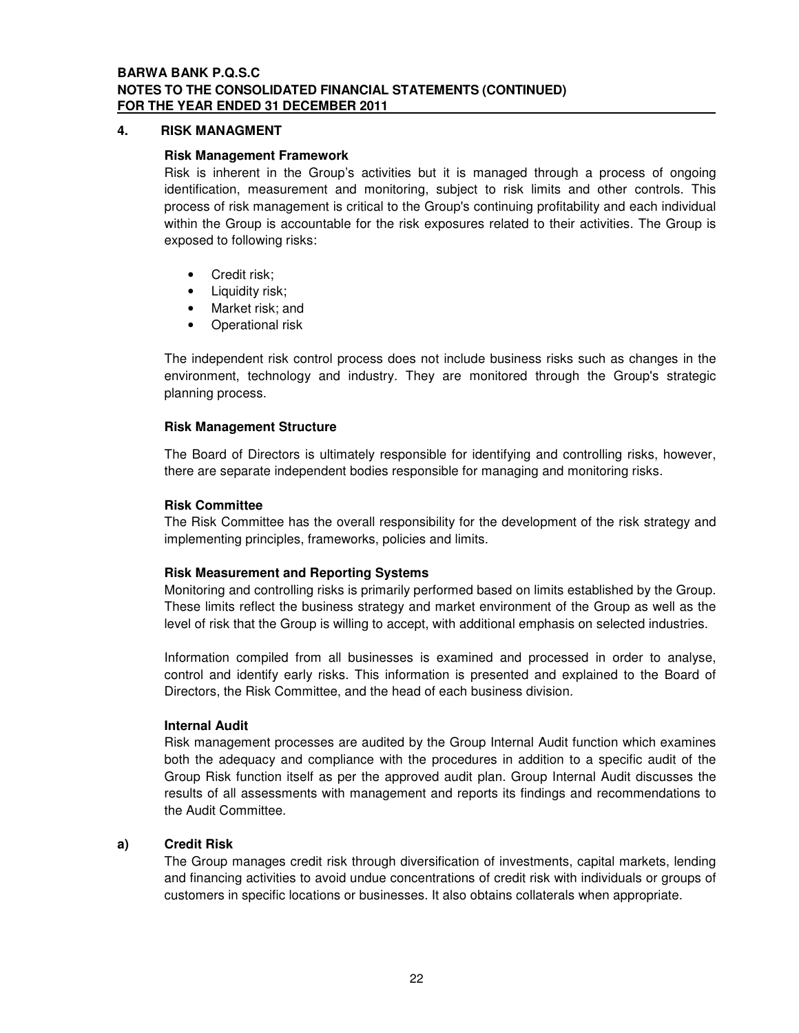## 4. RISK MANAGMENT

### Risk Management Framework

Risk is inherent in the Group's activities but it is managed through a process of ongoing identification, measurement and monitoring, subject to risk limits and other controls. This process of risk management is critical to the Group's continuing profitability and each individual within the Group is accountable for the risk exposures related to their activities. The Group is exposed to following risks:

- Credit risk;
- Liquidity risk;
- Market risk; and
- Operational risk

The independent risk control process does not include business risks such as changes in the environment, technology and industry. They are monitored through the Group's strategic planning process.

### Risk Management Structure

The Board of Directors is ultimately responsible for identifying and controlling risks, however, there are separate independent bodies responsible for managing and monitoring risks.

### Risk Committee

The Risk Committee has the overall responsibility for the development of the risk strategy and implementing principles, frameworks, policies and limits.

### Risk Measurement and Reporting Systems

Monitoring and controlling risks is primarily performed based on limits established by the Group. These limits reflect the business strategy and market environment of the Group as well as the level of risk that the Group is willing to accept, with additional emphasis on selected industries.

Information compiled from all businesses is examined and processed in order to analyse, control and identify early risks. This information is presented and explained to the Board of Directors, the Risk Committee, and the head of each business division.

### Internal Audit

Risk management processes are audited by the Group Internal Audit function which examines both the adequacy and compliance with the procedures in addition to a specific audit of the Group Risk function itself as per the approved audit plan. Group Internal Audit discusses the results of all assessments with management and reports its findings and recommendations to the Audit Committee.

### a) Credit Risk

The Group manages credit risk through diversification of investments, capital markets, lending and financing activities to avoid undue concentrations of credit risk with individuals or groups of customers in specific locations or businesses. It also obtains collaterals when appropriate.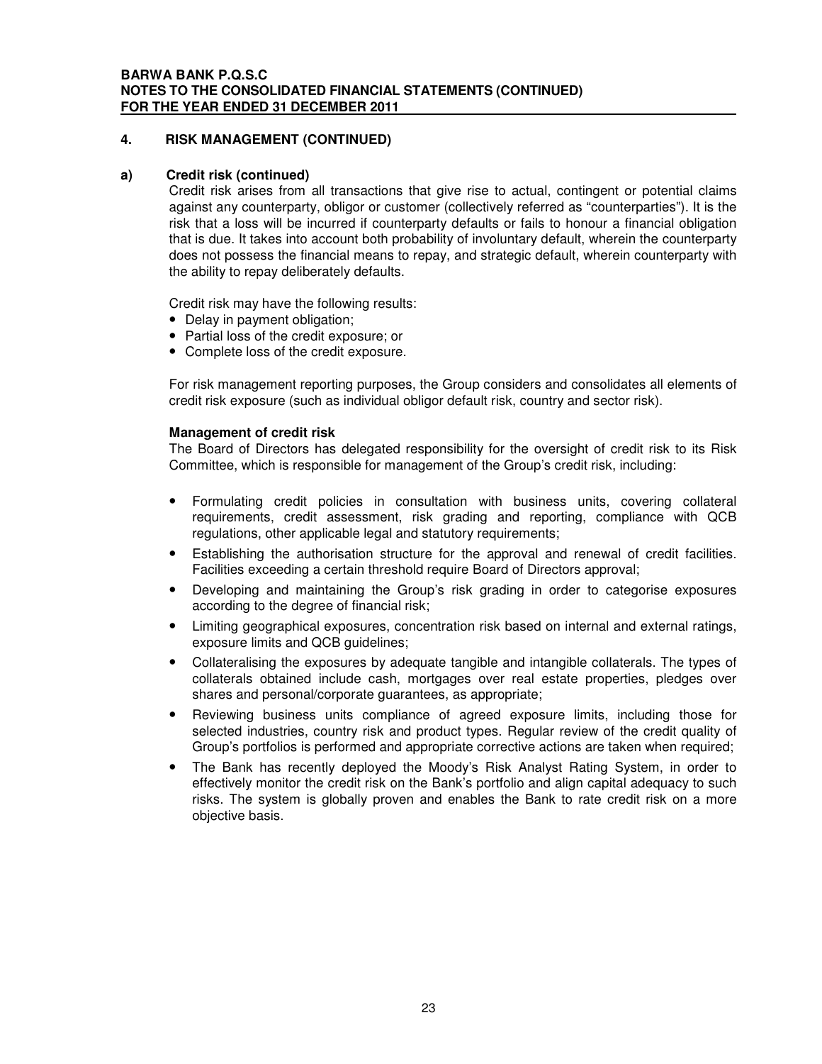## 4. RISK MANAGEMENT (CONTINUED)

### a) Credit risk (continued)

Credit risk arises from all transactions that give rise to actual, contingent or potential claims against any counterparty, obligor or customer (collectively referred as "counterparties"). It is the risk that a loss will be incurred if counterparty defaults or fails to honour a financial obligation that is due. It takes into account both probability of involuntary default, wherein the counterparty does not possess the financial means to repay, and strategic default, wherein counterparty with the ability to repay deliberately defaults.

Credit risk may have the following results:

- Delay in payment obligation;
- Partial loss of the credit exposure; or
- Complete loss of the credit exposure.

For risk management reporting purposes, the Group considers and consolidates all elements of credit risk exposure (such as individual obligor default risk, country and sector risk).

**Management of credit risk**

The Board of Directors has delegated responsibility for the oversight of credit risk to its Risk Committee, which is responsible for management of the Group's credit risk, including:

- Formulating credit policies in consultation with business units, covering collateral requirements, credit assessment, risk grading and reporting, compliance with QCB regulations, other applicable legal and statutory requirements;
- Establishing the authorisation structure for the approval and renewal of credit facilities. Facilities exceeding a certain threshold require Board of Directors approval;
- Developing and maintaining the Group's risk grading in order to categorise exposures according to the degree of financial risk;
- Limiting geographical exposures, concentration risk based on internal and external ratings, exposure limits and QCB guidelines;
- Collateralising the exposures by adequate tangible and intangible collaterals. The types of collaterals obtained include cash, mortgages over real estate properties, pledges over shares and personal/corporate guarantees, as appropriate;
- Reviewing business units compliance of agreed exposure limits, including those for selected industries, country risk and product types. Regular review of the credit quality of Group's portfolios is performed and appropriate corrective actions are taken when required;
- The Bank has recently deployed the Moody's Risk Analyst Rating System, in order to effectively monitor the credit risk on the Bank's portfolio and align capital adequacy to such risks. The system is globally proven and enables the Bank to rate credit risk on a more objective basis.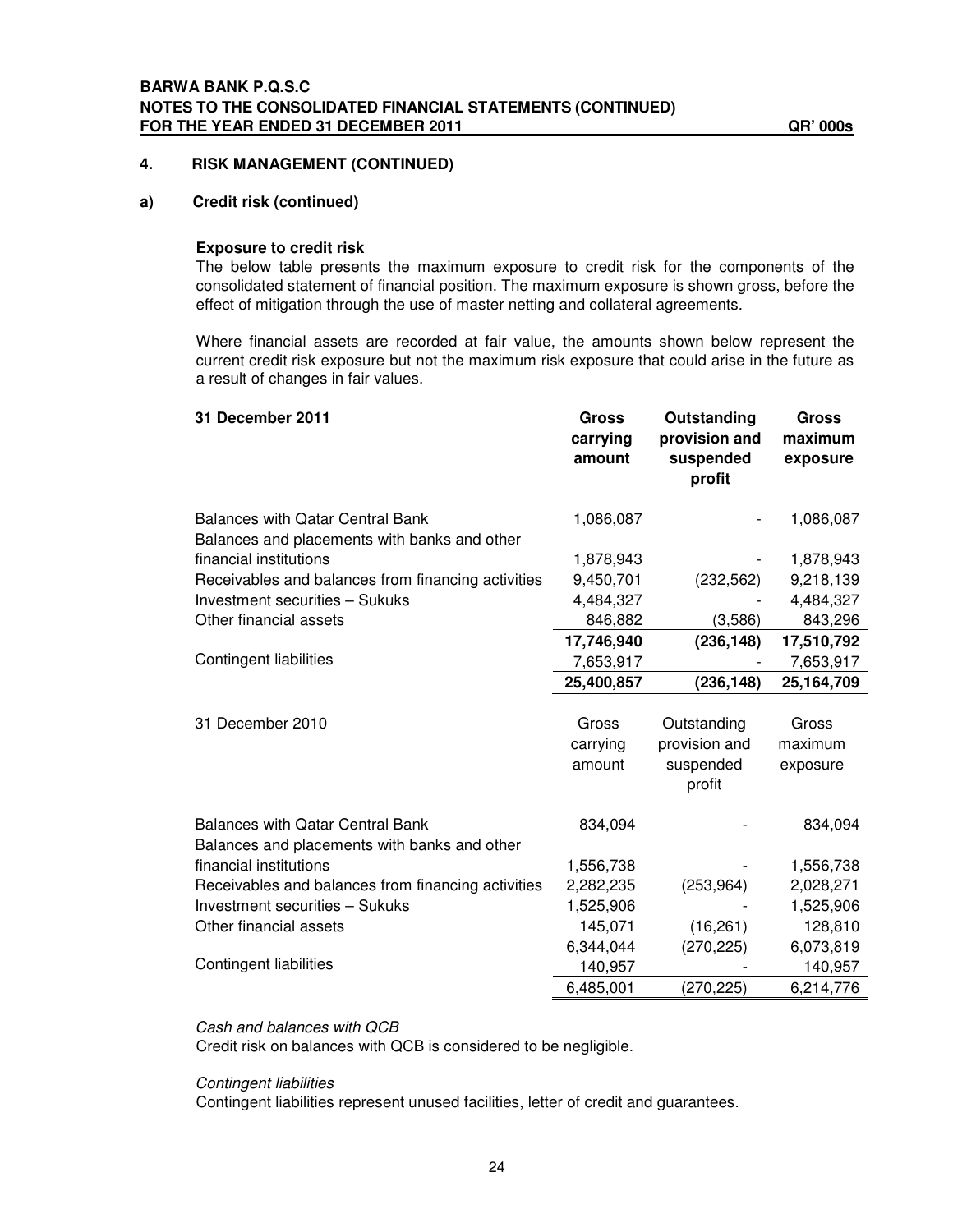## 4. RISK MANAGEMENT (CONTINUED)

### a) Credit risk (continued)

**Exposure to credit risk**

The below table presents the maximum exposure to credit risk for the components of the consolidated statement of financial position. The maximum exposure is shown gross, before the effect of mitigation through the use of master netting and collateral agreements.

Where financial assets are recorded at fair value, the amounts shown below represent the current credit risk exposure but not the maximum risk exposure that could arise in the future as a result of changes in fair values.

QR' 000s

| **31 December 2011** | **Gross carrying amount** | **Outstanding provision and suspended profit** | **Gross maximum exposure** |
|---|---|---|---|
| Balances with Qatar Central Bank | 1,086,087 | - | 1,086,087 |
| Balances and placements with banks and other financial institutions | 1,878,943 | - | 1,878,943 |
| Receivables and balances from financing activities | 9,450,701 | (232,562) | 9,218,139 |
| Investment securities – Sukuks | 4,484,327 | - | 4,484,327 |
| Other financial assets | 846,882 | (3,586) | 843,296 |
| | **17,746,940** | **(236,148)** | **17,510,792** |
| Contingent liabilities | 7,653,917 | - | 7,653,917 |
| | **25,400,857** | **(236,148)** | **25,164,709** |

| 31 December 2010 | Gross carrying amount | Outstanding provision and suspended profit | Gross maximum exposure |
|---|---|---|---|
| Balances with Qatar Central Bank | 834,094 | - | 834,094 |
| Balances and placements with banks and other financial institutions | 1,556,738 | - | 1,556,738 |
| Receivables and balances from financing activities | 2,282,235 | (253,964) | 2,028,271 |
| Investment securities – Sukuks | 1,525,906 | - | 1,525,906 |
| Other financial assets | 145,071 | (16,261) | 128,810 |
| | 6,344,044 | (270,225) | 6,073,819 |
| Contingent liabilities | 140,957 | - | 140,957 |
| | 6,485,001 | (270,225) | 6,214,776 |

*Cash and balances with QCB*

Credit risk on balances with QCB is considered to be negligible.

*Contingent liabilities*

Contingent liabilities represent unused facilities, letter of credit and guarantees.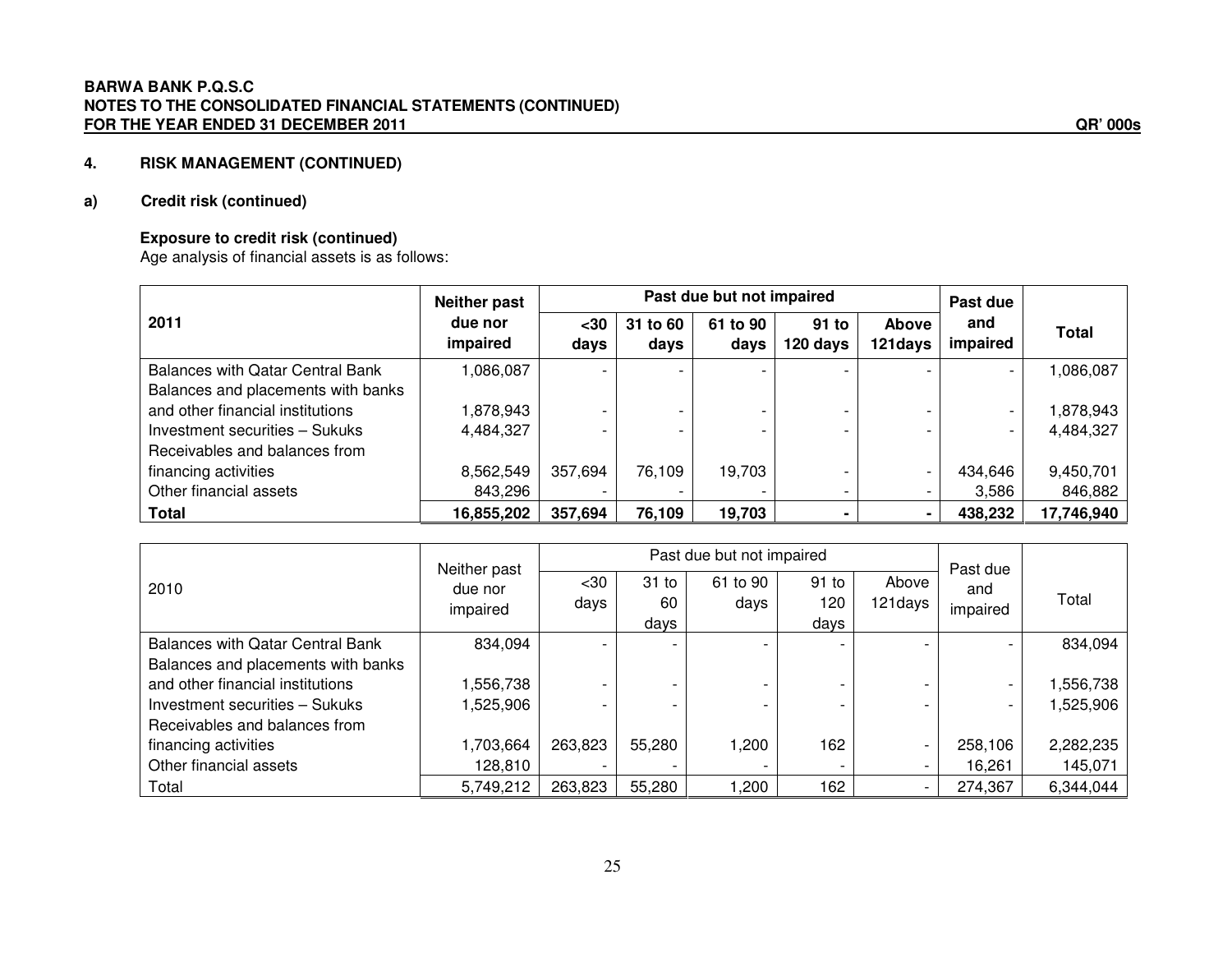## 4. RISK MANAGEMENT (CONTINUED)

### a) Credit risk (continued)

**Exposure to credit risk (continued)**

Age analysis of financial assets is as follows:

| 2011 | Neither past due nor impaired | Past due but not impaired | | | | | Past due and impaired | Total |
|---|---|---|---|---|---|---|---|---|
| | | <30 days | 31 to 60 days | 61 to 90 days | 91 to 120 days | Above 121days | | |
| Balances with Qatar Central Bank | 1,086,087 | - | - | - | - | - | - | 1,086,087 |
| Balances and placements with banks and other financial institutions | 1,878,943 | - | - | - | - | - | - | 1,878,943 |
| Investment securities – Sukuks | 4,484,327 | - | - | - | - | - | - | 4,484,327 |
| Receivables and balances from financing activities | 8,562,549 | 357,694 | 76,109 | 19,703 | - | - | 434,646 | 9,450,701 |
| Other financial assets | 843,296 | - | - | - | - | - | 3,586 | 846,882 |
| **Total** | **16,855,202** | **357,694** | **76,109** | **19,703** | **-** | **-** | **438,232** | **17,746,940** |

| 2010 | Neither past due nor impaired | Past due but not impaired | | | | | Past due and impaired | Total |
|---|---|---|---|---|---|---|---|---|
| | | <30 days | 31 to 60 days | 61 to 90 days | 91 to 120 days | Above 121days | | |
| Balances with Qatar Central Bank | 834,094 | - | - | - | - | - | - | 834,094 |
| Balances and placements with banks and other financial institutions | 1,556,738 | - | - | - | - | - | - | 1,556,738 |
| Investment securities – Sukuks | 1,525,906 | - | - | - | - | - | - | 1,525,906 |
| Receivables and balances from financing activities | 1,703,664 | 263,823 | 55,280 | 1,200 | 162 | - | 258,106 | 2,282,235 |
| Other financial assets | 128,810 | - | - | - | - | - | 16,261 | 145,071 |
| Total | 5,749,212 | 263,823 | 55,280 | 1,200 | 162 | - | 274,367 | 6,344,044 |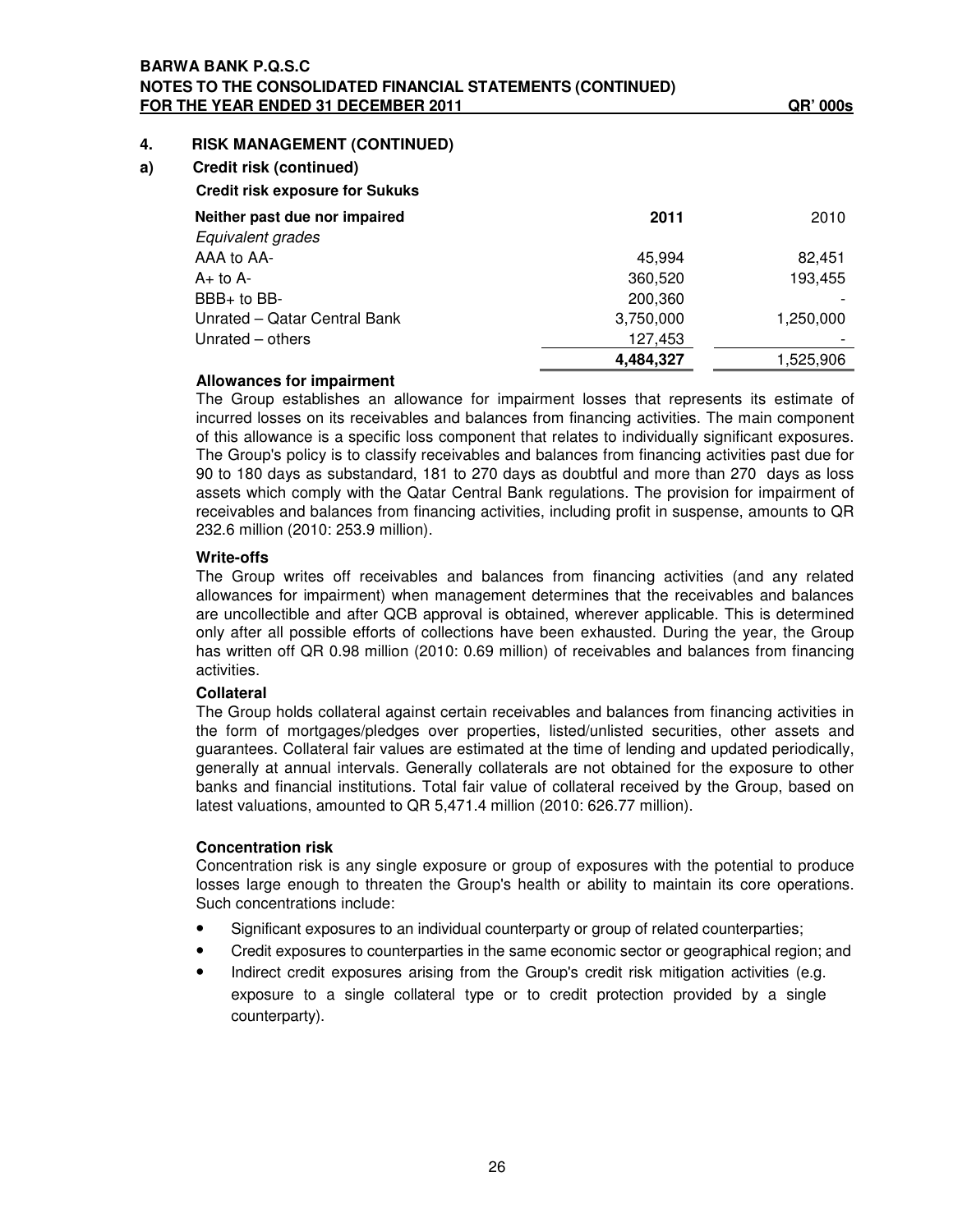## 4. RISK MANAGEMENT (CONTINUED)

### a) Credit risk (continued)

**Credit risk exposure for Sukuks**

| **Neither past due nor impaired** | **2011** | 2010 |
|---|---|---|
| *Equivalent grades* | | |
| AAA to AA- | 45,994 | 82,451 |
| A+ to A- | 360,520 | 193,455 |
| BBB+ to BB- | 200,360 | - |
| Unrated – Qatar Central Bank | 3,750,000 | 1,250,000 |
| Unrated – others | 127,453 | - |
| | **4,484,327** | 1,525,906 |

**Allowances for impairment**

The Group establishes an allowance for impairment losses that represents its estimate of incurred losses on its receivables and balances from financing activities. The main component of this allowance is a specific loss component that relates to individually significant exposures. The Group's policy is to classify receivables and balances from financing activities past due for 90 to 180 days as substandard, 181 to 270 days as doubtful and more than 270 days as loss assets which comply with the Qatar Central Bank regulations. The provision for impairment of receivables and balances from financing activities, including profit in suspense, amounts to QR 232.6 million (2010: 253.9 million).

**Write-offs**

The Group writes off receivables and balances from financing activities (and any related allowances for impairment) when management determines that the receivables and balances are uncollectible and after QCB approval is obtained, wherever applicable. This is determined only after all possible efforts of collections have been exhausted. During the year, the Group has written off QR 0.98 million (2010: 0.69 million) of receivables and balances from financing activities.

**Collateral**

The Group holds collateral against certain receivables and balances from financing activities in the form of mortgages/pledges over properties, listed/unlisted securities, other assets and guarantees. Collateral fair values are estimated at the time of lending and updated periodically, generally at annual intervals. Generally collaterals are not obtained for the exposure to other banks and financial institutions. Total fair value of collateral received by the Group, based on latest valuations, amounted to QR 5,471.4 million (2010: 626.77 million).

**Concentration risk**

Concentration risk is any single exposure or group of exposures with the potential to produce losses large enough to threaten the Group's health or ability to maintain its core operations. Such concentrations include:

- Significant exposures to an individual counterparty or group of related counterparties;
- Credit exposures to counterparties in the same economic sector or geographical region; and
- Indirect credit exposures arising from the Group's credit risk mitigation activities (e.g. exposure to a single collateral type or to credit protection provided by a single counterparty).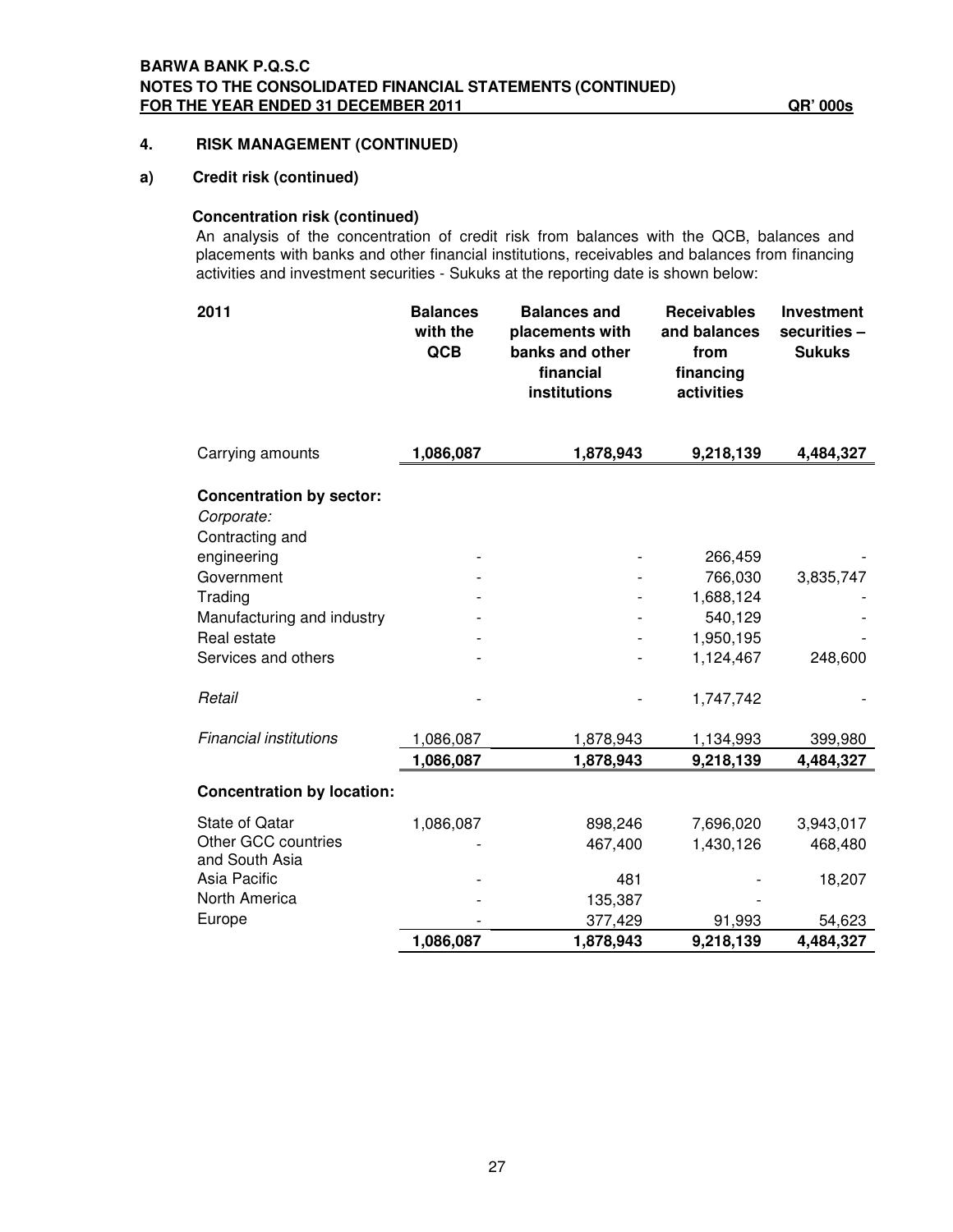BARWA BANK P.Q.S.C
NOTES TO THE CONSOLIDATED FINANCIAL STATEMENTS (CONTINUED)
FOR THE YEAR ENDED 31 DECEMBER 2011 QR' 000s

## 4. RISK MANAGEMENT (CONTINUED)

### a) Credit risk (continued)

#### Concentration risk (continued)

An analysis of the concentration of credit risk from balances with the QCB, balances and placements with banks and other financial institutions, receivables and balances from financing activities and investment securities - Sukuks at the reporting date is shown below:

| 2011 | Balances with the QCB | Balances and placements with banks and other financial institutions | Receivables and balances from financing activities | Investment securities – Sukuks |
|---|---|---|---|---|
| Carrying amounts | **1,086,087** | **1,878,943** | **9,218,139** | **4,484,327** |
| **Concentration by sector:** | | | | |
| *Corporate:* | | | | |
| Contracting and engineering | - | - | 266,459 | - |
| Government | - | - | 766,030 | 3,835,747 |
| Trading | - | - | 1,688,124 | - |
| Manufacturing and industry | - | - | 540,129 | - |
| Real estate | - | - | 1,950,195 | - |
| Services and others | - | - | 1,124,467 | 248,600 |
| *Retail* | - | - | 1,747,742 | - |
| *Financial institutions* | 1,086,087 | 1,878,943 | 1,134,993 | 399,980 |
| | **1,086,087** | **1,878,943** | **9,218,139** | **4,484,327** |
| **Concentration by location:** | | | | |
| State of Qatar | 1,086,087 | 898,246 | 7,696,020 | 3,943,017 |
| Other GCC countries and South Asia | - | 467,400 | 1,430,126 | 468,480 |
| Asia Pacific | - | 481 | - | 18,207 |
| North America | - | 135,387 | - | |
| Europe | - | 377,429 | 91,993 | 54,623 |
| | **1,086,087** | **1,878,943** | **9,218,139** | **4,484,327** |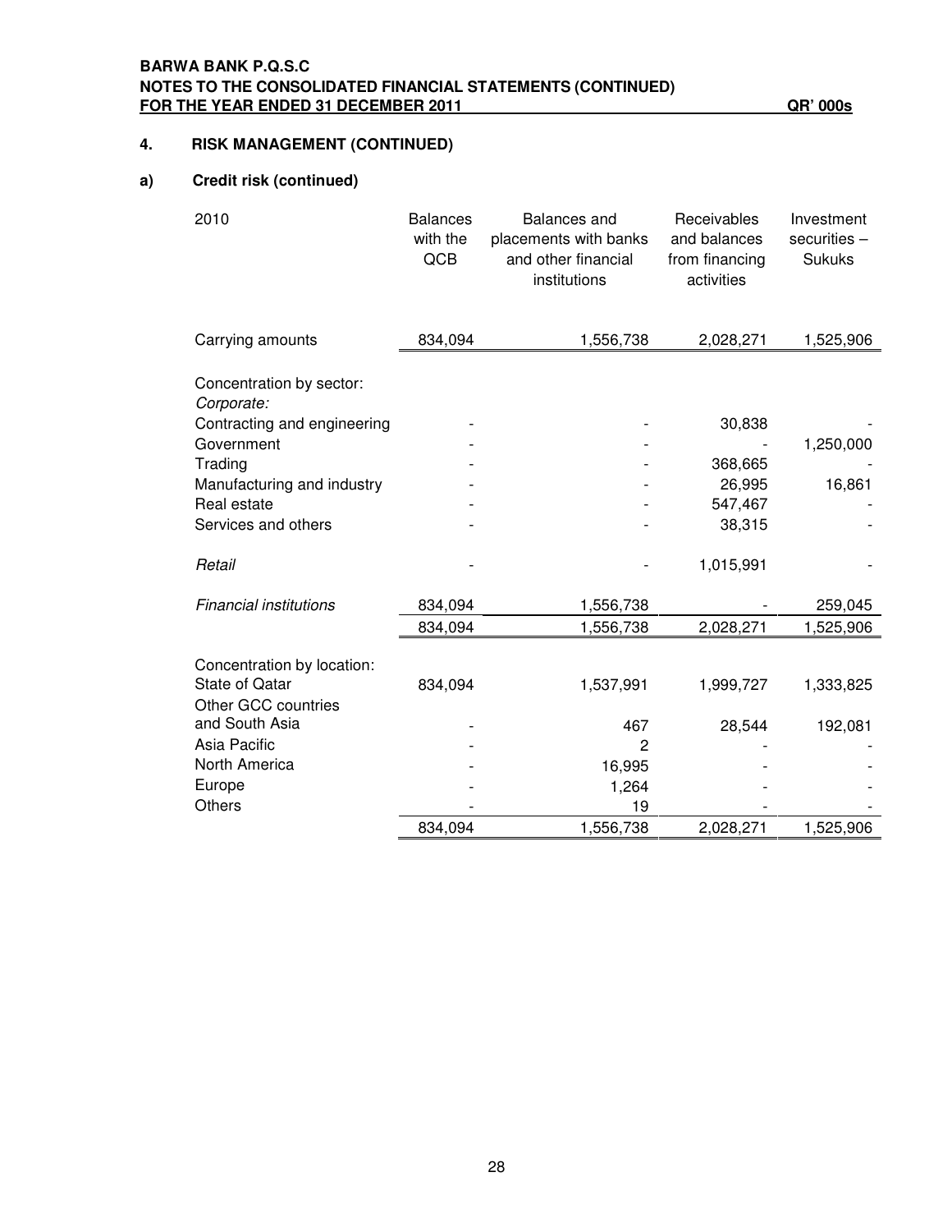## 4. RISK MANAGEMENT (CONTINUED)

### a) Credit risk (continued)

| 2010 | Balances with the QCB | Balances and placements with banks and other financial institutions | Receivables and balances from financing activities | Investment securities – Sukuks |
|---|---|---|---|---|
| Carrying amounts | 834,094 | 1,556,738 | 2,028,271 | 1,525,906 |
| | | | | |
| Concentration by sector: | | | | |
| *Corporate:* | | | | |
| Contracting and engineering | - | - | 30,838 | - |
| Government | - | - | - | 1,250,000 |
| Trading | - | - | 368,665 | - |
| Manufacturing and industry | - | - | 26,995 | 16,861 |
| Real estate | - | - | 547,467 | - |
| Services and others | - | - | 38,315 | - |
| *Retail* | - | - | 1,015,991 | - |
| *Financial institutions* | 834,094 | 1,556,738 | - | 259,045 |
| | 834,094 | 1,556,738 | 2,028,271 | 1,525,906 |
| | | | | |
| Concentration by location: | | | | |
| State of Qatar | 834,094 | 1,537,991 | 1,999,727 | 1,333,825 |
| Other GCC countries and South Asia | - | 467 | 28,544 | 192,081 |
| Asia Pacific | - | 2 | - | - |
| North America | - | 16,995 | - | - |
| Europe | - | 1,264 | - | - |
| Others | - | 19 | - | - |
| | 834,094 | 1,556,738 | 2,028,271 | 1,525,906 |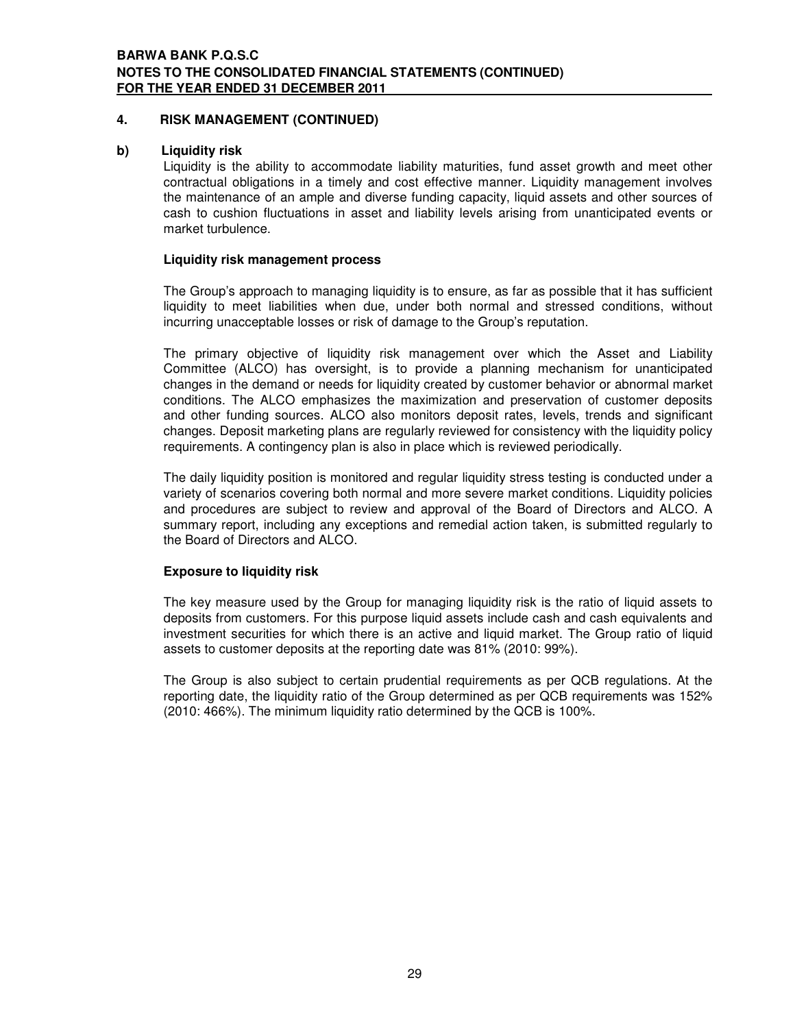## 4. RISK MANAGEMENT (CONTINUED)

### b) Liquidity risk

Liquidity is the ability to accommodate liability maturities, fund asset growth and meet other contractual obligations in a timely and cost effective manner. Liquidity management involves the maintenance of an ample and diverse funding capacity, liquid assets and other sources of cash to cushion fluctuations in asset and liability levels arising from unanticipated events or market turbulence.

**Liquidity risk management process**

The Group's approach to managing liquidity is to ensure, as far as possible that it has sufficient liquidity to meet liabilities when due, under both normal and stressed conditions, without incurring unacceptable losses or risk of damage to the Group's reputation.

The primary objective of liquidity risk management over which the Asset and Liability Committee (ALCO) has oversight, is to provide a planning mechanism for unanticipated changes in the demand or needs for liquidity created by customer behavior or abnormal market conditions. The ALCO emphasizes the maximization and preservation of customer deposits and other funding sources. ALCO also monitors deposit rates, levels, trends and significant changes. Deposit marketing plans are regularly reviewed for consistency with the liquidity policy requirements. A contingency plan is also in place which is reviewed periodically.

The daily liquidity position is monitored and regular liquidity stress testing is conducted under a variety of scenarios covering both normal and more severe market conditions. Liquidity policies and procedures are subject to review and approval of the Board of Directors and ALCO. A summary report, including any exceptions and remedial action taken, is submitted regularly to the Board of Directors and ALCO.

**Exposure to liquidity risk**

The key measure used by the Group for managing liquidity risk is the ratio of liquid assets to deposits from customers. For this purpose liquid assets include cash and cash equivalents and investment securities for which there is an active and liquid market. The Group ratio of liquid assets to customer deposits at the reporting date was 81% (2010: 99%).

The Group is also subject to certain prudential requirements as per QCB regulations. At the reporting date, the liquidity ratio of the Group determined as per QCB requirements was 152% (2010: 466%). The minimum liquidity ratio determined by the QCB is 100%.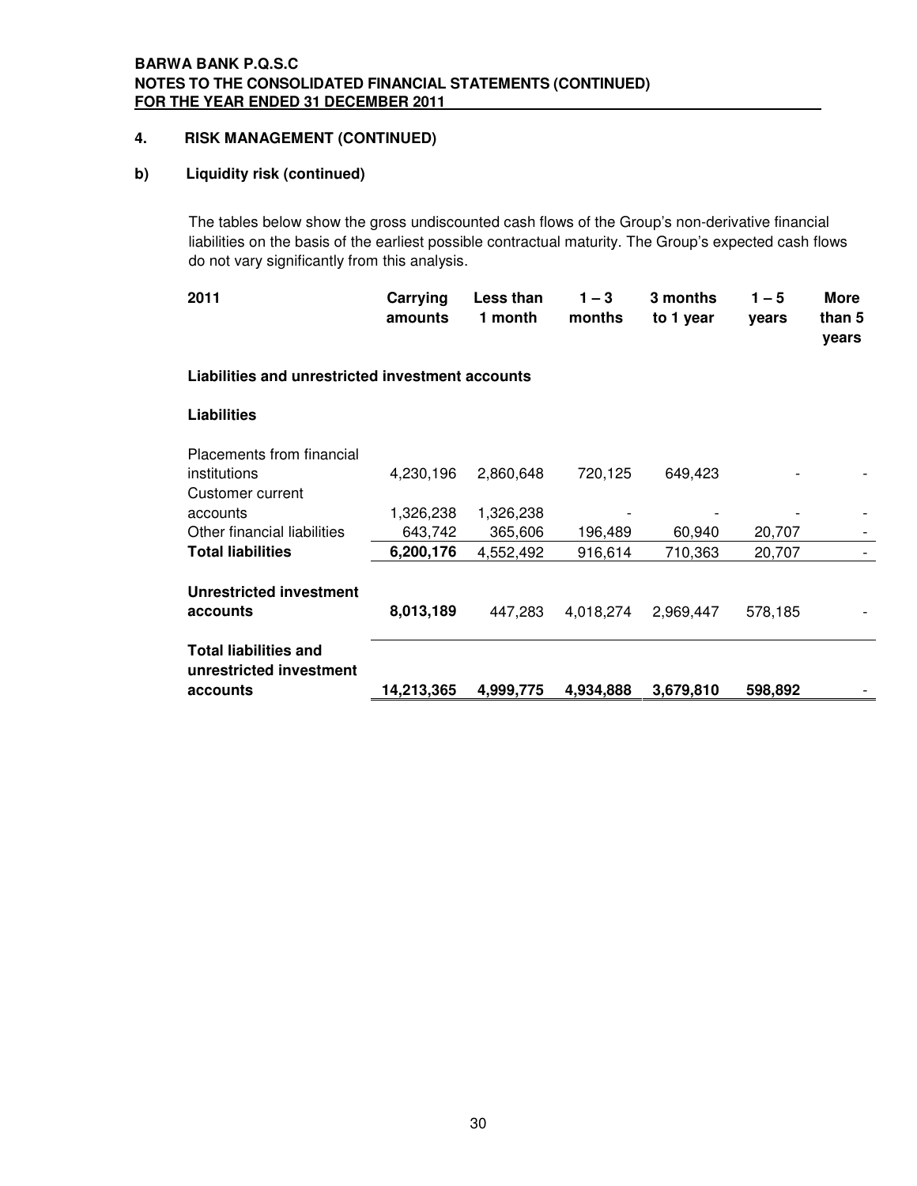BARWA BANK P.Q.S.C
NOTES TO THE CONSOLIDATED FINANCIAL STATEMENTS (CONTINUED)
FOR THE YEAR ENDED 31 DECEMBER 2011

## 4. RISK MANAGEMENT (CONTINUED)

### b) Liquidity risk (continued)

The tables below show the gross undiscounted cash flows of the Group's non-derivative financial liabilities on the basis of the earliest possible contractual maturity. The Group's expected cash flows do not vary significantly from this analysis.

| 2011 | Carrying amounts | Less than 1 month | 1 – 3 months | 3 months to 1 year | 1 – 5 years | More than 5 years |
|---|---|---|---|---|---|---|
| **Liabilities and unrestricted investment accounts** | | | | | | |
| **Liabilities** | | | | | | |
| Placements from financial institutions | 4,230,196 | 2,860,648 | 720,125 | 649,423 | - | - |
| Customer current accounts | 1,326,238 | 1,326,238 | - | - | - | - |
| Other financial liabilities | 643,742 | 365,606 | 196,489 | 60,940 | 20,707 | - |
| **Total liabilities** | **6,200,176** | 4,552,492 | 916,614 | 710,363 | 20,707 | - |
| **Unrestricted investment accounts** | **8,013,189** | 447,283 | 4,018,274 | 2,969,447 | 578,185 | - |
| **Total liabilities and unrestricted investment accounts** | **14,213,365** | **4,999,775** | **4,934,888** | **3,679,810** | **598,892** | - |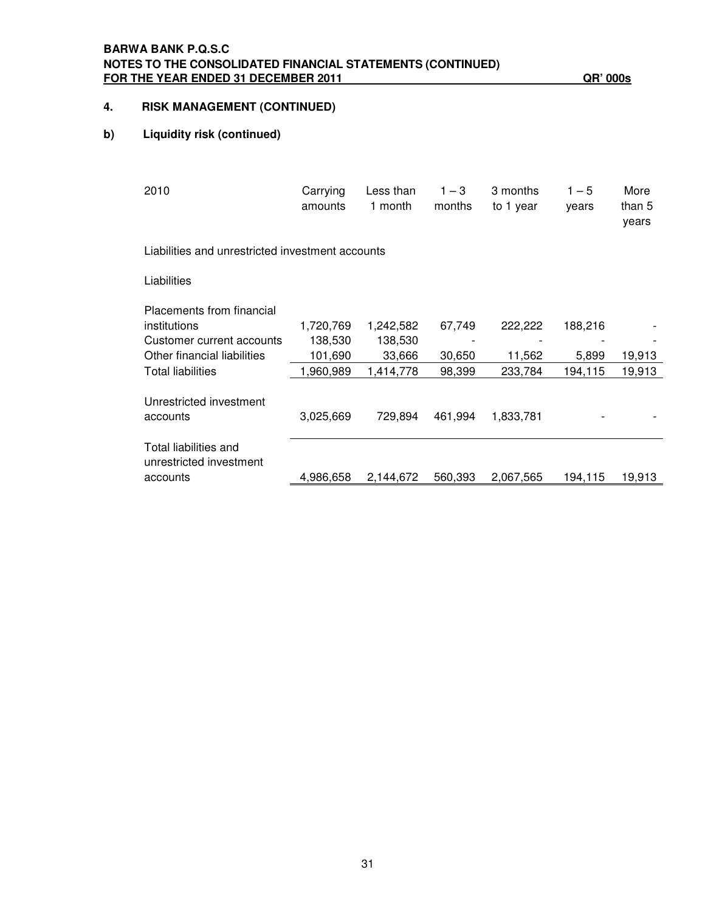**BARWA BANK P.Q.S.C**
**NOTES TO THE CONSOLIDATED FINANCIAL STATEMENTS (CONTINUED)**
**FOR THE YEAR ENDED 31 DECEMBER 2011** **QR' 000s**

## 4. RISK MANAGEMENT (CONTINUED)

### b) Liquidity risk (continued)

| 2010 | Carrying amounts | Less than 1 month | 1 – 3 months | 3 months to 1 year | 1 – 5 years | More than 5 years |
|---|---|---|---|---|---|---|
| Liabilities and unrestricted investment accounts | | | | | | |
| Liabilities | | | | | | |
| Placements from financial institutions | 1,720,769 | 1,242,582 | 67,749 | 222,222 | 188,216 | - |
| Customer current accounts | 138,530 | 138,530 | - | - | - | - |
| Other financial liabilities | 101,690 | 33,666 | 30,650 | 11,562 | 5,899 | 19,913 |
| Total liabilities | 1,960,989 | 1,414,778 | 98,399 | 233,784 | 194,115 | 19,913 |
| Unrestricted investment accounts | 3,025,669 | 729,894 | 461,994 | 1,833,781 | - | - |
| Total liabilities and unrestricted investment accounts | 4,986,658 | 2,144,672 | 560,393 | 2,067,565 | 194,115 | 19,913 |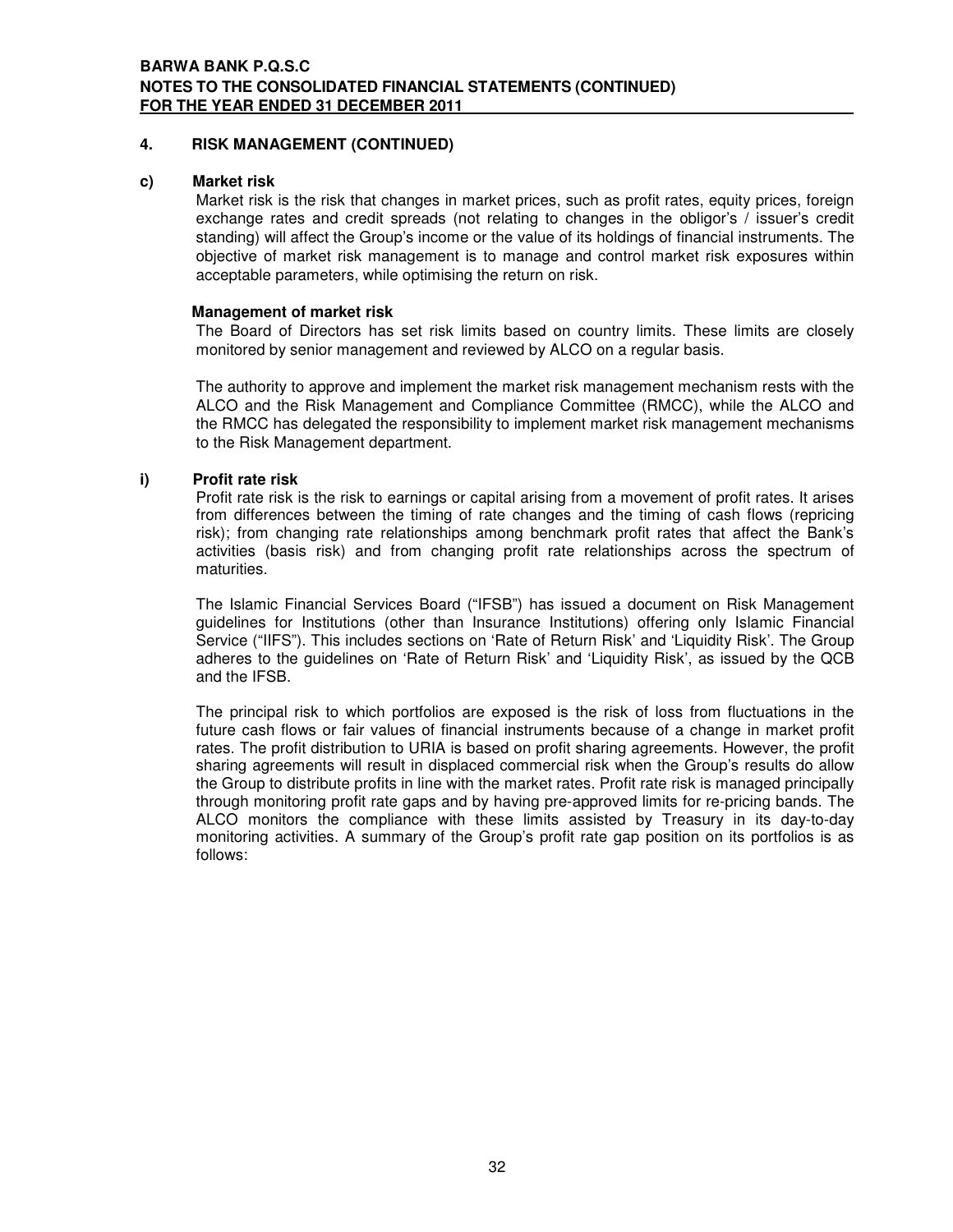## 4. RISK MANAGEMENT (CONTINUED)

### c) Market risk

Market risk is the risk that changes in market prices, such as profit rates, equity prices, foreign exchange rates and credit spreads (not relating to changes in the obligor's / issuer's credit standing) will affect the Group's income or the value of its holdings of financial instruments. The objective of market risk management is to manage and control market risk exposures within acceptable parameters, while optimising the return on risk.

**Management of market risk**

The Board of Directors has set risk limits based on country limits. These limits are closely monitored by senior management and reviewed by ALCO on a regular basis.

The authority to approve and implement the market risk management mechanism rests with the ALCO and the Risk Management and Compliance Committee (RMCC), while the ALCO and the RMCC has delegated the responsibility to implement market risk management mechanisms to the Risk Management department.

### i) Profit rate risk

Profit rate risk is the risk to earnings or capital arising from a movement of profit rates. It arises from differences between the timing of rate changes and the timing of cash flows (repricing risk); from changing rate relationships among benchmark profit rates that affect the Bank's activities (basis risk) and from changing profit rate relationships across the spectrum of maturities.

The Islamic Financial Services Board ("IFSB") has issued a document on Risk Management guidelines for Institutions (other than Insurance Institutions) offering only Islamic Financial Service ("IIFS"). This includes sections on 'Rate of Return Risk' and 'Liquidity Risk'. The Group adheres to the guidelines on 'Rate of Return Risk' and 'Liquidity Risk', as issued by the QCB and the IFSB.

The principal risk to which portfolios are exposed is the risk of loss from fluctuations in the future cash flows or fair values of financial instruments because of a change in market profit rates. The profit distribution to URIA is based on profit sharing agreements. However, the profit sharing agreements will result in displaced commercial risk when the Group's results do allow the Group to distribute profits in line with the market rates. Profit rate risk is managed principally through monitoring profit rate gaps and by having pre-approved limits for re-pricing bands. The ALCO monitors the compliance with these limits assisted by Treasury in its day-to-day monitoring activities. A summary of the Group's profit rate gap position on its portfolios is as follows: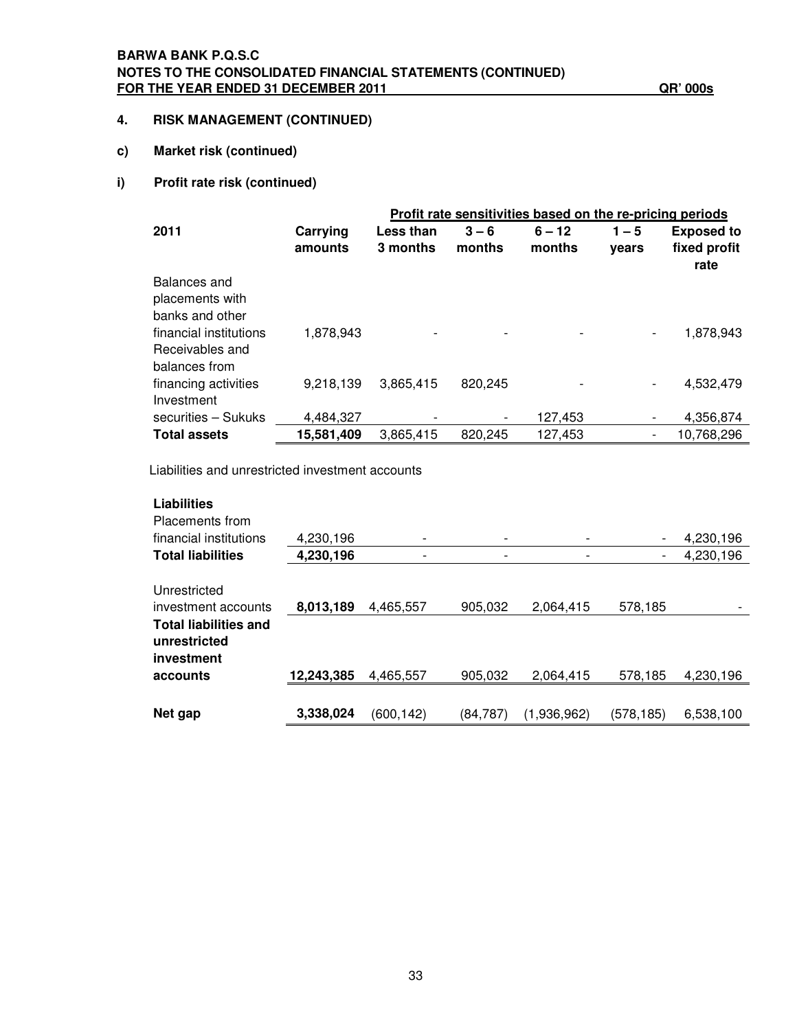**BARWA BANK P.Q.S.C**
**NOTES TO THE CONSOLIDATED FINANCIAL STATEMENTS (CONTINUED)**
**FOR THE YEAR ENDED 31 DECEMBER 2011** **QR' 000s**

## 4. RISK MANAGEMENT (CONTINUED)

### c) Market risk (continued)

### i) Profit rate risk (continued)

| | | Profit rate sensitivities based on the re-pricing periods | | | | |
|---|---|---|---|---|---|---|
| **2011** | **Carrying amounts** | **Less than 3 months** | **3 – 6 months** | **6 – 12 months** | **1 – 5 years** | **Exposed to fixed profit rate** |
| Balances and placements with banks and other financial institutions | 1,878,943 | - | - | - | - | 1,878,943 |
| Receivables and balances from financing activities | 9,218,139 | 3,865,415 | 820,245 | - | - | 4,532,479 |
| Investment securities – Sukuks | 4,484,327 | - | - | 127,453 | - | 4,356,874 |
| **Total assets** | **15,581,409** | 3,865,415 | 820,245 | 127,453 | - | 10,768,296 |
| Liabilities and unrestricted investment accounts | | | | | | |
| **Liabilities** | | | | | | |
| Placements from financial institutions | 4,230,196 | - | - | - | - | 4,230,196 |
| **Total liabilities** | **4,230,196** | - | - | - | - | 4,230,196 |
| Unrestricted investment accounts | **8,013,189** | 4,465,557 | 905,032 | 2,064,415 | 578,185 | - |
| **Total liabilities and unrestricted investment accounts** | **12,243,385** | 4,465,557 | 905,032 | 2,064,415 | 578,185 | 4,230,196 |
| **Net gap** | **3,338,024** | (600,142) | (84,787) | (1,936,962) | (578,185) | 6,538,100 |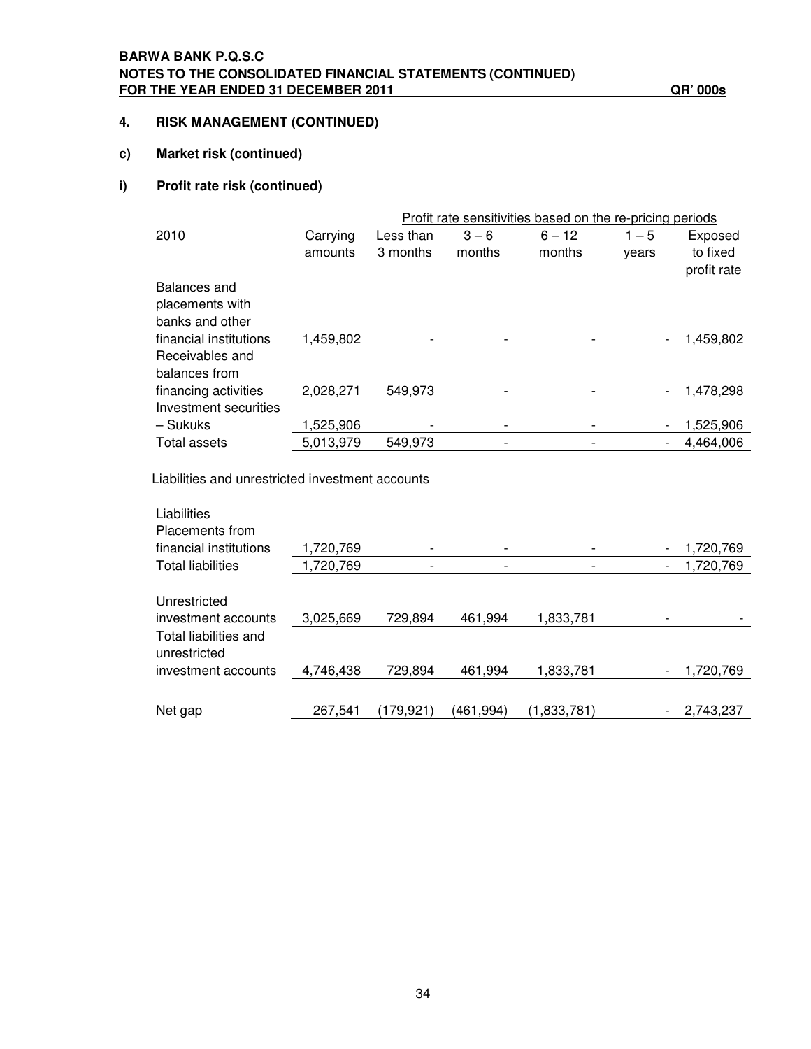## 4. RISK MANAGEMENT (CONTINUED)

### c) Market risk (continued)

### i) Profit rate risk (continued)

| 2010 | Carrying amounts | Profit rate sensitivities based on the re-pricing periods Less than 3 months | 3 – 6 months | 6 – 12 months | 1 – 5 years | Exposed to fixed profit rate |
|---|---|---|---|---|---|---|
| Balances and placements with banks and other financial institutions | 1,459,802 | - | - | - | - | 1,459,802 |
| Receivables and balances from financing activities | 2,028,271 | 549,973 | - | - | - | 1,478,298 |
| Investment securities – Sukuks | 1,525,906 | - | - | - | - | 1,525,906 |
| Total assets | 5,013,979 | 549,973 | - | - | - | 4,464,006 |
| **Liabilities and unrestricted investment accounts** | | | | | | |
| Liabilities | | | | | | |
| Placements from financial institutions | 1,720,769 | - | - | - | - | 1,720,769 |
| Total liabilities | 1,720,769 | - | - | - | - | 1,720,769 |
| Unrestricted investment accounts | 3,025,669 | 729,894 | 461,994 | 1,833,781 | - | - |
| Total liabilities and unrestricted investment accounts | 4,746,438 | 729,894 | 461,994 | 1,833,781 | - | 1,720,769 |
| Net gap | 267,541 | (179,921) | (461,994) | (1,833,781) | - | 2,743,237 |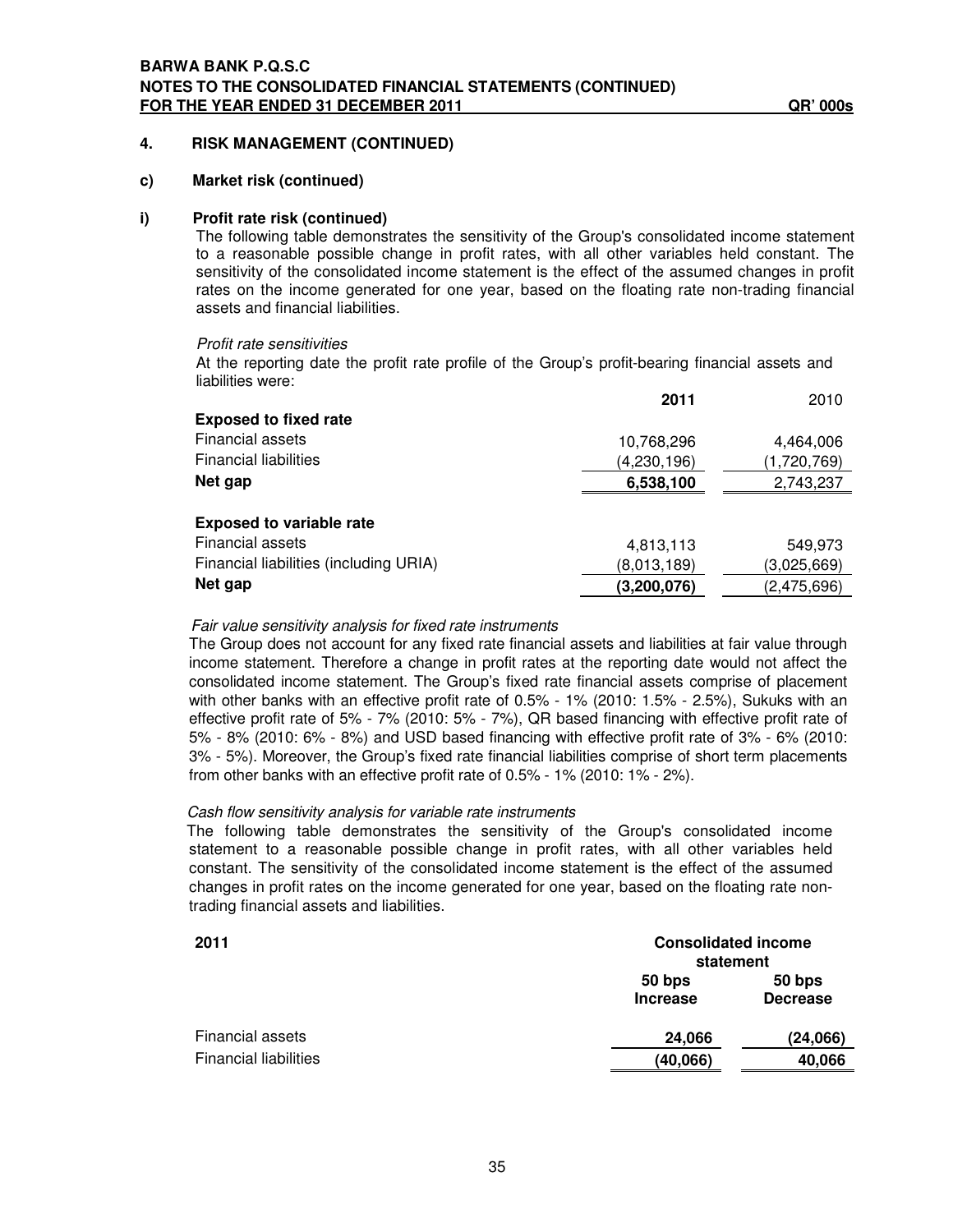## 4. RISK MANAGEMENT (CONTINUED)

### c) Market risk (continued)

#### i) Profit rate risk (continued)

The following table demonstrates the sensitivity of the Group's consolidated income statement to a reasonable possible change in profit rates, with all other variables held constant. The sensitivity of the consolidated income statement is the effect of the assumed changes in profit rates on the income generated for one year, based on the floating rate non-trading financial assets and financial liabilities.

*Profit rate sensitivities*

At the reporting date the profit rate profile of the Group's profit-bearing financial assets and liabilities were:

| | **2011** | 2010 |
|---|---|---|
| **Exposed to fixed rate** | | |
| Financial assets | 10,768,296 | 4,464,006 |
| Financial liabilities | (4,230,196) | (1,720,769) |
| **Net gap** | **6,538,100** | 2,743,237 |
| | | |
| **Exposed to variable rate** | | |
| Financial assets | 4,813,113 | 549,973 |
| Financial liabilities (including URIA) | (8,013,189) | (3,025,669) |
| **Net gap** | **(3,200,076)** | (2,475,696) |

*Fair value sensitivity analysis for fixed rate instruments*

The Group does not account for any fixed rate financial assets and liabilities at fair value through income statement. Therefore a change in profit rates at the reporting date would not affect the consolidated income statement. The Group's fixed rate financial assets comprise of placement with other banks with an effective profit rate of 0.5% - 1% (2010: 1.5% - 2.5%), Sukuks with an effective profit rate of 5% - 7% (2010: 5% - 7%), QR based financing with effective profit rate of 5% - 8% (2010: 6% - 8%) and USD based financing with effective profit rate of 3% - 6% (2010: 3% - 5%). Moreover, the Group's fixed rate financial liabilities comprise of short term placements from other banks with an effective profit rate of 0.5% - 1% (2010: 1% - 2%).

*Cash flow sensitivity analysis for variable rate instruments*

The following table demonstrates the sensitivity of the Group's consolidated income statement to a reasonable possible change in profit rates, with all other variables held constant. The sensitivity of the consolidated income statement is the effect of the assumed changes in profit rates on the income generated for one year, based on the floating rate non-trading financial assets and liabilities.

| **2011** | **Consolidated income statement** | |
|---|---|---|
| | **50 bps Increase** | **50 bps Decrease** |
| Financial assets | **24,066** | **(24,066)** |
| Financial liabilities | **(40,066)** | **40,066** |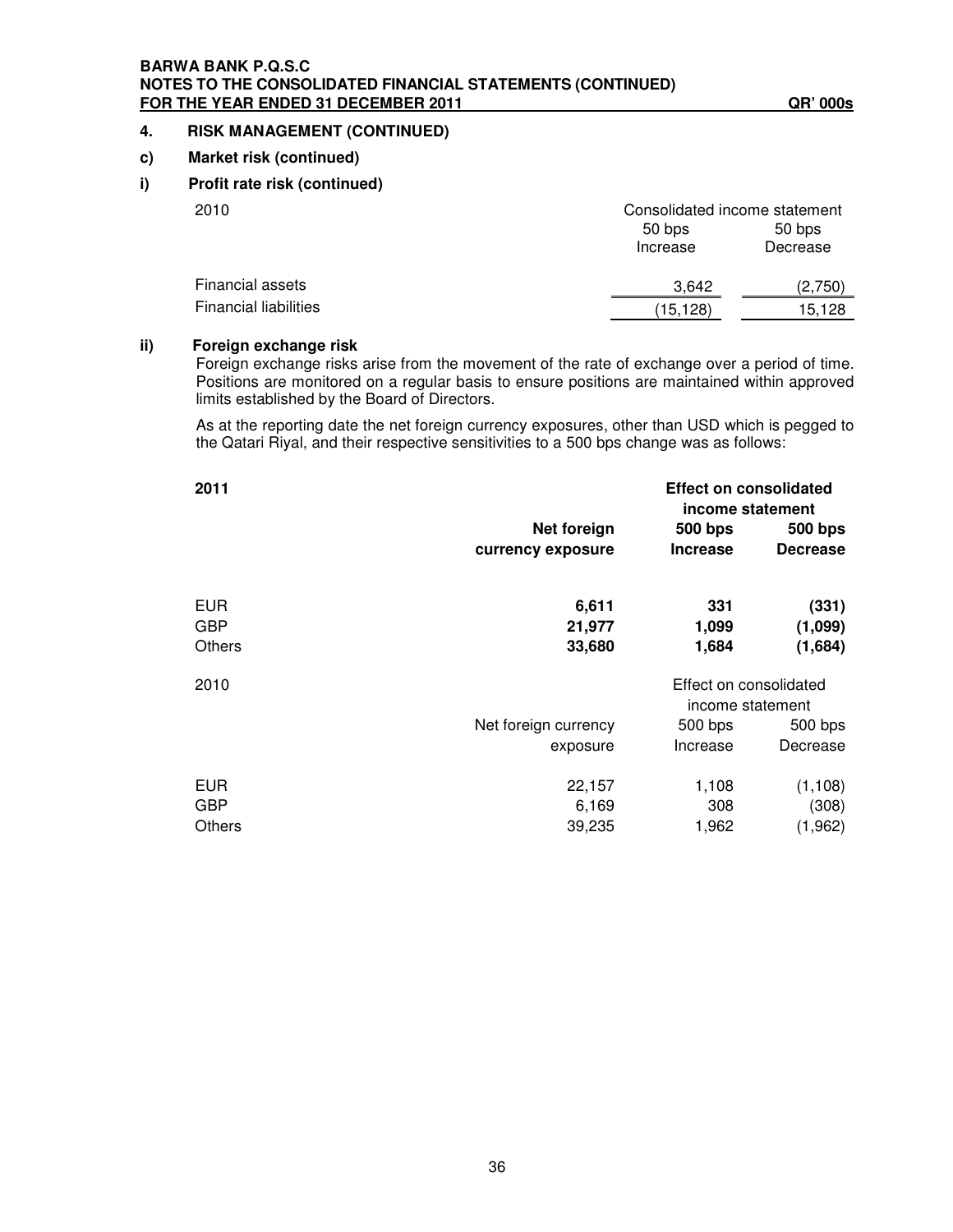## 4. RISK MANAGEMENT (CONTINUED)

### c) Market risk (continued)

### i) Profit rate risk (continued)

| 2010 | Consolidated income statement | |
|---|---|---|
| | 50 bps Increase | 50 bps Decrease |
| Financial assets | 3,642 | (2,750) |
| Financial liabilities | (15,128) | 15,128 |

### ii) Foreign exchange risk

Foreign exchange risks arise from the movement of the rate of exchange over a period of time. Positions are monitored on a regular basis to ensure positions are maintained within approved limits established by the Board of Directors.

As at the reporting date the net foreign currency exposures, other than USD which is pegged to the Qatari Riyal, and their respective sensitivities to a 500 bps change was as follows:

| **2011** | | **Effect on consolidated income statement** | |
|---|---|---|---|
| | **Net foreign currency exposure** | **500 bps Increase** | **500 bps Decrease** |
| EUR | **6,611** | **331** | **(331)** |
| GBP | **21,977** | **1,099** | **(1,099)** |
| Others | **33,680** | **1,684** | **(1,684)** |

| 2010 | | Effect on consolidated income statement | |
|---|---|---|---|
| | Net foreign currency exposure | 500 bps Increase | 500 bps Decrease |
| EUR | 22,157 | 1,108 | (1,108) |
| GBP | 6,169 | 308 | (308) |
| Others | 39,235 | 1,962 | (1,962) |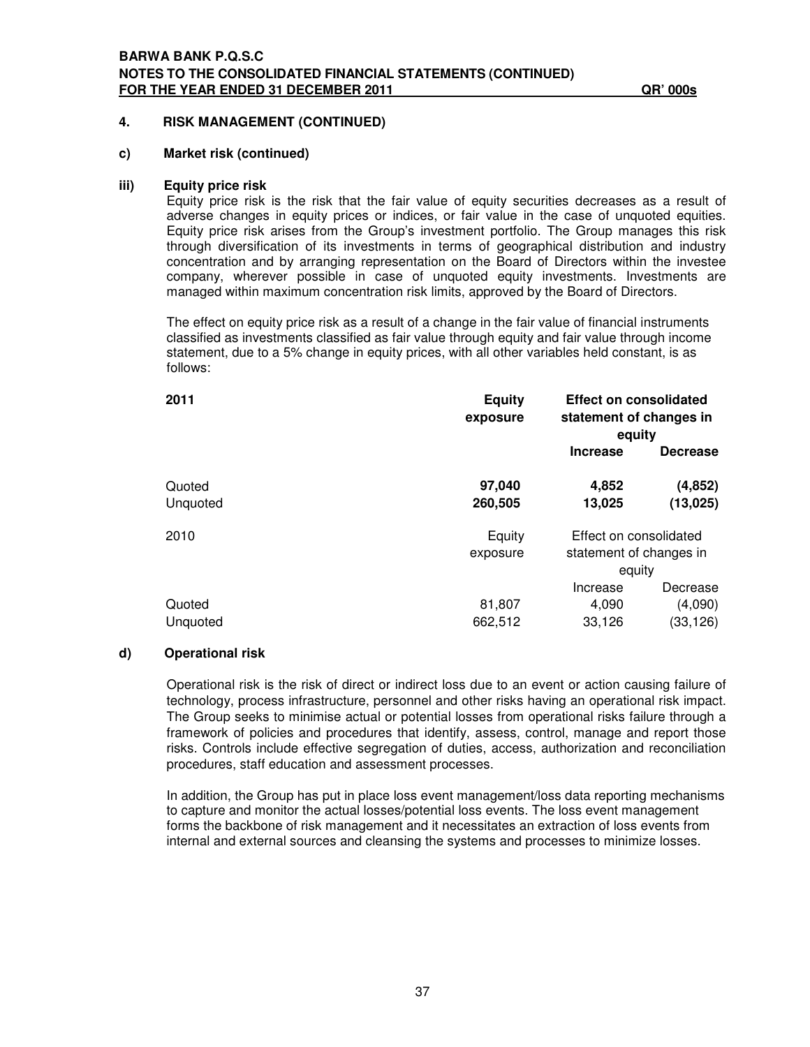## 4. RISK MANAGEMENT (CONTINUED)

### c) Market risk (continued)

#### iii) Equity price risk

Equity price risk is the risk that the fair value of equity securities decreases as a result of adverse changes in equity prices or indices, or fair value in the case of unquoted equities. Equity price risk arises from the Group's investment portfolio. The Group manages this risk through diversification of its investments in terms of geographical distribution and industry concentration and by arranging representation on the Board of Directors within the investee company, wherever possible in case of unquoted equity investments. Investments are managed within maximum concentration risk limits, approved by the Board of Directors.

The effect on equity price risk as a result of a change in the fair value of financial instruments classified as investments classified as fair value through equity and fair value through income statement, due to a 5% change in equity prices, with all other variables held constant, is as follows:

| **2011** | **Equity exposure** | **Effect on consolidated statement of changes in equity** | |
|---|---|---|---|
| | | **Increase** | **Decrease** |
| Quoted | **97,040** | **4,852** | **(4,852)** |
| Unquoted | **260,505** | **13,025** | **(13,025)** |

| 2010 | Equity exposure | Effect on consolidated statement of changes in equity | |
|---|---|---|---|
| | | Increase | Decrease |
| Quoted | 81,807 | 4,090 | (4,090) |
| Unquoted | 662,512 | 33,126 | (33,126) |

### d) Operational risk

Operational risk is the risk of direct or indirect loss due to an event or action causing failure of technology, process infrastructure, personnel and other risks having an operational risk impact. The Group seeks to minimise actual or potential losses from operational risks failure through a framework of policies and procedures that identify, assess, control, manage and report those risks. Controls include effective segregation of duties, access, authorization and reconciliation procedures, staff education and assessment processes.

In addition, the Group has put in place loss event management/loss data reporting mechanisms to capture and monitor the actual losses/potential loss events. The loss event management forms the backbone of risk management and it necessitates an extraction of loss events from internal and external sources and cleansing the systems and processes to minimize losses.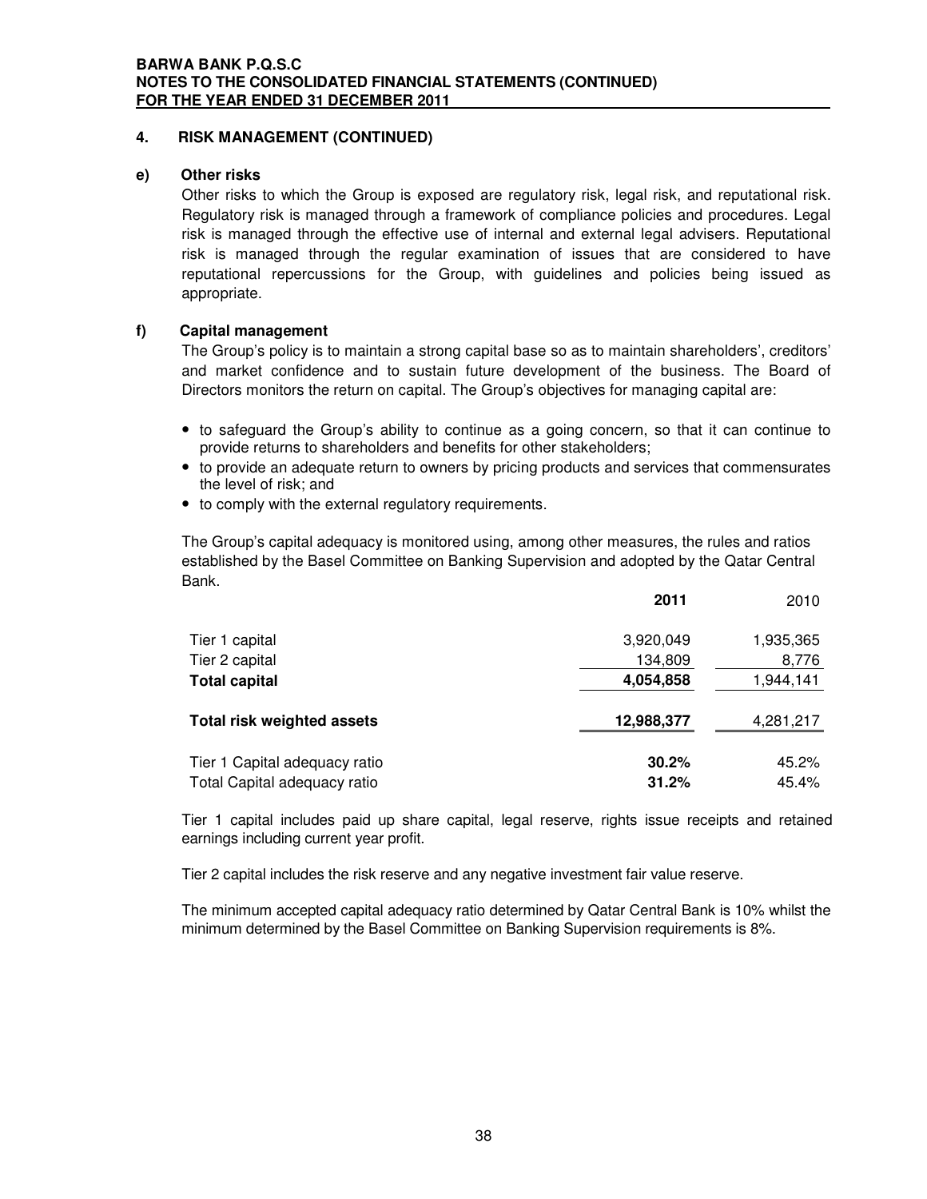## 4. RISK MANAGEMENT (CONTINUED)

### e) Other risks

Other risks to which the Group is exposed are regulatory risk, legal risk, and reputational risk. Regulatory risk is managed through a framework of compliance policies and procedures. Legal risk is managed through the effective use of internal and external legal advisers. Reputational risk is managed through the regular examination of issues that are considered to have reputational repercussions for the Group, with guidelines and policies being issued as appropriate.

### f) Capital management

The Group's policy is to maintain a strong capital base so as to maintain shareholders', creditors' and market confidence and to sustain future development of the business. The Board of Directors monitors the return on capital. The Group's objectives for managing capital are:

- to safeguard the Group's ability to continue as a going concern, so that it can continue to provide returns to shareholders and benefits for other stakeholders;
- to provide an adequate return to owners by pricing products and services that commensurates the level of risk; and
- to comply with the external regulatory requirements.

The Group's capital adequacy is monitored using, among other measures, the rules and ratios established by the Basel Committee on Banking Supervision and adopted by the Qatar Central Bank.

| | **2011** | 2010 |
|---|---|---|
| Tier 1 capital | 3,920,049 | 1,935,365 |
| Tier 2 capital | 134,809 | 8,776 |
| **Total capital** | **4,054,858** | 1,944,141 |
| **Total risk weighted assets** | **12,988,377** | 4,281,217 |
| Tier 1 Capital adequacy ratio | **30.2%** | 45.2% |
| Total Capital adequacy ratio | **31.2%** | 45.4% |

Tier 1 capital includes paid up share capital, legal reserve, rights issue receipts and retained earnings including current year profit.

Tier 2 capital includes the risk reserve and any negative investment fair value reserve.

The minimum accepted capital adequacy ratio determined by Qatar Central Bank is 10% whilst the minimum determined by the Basel Committee on Banking Supervision requirements is 8%.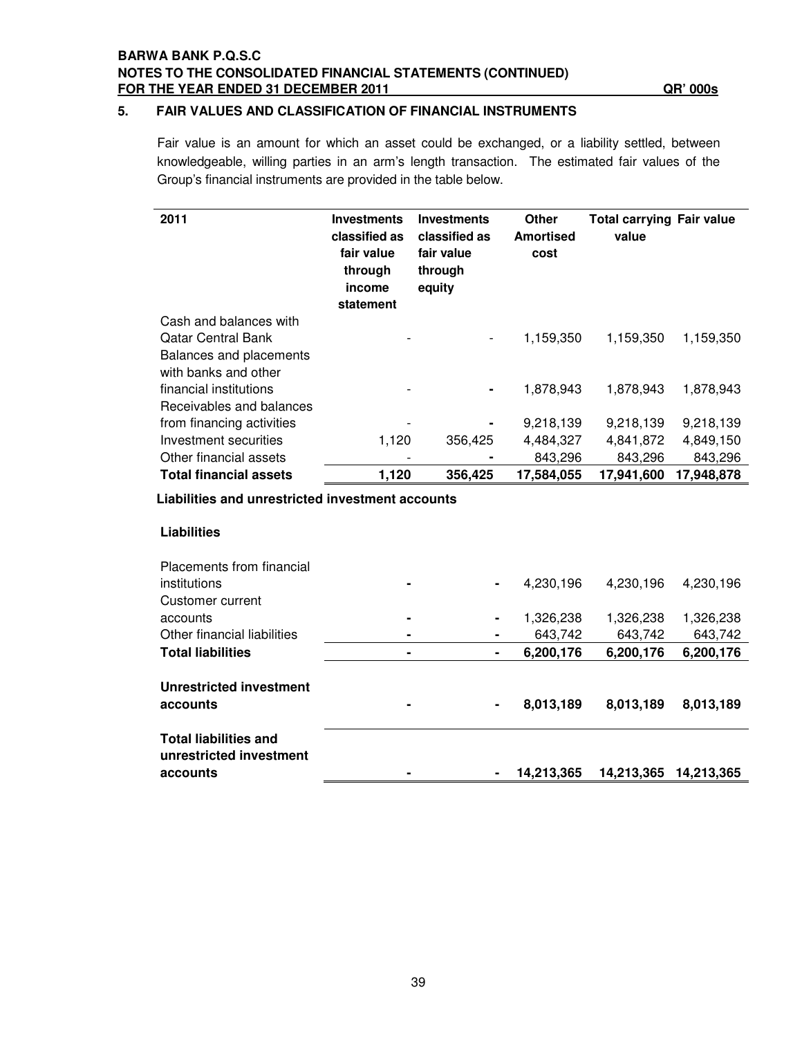**BARWA BANK P.Q.S.C**
**NOTES TO THE CONSOLIDATED FINANCIAL STATEMENTS (CONTINUED)**
**FOR THE YEAR ENDED 31 DECEMBER 2011** **QR' 000s**

## 5. FAIR VALUES AND CLASSIFICATION OF FINANCIAL INSTRUMENTS

Fair value is an amount for which an asset could be exchanged, or a liability settled, between knowledgeable, willing parties in an arm's length transaction. The estimated fair values of the Group's financial instruments are provided in the table below.

| 2011 | Investments classified as fair value through income statement | Investments classified as fair value through equity | Other Amortised cost | Total carrying value | Fair value |
|---|---|---|---|---|---|
| Cash and balances with Qatar Central Bank | - | - | 1,159,350 | 1,159,350 | 1,159,350 |
| Balances and placements with banks and other financial institutions | - | - | 1,878,943 | 1,878,943 | 1,878,943 |
| Receivables and balances from financing activities | - | - | 9,218,139 | 9,218,139 | 9,218,139 |
| Investment securities | 1,120 | 356,425 | 4,484,327 | 4,841,872 | 4,849,150 |
| Other financial assets | - | - | 843,296 | 843,296 | 843,296 |
| **Total financial assets** | **1,120** | **356,425** | **17,584,055** | **17,941,600** | **17,948,878** |
| **Liabilities and unrestricted investment accounts** | | | | | |
| **Liabilities** | | | | | |
| Placements from financial institutions | - | - | 4,230,196 | 4,230,196 | 4,230,196 |
| Customer current accounts | - | - | 1,326,238 | 1,326,238 | 1,326,238 |
| Other financial liabilities | - | - | 643,742 | 643,742 | 643,742 |
| **Total liabilities** | **-** | **-** | **6,200,176** | **6,200,176** | **6,200,176** |
| **Unrestricted investment accounts** | **-** | **-** | **8,013,189** | **8,013,189** | **8,013,189** |
| **Total liabilities and unrestricted investment accounts** | **-** | **-** | **14,213,365** | **14,213,365** | **14,213,365** |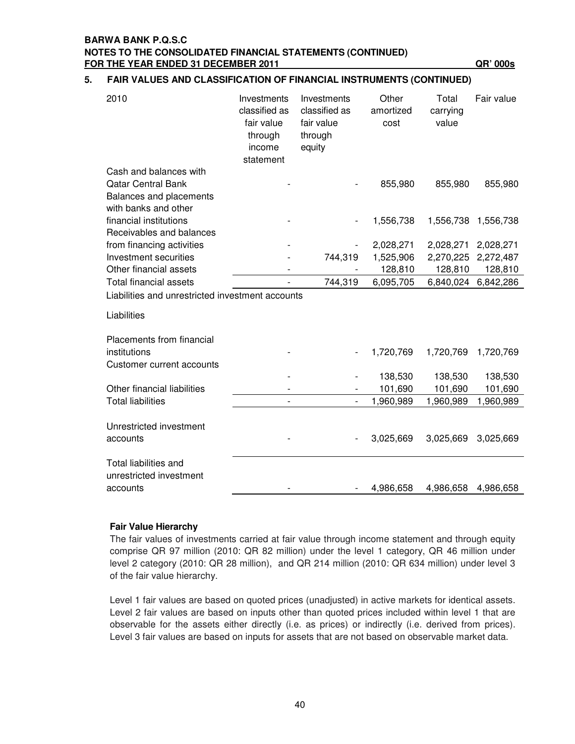**BARWA BANK P.Q.S.C**
**NOTES TO THE CONSOLIDATED FINANCIAL STATEMENTS (CONTINUED)**
**FOR THE YEAR ENDED 31 DECEMBER 2011** **QR' 000s**

## 5. FAIR VALUES AND CLASSIFICATION OF FINANCIAL INSTRUMENTS (CONTINUED)

| 2010 | Investments classified as fair value through income statement | Investments classified as fair value through equity | Other amortized cost | Total carrying value | Fair value |
|---|---|---|---|---|---|
| Cash and balances with Qatar Central Bank | - | - | 855,980 | 855,980 | 855,980 |
| Balances and placements with banks and other financial institutions | - | - | 1,556,738 | 1,556,738 | 1,556,738 |
| Receivables and balances from financing activities | - | - | 2,028,271 | 2,028,271 | 2,028,271 |
| Investment securities | - | 744,319 | 1,525,906 | 2,270,225 | 2,272,487 |
| Other financial assets | - | - | 128,810 | 128,810 | 128,810 |
| Total financial assets | - | 744,319 | 6,095,705 | 6,840,024 | 6,842,286 |
| Liabilities and unrestricted investment accounts | | | | | |
| Liabilities | | | | | |
| Placements from financial institutions | - | - | 1,720,769 | 1,720,769 | 1,720,769 |
| Customer current accounts | - | - | 138,530 | 138,530 | 138,530 |
| Other financial liabilities | - | - | 101,690 | 101,690 | 101,690 |
| Total liabilities | - | - | 1,960,989 | 1,960,989 | 1,960,989 |
| Unrestricted investment accounts | - | - | 3,025,669 | 3,025,669 | 3,025,669 |
| Total liabilities and unrestricted investment accounts | - | - | 4,986,658 | 4,986,658 | 4,986,658 |

**Fair Value Hierarchy**

The fair values of investments carried at fair value through income statement and through equity comprise QR 97 million (2010: QR 82 million) under the level 1 category, QR 46 million under level 2 category (2010: QR 28 million), and QR 214 million (2010: QR 634 million) under level 3 of the fair value hierarchy.

Level 1 fair values are based on quoted prices (unadjusted) in active markets for identical assets. Level 2 fair values are based on inputs other than quoted prices included within level 1 that are observable for the assets either directly (i.e. as prices) or indirectly (i.e. derived from prices). Level 3 fair values are based on inputs for assets that are not based on observable market data.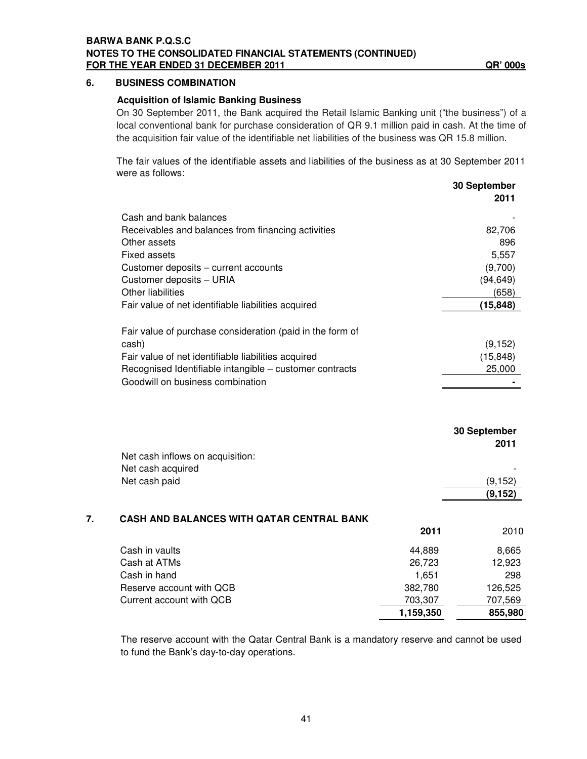## 6. BUSINESS COMBINATION

### Acquisition of Islamic Banking Business

On 30 September 2011, the Bank acquired the Retail Islamic Banking unit ("the business") of a local conventional bank for purchase consideration of QR 9.1 million paid in cash. At the time of the acquisition fair value of the identifiable net liabilities of the business was QR 15.8 million.

The fair values of the identifiable assets and liabilities of the business as at 30 September 2011 were as follows:

| | 30 September 2011 |
|---|---|
| Cash and bank balances | - |
| Receivables and balances from financing activities | 82,706 |
| Other assets | 896 |
| Fixed assets | 5,557 |
| Customer deposits – current accounts | (9,700) |
| Customer deposits – URIA | (94,649) |
| Other liabilities | (658) |
| **Fair value of net identifiable liabilities acquired** | **(15,848)** |
| | |
| Fair value of purchase consideration (paid in the form of cash) | (9,152) |
| Fair value of net identifiable liabilities acquired | (15,848) |
| Recognised Identifiable intangible – customer contracts | 25,000 |
| Goodwill on business combination | **-** |

| | 30 September 2011 |
|---|---|
| Net cash inflows on acquisition: | |
| Net cash acquired | - |
| Net cash paid | (9,152) |
| | **(9,152)** |

## 7. CASH AND BALANCES WITH QATAR CENTRAL BANK

| | 2011 | 2010 |
|---|---|---|
| Cash in vaults | 44,889 | 8,665 |
| Cash at ATMs | 26,723 | 12,923 |
| Cash in hand | 1,651 | 298 |
| Reserve account with QCB | 382,780 | 126,525 |
| Current account with QCB | 703,307 | 707,569 |
| | **1,159,350** | **855,980** |

The reserve account with the Qatar Central Bank is a mandatory reserve and cannot be used to fund the Bank's day-to-day operations.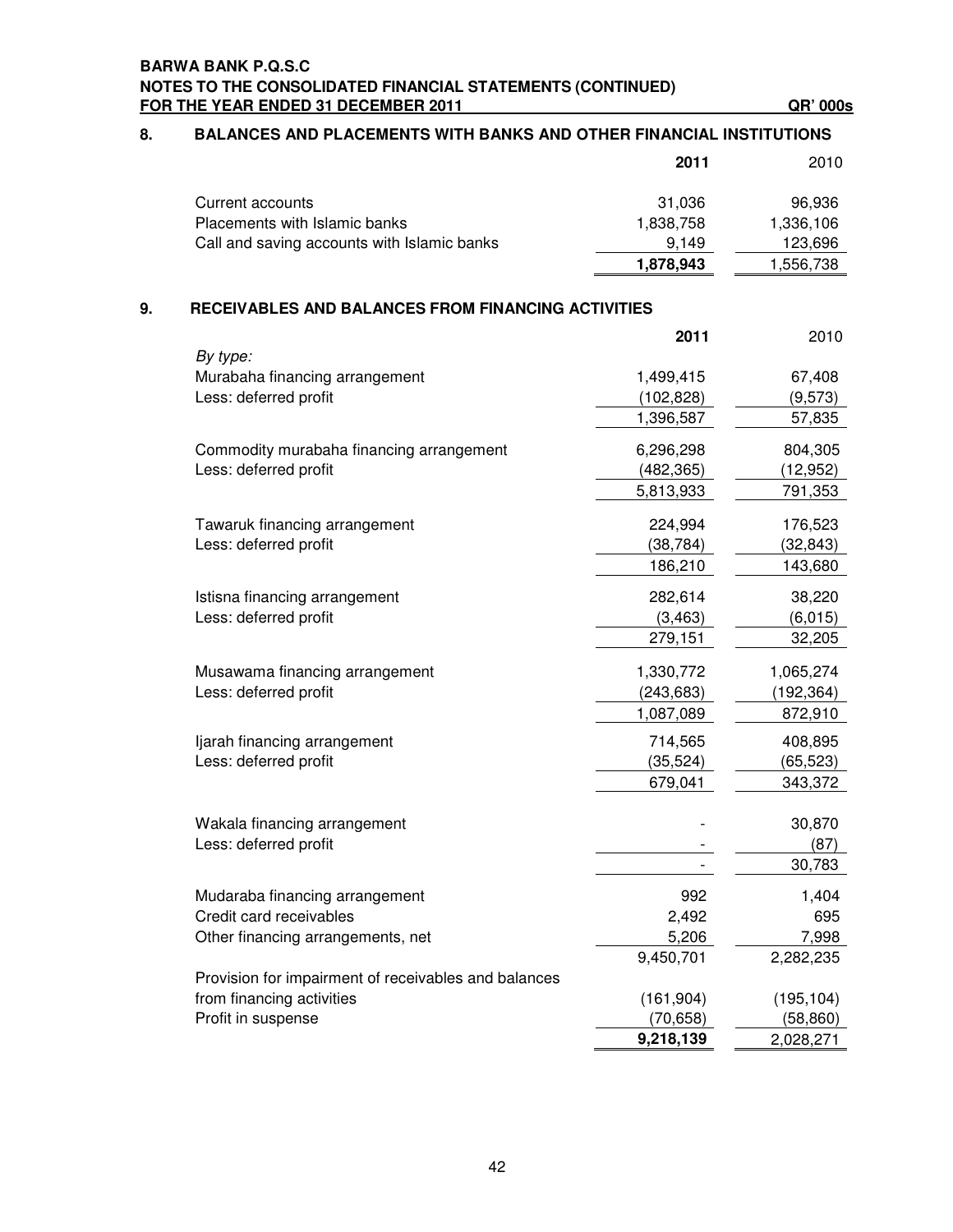**BARWA BANK P.Q.S.C**
**NOTES TO THE CONSOLIDATED FINANCIAL STATEMENTS (CONTINUED)**
**FOR THE YEAR ENDED 31 DECEMBER 2011** **QR' 000s**

## 8. BALANCES AND PLACEMENTS WITH BANKS AND OTHER FINANCIAL INSTITUTIONS

| | **2011** | 2010 |
|---|---|---|
| Current accounts | 31,036 | 96,936 |
| Placements with Islamic banks | 1,838,758 | 1,336,106 |
| Call and saving accounts with Islamic banks | 9,149 | 123,696 |
| | **1,878,943** | 1,556,738 |

## 9. RECEIVABLES AND BALANCES FROM FINANCING ACTIVITIES

| | **2011** | 2010 |
|---|---|---|
| *By type:* | | |
| Murabaha financing arrangement | 1,499,415 | 67,408 |
| Less: deferred profit | (102,828) | (9,573) |
| | 1,396,587 | 57,835 |
| Commodity murabaha financing arrangement | 6,296,298 | 804,305 |
| Less: deferred profit | (482,365) | (12,952) |
| | 5,813,933 | 791,353 |
| Tawaruk financing arrangement | 224,994 | 176,523 |
| Less: deferred profit | (38,784) | (32,843) |
| | 186,210 | 143,680 |
| Istisna financing arrangement | 282,614 | 38,220 |
| Less: deferred profit | (3,463) | (6,015) |
| | 279,151 | 32,205 |
| Musawama financing arrangement | 1,330,772 | 1,065,274 |
| Less: deferred profit | (243,683) | (192,364) |
| | 1,087,089 | 872,910 |
| Ijarah financing arrangement | 714,565 | 408,895 |
| Less: deferred profit | (35,524) | (65,523) |
| | 679,041 | 343,372 |
| Wakala financing arrangement | - | 30,870 |
| Less: deferred profit | - | (87) |
| | - | 30,783 |
| Mudaraba financing arrangement | 992 | 1,404 |
| Credit card receivables | 2,492 | 695 |
| Other financing arrangements, net | 5,206 | 7,998 |
| | 9,450,701 | 2,282,235 |
| Provision for impairment of receivables and balances from financing activities | (161,904) | (195,104) |
| Profit in suspense | (70,658) | (58,860) |
| | **9,218,139** | 2,028,271 |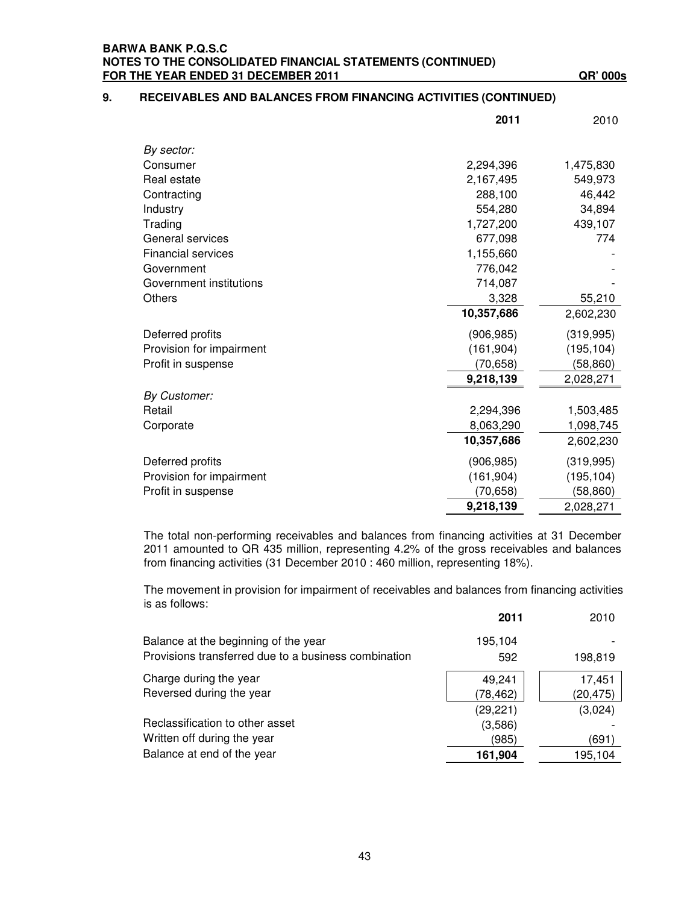## 9. RECEIVABLES AND BALANCES FROM FINANCING ACTIVITIES (CONTINUED)

QR' 000s

| | 2011 | 2010 |
|---|---|---|
| *By sector:* | | |
| Consumer | 2,294,396 | 1,475,830 |
| Real estate | 2,167,495 | 549,973 |
| Contracting | 288,100 | 46,442 |
| Industry | 554,280 | 34,894 |
| Trading | 1,727,200 | 439,107 |
| General services | 677,098 | 774 |
| Financial services | 1,155,660 | - |
| Government | 776,042 | - |
| Government institutions | 714,087 | - |
| Others | 3,328 | 55,210 |
| | **10,357,686** | 2,602,230 |
| Deferred profits | (906,985) | (319,995) |
| Provision for impairment | (161,904) | (195,104) |
| Profit in suspense | (70,658) | (58,860) |
| | **9,218,139** | 2,028,271 |
| *By Customer:* | | |
| Retail | 2,294,396 | 1,503,485 |
| Corporate | 8,063,290 | 1,098,745 |
| | **10,357,686** | 2,602,230 |
| Deferred profits | (906,985) | (319,995) |
| Provision for impairment | (161,904) | (195,104) |
| Profit in suspense | (70,658) | (58,860) |
| | **9,218,139** | 2,028,271 |

The total non-performing receivables and balances from financing activities at 31 December 2011 amounted to QR 435 million, representing 4.2% of the gross receivables and balances from financing activities (31 December 2010 : 460 million, representing 18%).

The movement in provision for impairment of receivables and balances from financing activities is as follows:

| | 2011 | 2010 |
|---|---|---|
| Balance at the beginning of the year | 195,104 | - |
| Provisions transferred due to a business combination | 592 | 198,819 |
| Charge during the year | 49,241 | 17,451 |
| Reversed during the year | (78,462) | (20,475) |
| | (29,221) | (3,024) |
| Reclassification to other asset | (3,586) | - |
| Written off during the year | (985) | (691) |
| Balance at end of the year | **161,904** | 195,104 |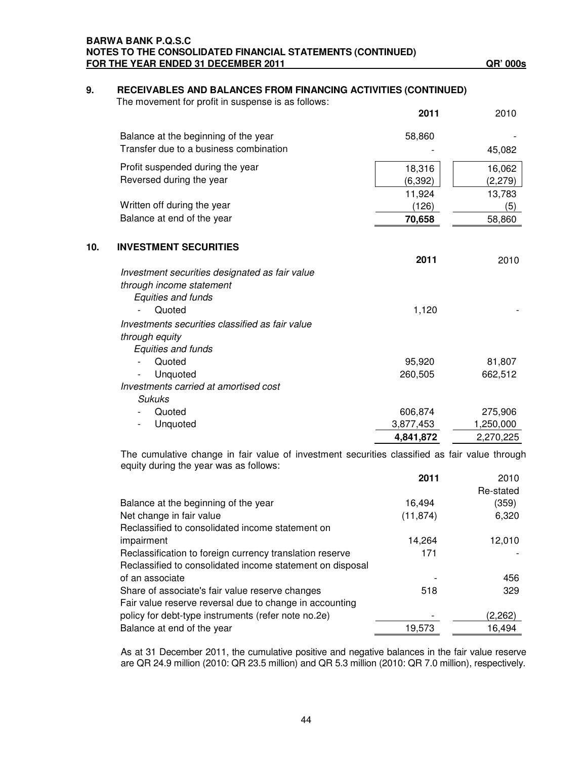## 9. RECEIVABLES AND BALANCES FROM FINANCING ACTIVITIES (CONTINUED)

The movement for profit in suspense is as follows:

| | 2011 | 2010 |
|---|---|---|
| Balance at the beginning of the year | 58,860 | - |
| Transfer due to a business combination | - | 45,082 |
| Profit suspended during the year | 18,316 | 16,062 |
| Reversed during the year | (6,392) | (2,279) |
| | 11,924 | 13,783 |
| Written off during the year | (126) | (5) |
| Balance at end of the year | **70,658** | 58,860 |

## 10. INVESTMENT SECURITIES

| | 2011 | 2010 |
|---|---|---|
| *Investment securities designated as fair value through income statement* | | |
| *Equities and funds* | | |
| - Quoted | 1,120 | - |
| *Investments securities classified as fair value through equity* | | |
| *Equities and funds* | | |
| - Quoted | 95,920 | 81,807 |
| - Unquoted | 260,505 | 662,512 |
| *Investments carried at amortised cost* | | |
| *Sukuks* | | |
| - Quoted | 606,874 | 275,906 |
| - Unquoted | 3,877,453 | 1,250,000 |
| | **4,841,872** | 2,270,225 |

The cumulative change in fair value of investment securities classified as fair value through equity during the year was as follows:

| | 2011 | 2010 Re-stated |
|---|---|---|
| Balance at the beginning of the year | 16,494 | (359) |
| Net change in fair value | (11,874) | 6,320 |
| Reclassified to consolidated income statement on impairment | 14,264 | 12,010 |
| Reclassification to foreign currency translation reserve | 171 | - |
| Reclassified to consolidated income statement on disposal of an associate | - | 456 |
| Share of associate's fair value reserve changes | 518 | 329 |
| Fair value reserve reversal due to change in accounting policy for debt-type instruments (refer note no.2e) | - | (2,262) |
| Balance at end of the year | 19,573 | 16,494 |

As at 31 December 2011, the cumulative positive and negative balances in the fair value reserve are QR 24.9 million (2010: QR 23.5 million) and QR 5.3 million (2010: QR 7.0 million), respectively.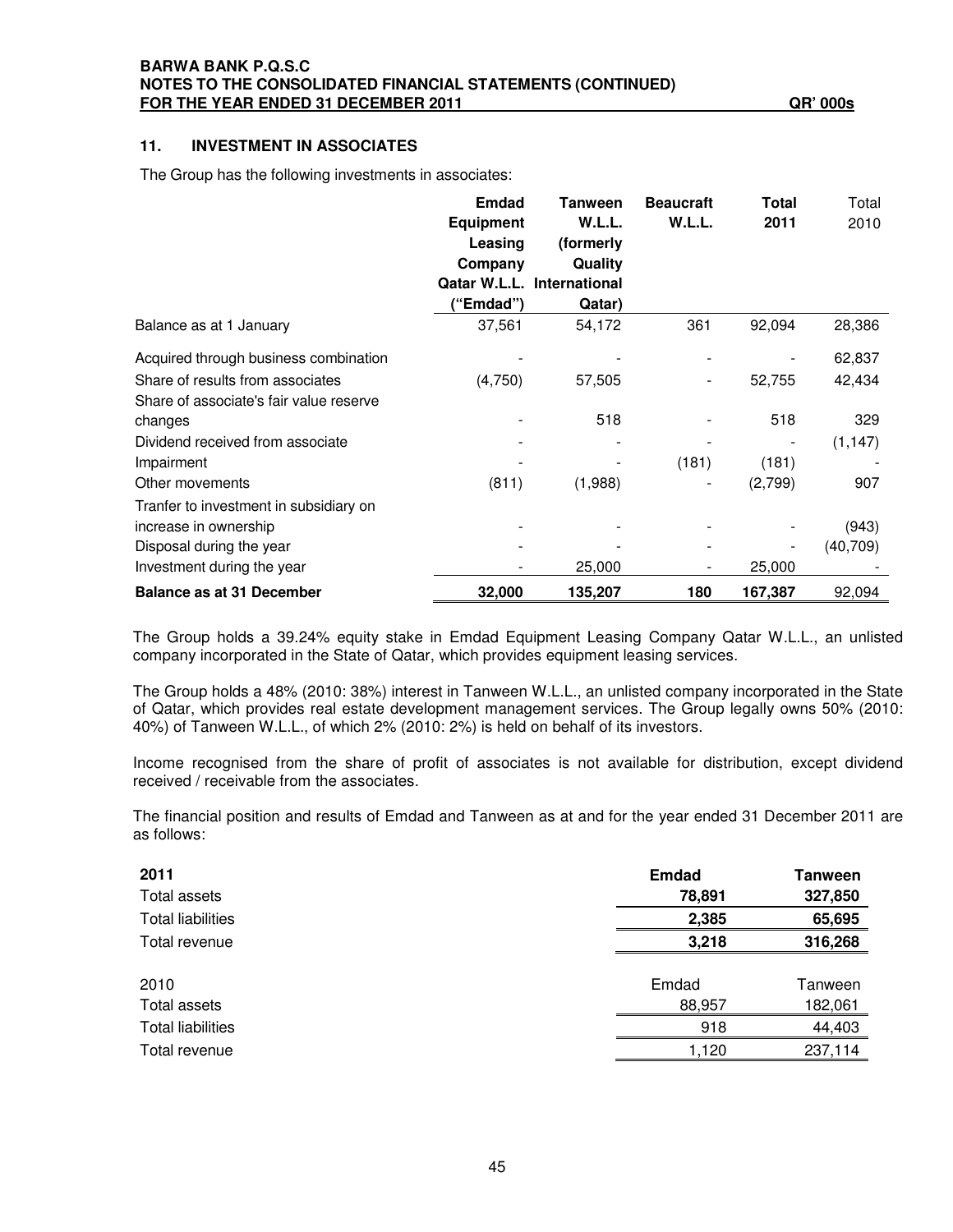## 11. INVESTMENT IN ASSOCIATES

The Group has the following investments in associates:

| | Emdad Equipment Leasing Company Qatar W.L.L. ("Emdad") | Tanween W.L.L. (formerly Quality International Qatar) | Beaucraft W.L.L. | Total 2011 | Total 2010 |
|---|---|---|---|---|---|
| Balance as at 1 January | 37,561 | 54,172 | 361 | 92,094 | 28,386 |
| Acquired through business combination | - | - | - | - | 62,837 |
| Share of results from associates | (4,750) | 57,505 | - | 52,755 | 42,434 |
| Share of associate's fair value reserve changes | - | 518 | - | 518 | 329 |
| Dividend received from associate | - | - | - | - | (1,147) |
| Impairment | - | - | (181) | (181) | - |
| Other movements | (811) | (1,988) | - | (2,799) | 907 |
| Tranfer to investment in subsidiary on increase in ownership | - | - | - | - | (943) |
| Disposal during the year | - | - | - | - | (40,709) |
| Investment during the year | - | 25,000 | - | 25,000 | - |
| **Balance as at 31 December** | **32,000** | **135,207** | **180** | **167,387** | 92,094 |

The Group holds a 39.24% equity stake in Emdad Equipment Leasing Company Qatar W.L.L., an unlisted company incorporated in the State of Qatar, which provides equipment leasing services.

The Group holds a 48% (2010: 38%) interest in Tanween W.L.L., an unlisted company incorporated in the State of Qatar, which provides real estate development management services. The Group legally owns 50% (2010: 40%) of Tanween W.L.L., of which 2% (2010: 2%) is held on behalf of its investors.

Income recognised from the share of profit of associates is not available for distribution, except dividend received / receivable from the associates.

The financial position and results of Emdad and Tanween as at and for the year ended 31 December 2011 are as follows:

| **2011** | **Emdad** | **Tanween** |
|---|---|---|
| Total assets | **78,891** | **327,850** |
| Total liabilities | **2,385** | **65,695** |
| Total revenue | **3,218** | **316,268** |

| 2010 | Emdad | Tanween |
|---|---|---|
| Total assets | 88,957 | 182,061 |
| Total liabilities | 918 | 44,403 |
| Total revenue | 1,120 | 237,114 |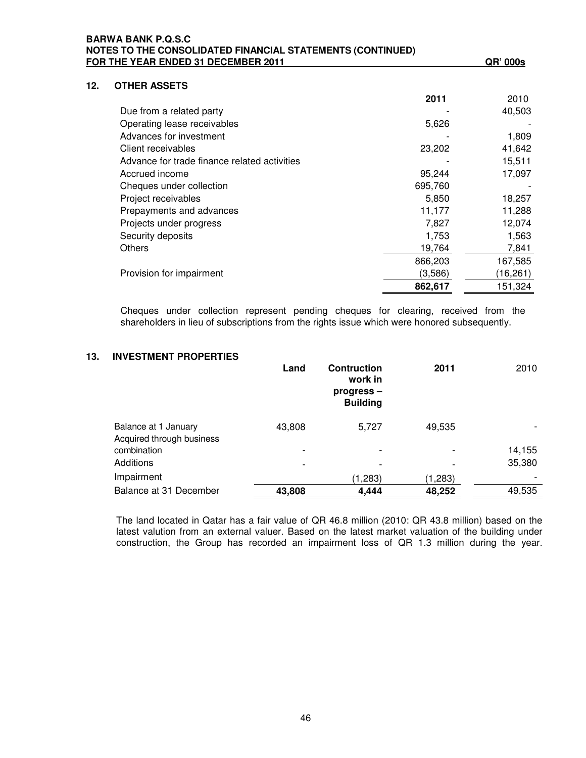## 12. OTHER ASSETS

| | 2011 | 2010 |
|---|---|---|
| Due from a related party | - | 40,503 |
| Operating lease receivables | 5,626 | - |
| Advances for investment | - | 1,809 |
| Client receivables | 23,202 | 41,642 |
| Advance for trade finance related activities | - | 15,511 |
| Accrued income | 95,244 | 17,097 |
| Cheques under collection | 695,760 | - |
| Project receivables | 5,850 | 18,257 |
| Prepayments and advances | 11,177 | 11,288 |
| Projects under progress | 7,827 | 12,074 |
| Security deposits | 1,753 | 1,563 |
| Others | 19,764 | 7,841 |
| | 866,203 | 167,585 |
| Provision for impairment | (3,586) | (16,261) |
| | **862,617** | 151,324 |

Cheques under collection represent pending cheques for clearing, received from the shareholders in lieu of subscriptions from the rights issue which were honored subsequently.

## 13. INVESTMENT PROPERTIES

| | Land | Contruction work in progress – Building | 2011 | 2010 |
|---|---|---|---|---|
| Balance at 1 January | 43,808 | 5,727 | 49,535 | - |
| Acquired through business combination | - | - | - | 14,155 |
| Additions | - | - | - | 35,380 |
| Impairment | | (1,283) | (1,283) | - |
| Balance at 31 December | **43,808** | **4,444** | **48,252** | 49,535 |

The land located in Qatar has a fair value of QR 46.8 million (2010: QR 43.8 million) based on the latest valution from an external valuer. Based on the latest market valuation of the building under construction, the Group has recorded an impairment loss of QR 1.3 million during the year.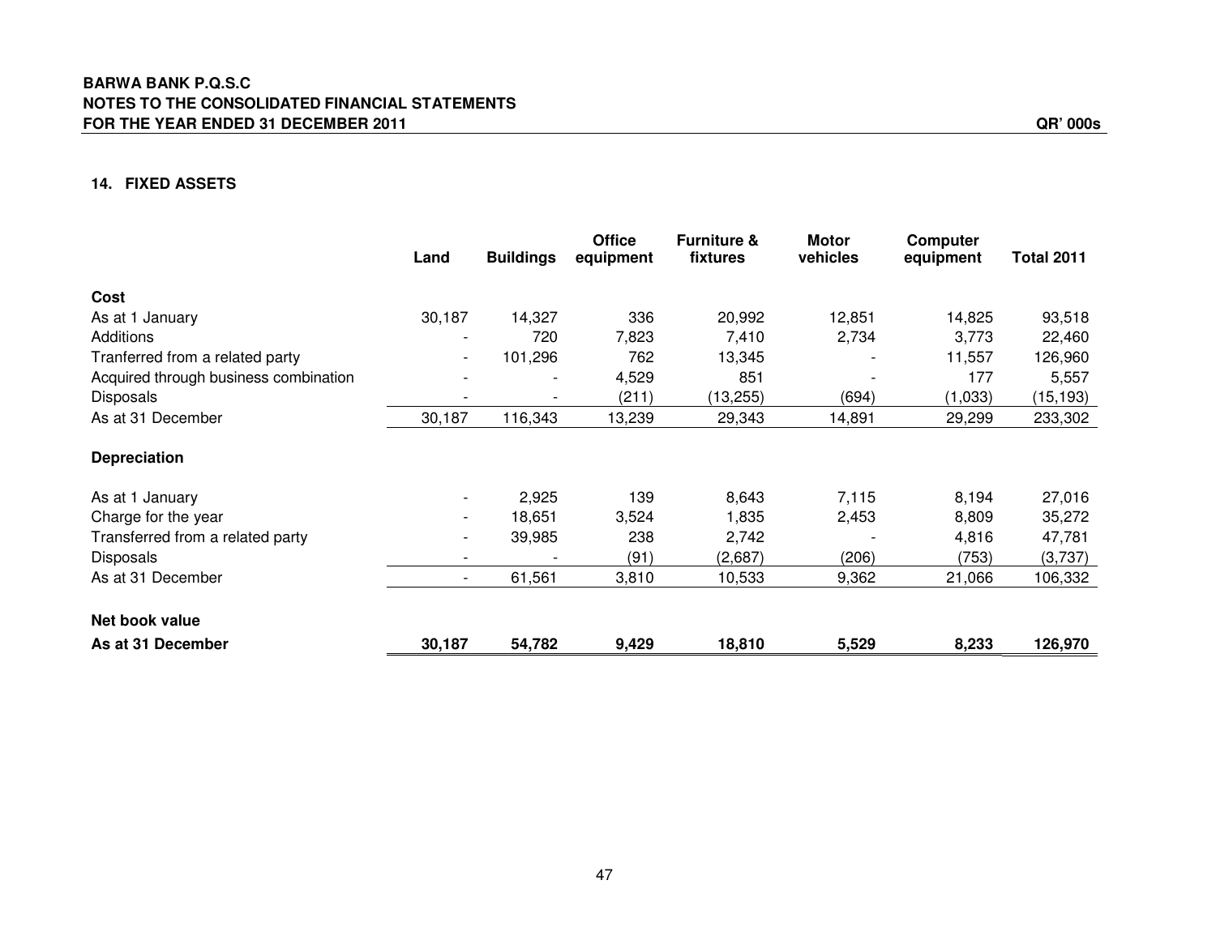**BARWA BANK P.Q.S.C**
**NOTES TO THE CONSOLIDATED FINANCIAL STATEMENTS**
**FOR THE YEAR ENDED 31 DECEMBER 2011** **QR' 000s**

## 14. FIXED ASSETS

| | Land | Buildings | Office equipment | Furniture & fixtures | Motor vehicles | Computer equipment | Total 2011 |
|---|---|---|---|---|---|---|---|
| **Cost** | | | | | | | |
| As at 1 January | 30,187 | 14,327 | 336 | 20,992 | 12,851 | 14,825 | 93,518 |
| Additions | - | 720 | 7,823 | 7,410 | 2,734 | 3,773 | 22,460 |
| Tranferred from a related party | - | 101,296 | 762 | 13,345 | - | 11,557 | 126,960 |
| Acquired through business combination | - | - | 4,529 | 851 | - | 177 | 5,557 |
| Disposals | - | - | (211) | (13,255) | (694) | (1,033) | (15,193) |
| As at 31 December | 30,187 | 116,343 | 13,239 | 29,343 | 14,891 | 29,299 | 233,302 |
| **Depreciation** | | | | | | | |
| As at 1 January | - | 2,925 | 139 | 8,643 | 7,115 | 8,194 | 27,016 |
| Charge for the year | - | 18,651 | 3,524 | 1,835 | 2,453 | 8,809 | 35,272 |
| Transferred from a related party | - | 39,985 | 238 | 2,742 | - | 4,816 | 47,781 |
| Disposals | - | - | (91) | (2,687) | (206) | (753) | (3,737) |
| As at 31 December | - | 61,561 | 3,810 | 10,533 | 9,362 | 21,066 | 106,332 |
| **Net book value** | | | | | | | |
| **As at 31 December** | **30,187** | **54,782** | **9,429** | **18,810** | **5,529** | **8,233** | **126,970** |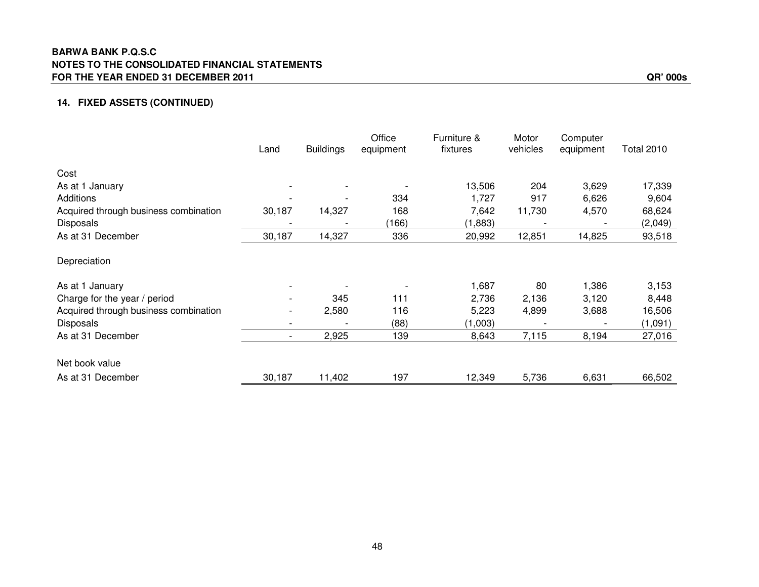## 14. FIXED ASSETS (CONTINUED)

| | Land | Buildings | Office equipment | Furniture & fixtures | Motor vehicles | Computer equipment | Total 2010 |
|---|---|---|---|---|---|---|---|
| **Cost** | | | | | | | |
| As at 1 January | - | - | - | 13,506 | 204 | 3,629 | 17,339 |
| Additions | - | - | 334 | 1,727 | 917 | 6,626 | 9,604 |
| Acquired through business combination | 30,187 | 14,327 | 168 | 7,642 | 11,730 | 4,570 | 68,624 |
| Disposals | - | - | (166) | (1,883) | - | - | (2,049) |
| As at 31 December | 30,187 | 14,327 | 336 | 20,992 | 12,851 | 14,825 | 93,518 |
| **Depreciation** | | | | | | | |
| As at 1 January | - | - | - | 1,687 | 80 | 1,386 | 3,153 |
| Charge for the year / period | - | 345 | 111 | 2,736 | 2,136 | 3,120 | 8,448 |
| Acquired through business combination | - | 2,580 | 116 | 5,223 | 4,899 | 3,688 | 16,506 |
| Disposals | - | - | (88) | (1,003) | - | - | (1,091) |
| As at 31 December | - | 2,925 | 139 | 8,643 | 7,115 | 8,194 | 27,016 |
| **Net book value** | | | | | | | |
| As at 31 December | 30,187 | 11,402 | 197 | 12,349 | 5,736 | 6,631 | 66,502 |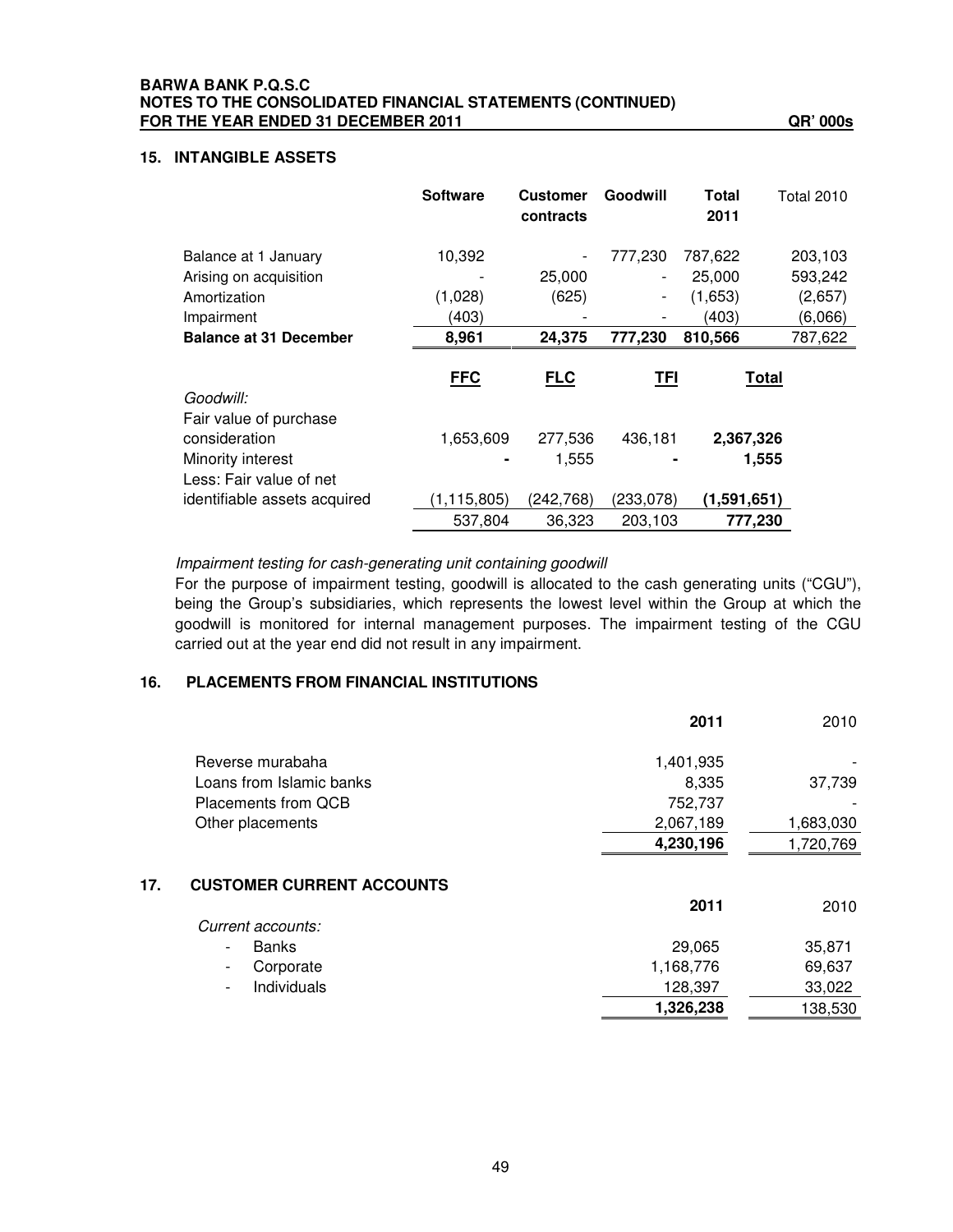**BARWA BANK P.Q.S.C**
**NOTES TO THE CONSOLIDATED FINANCIAL STATEMENTS (CONTINUED)**
**FOR THE YEAR ENDED 31 DECEMBER 2011** **QR' 000s**

## 15. INTANGIBLE ASSETS

| | **Software** | **Customer contracts** | **Goodwill** | **Total 2011** | Total 2010 |
|---|---|---|---|---|---|
| Balance at 1 January | 10,392 | - | 777,230 | 787,622 | 203,103 |
| Arising on acquisition | - | 25,000 | - | 25,000 | 593,242 |
| Amortization | (1,028) | (625) | - | (1,653) | (2,657) |
| Impairment | (403) | - | - | (403) | (6,066) |
| **Balance at 31 December** | **8,961** | **24,375** | **777,230** | **810,566** | 787,622 |

| | **FFC** | **FLC** | **TFI** | **Total** |
|---|---|---|---|---|
| *Goodwill:* | | | | |
| Fair value of purchase consideration | 1,653,609 | 277,536 | 436,181 | **2,367,326** |
| Minority interest | - | 1,555 | - | **1,555** |
| Less: Fair value of net identifiable assets acquired | (1,115,805) | (242,768) | (233,078) | **(1,591,651)** |
| | 537,804 | 36,323 | 203,103 | **777,230** |

*Impairment testing for cash-generating unit containing goodwill*

For the purpose of impairment testing, goodwill is allocated to the cash generating units ("CGU"), being the Group's subsidiaries, which represents the lowest level within the Group at which the goodwill is monitored for internal management purposes. The impairment testing of the CGU carried out at the year end did not result in any impairment.

## 16. PLACEMENTS FROM FINANCIAL INSTITUTIONS

| | **2011** | 2010 |
|---|---|---|
| Reverse murabaha | 1,401,935 | - |
| Loans from Islamic banks | 8,335 | 37,739 |
| Placements from QCB | 752,737 | - |
| Other placements | 2,067,189 | 1,683,030 |
| | **4,230,196** | 1,720,769 |

## 17. CUSTOMER CURRENT ACCOUNTS

| | **2011** | 2010 |
|---|---|---|
| *Current accounts:* | | |
| - Banks | 29,065 | 35,871 |
| - Corporate | 1,168,776 | 69,637 |
| - Individuals | 128,397 | 33,022 |
| | **1,326,238** | 138,530 |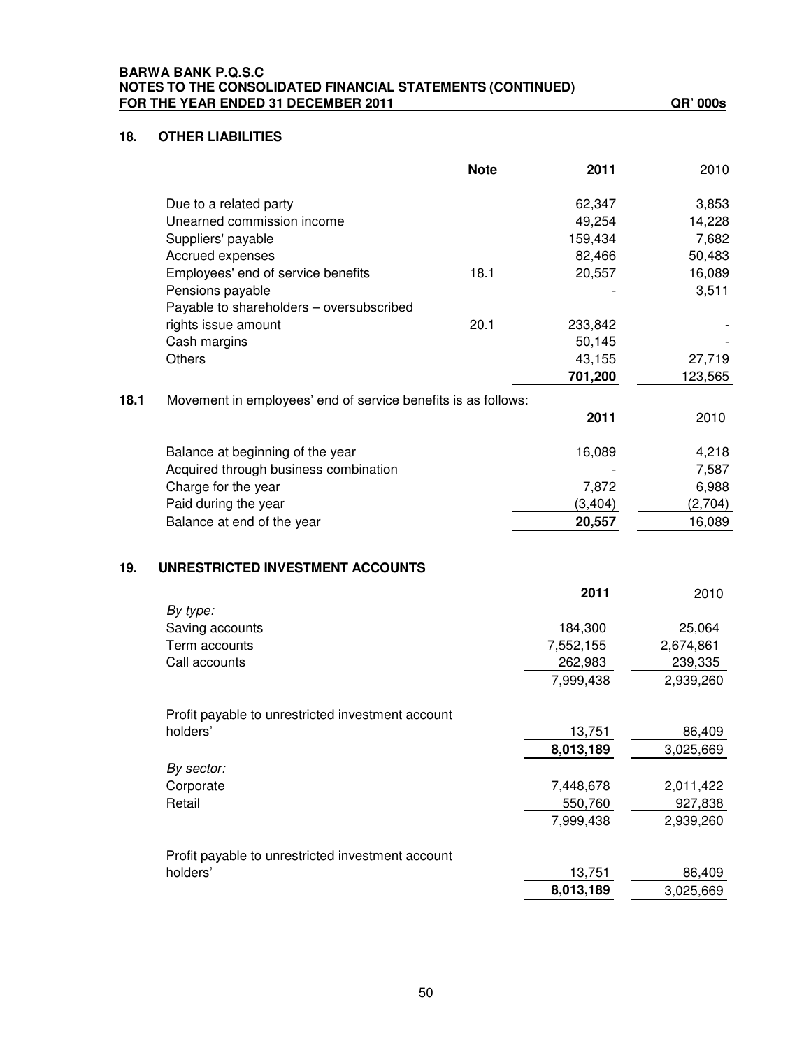**BARWA BANK P.Q.S.C**
**NOTES TO THE CONSOLIDATED FINANCIAL STATEMENTS (CONTINUED)**
**FOR THE YEAR ENDED 31 DECEMBER 2011** **QR' 000s**

## 18. OTHER LIABILITIES

| | Note | 2011 | 2010 |
|---|---|---|---|
| Due to a related party | | 62,347 | 3,853 |
| Unearned commission income | | 49,254 | 14,228 |
| Suppliers' payable | | 159,434 | 7,682 |
| Accrued expenses | | 82,466 | 50,483 |
| Employees' end of service benefits | 18.1 | 20,557 | 16,089 |
| Pensions payable | | - | 3,511 |
| Payable to shareholders – oversubscribed rights issue amount | 20.1 | 233,842 | - |
| Cash margins | | 50,145 | - |
| Others | | 43,155 | 27,719 |
| | | **701,200** | 123,565 |

**18.1** Movement in employees' end of service benefits is as follows:

| | 2011 | 2010 |
|---|---|---|
| Balance at beginning of the year | 16,089 | 4,218 |
| Acquired through business combination | - | 7,587 |
| Charge for the year | 7,872 | 6,988 |
| Paid during the year | (3,404) | (2,704) |
| Balance at end of the year | **20,557** | 16,089 |

## 19. UNRESTRICTED INVESTMENT ACCOUNTS

| | 2011 | 2010 |
|---|---|---|
| *By type:* | | |
| Saving accounts | 184,300 | 25,064 |
| Term accounts | 7,552,155 | 2,674,861 |
| Call accounts | 262,983 | 239,335 |
| | 7,999,438 | 2,939,260 |
| Profit payable to unrestricted investment account holders' | 13,751 | 86,409 |
| | **8,013,189** | 3,025,669 |
| *By sector:* | | |
| Corporate | 7,448,678 | 2,011,422 |
| Retail | 550,760 | 927,838 |
| | 7,999,438 | 2,939,260 |
| Profit payable to unrestricted investment account holders' | 13,751 | 86,409 |
| | **8,013,189** | 3,025,669 |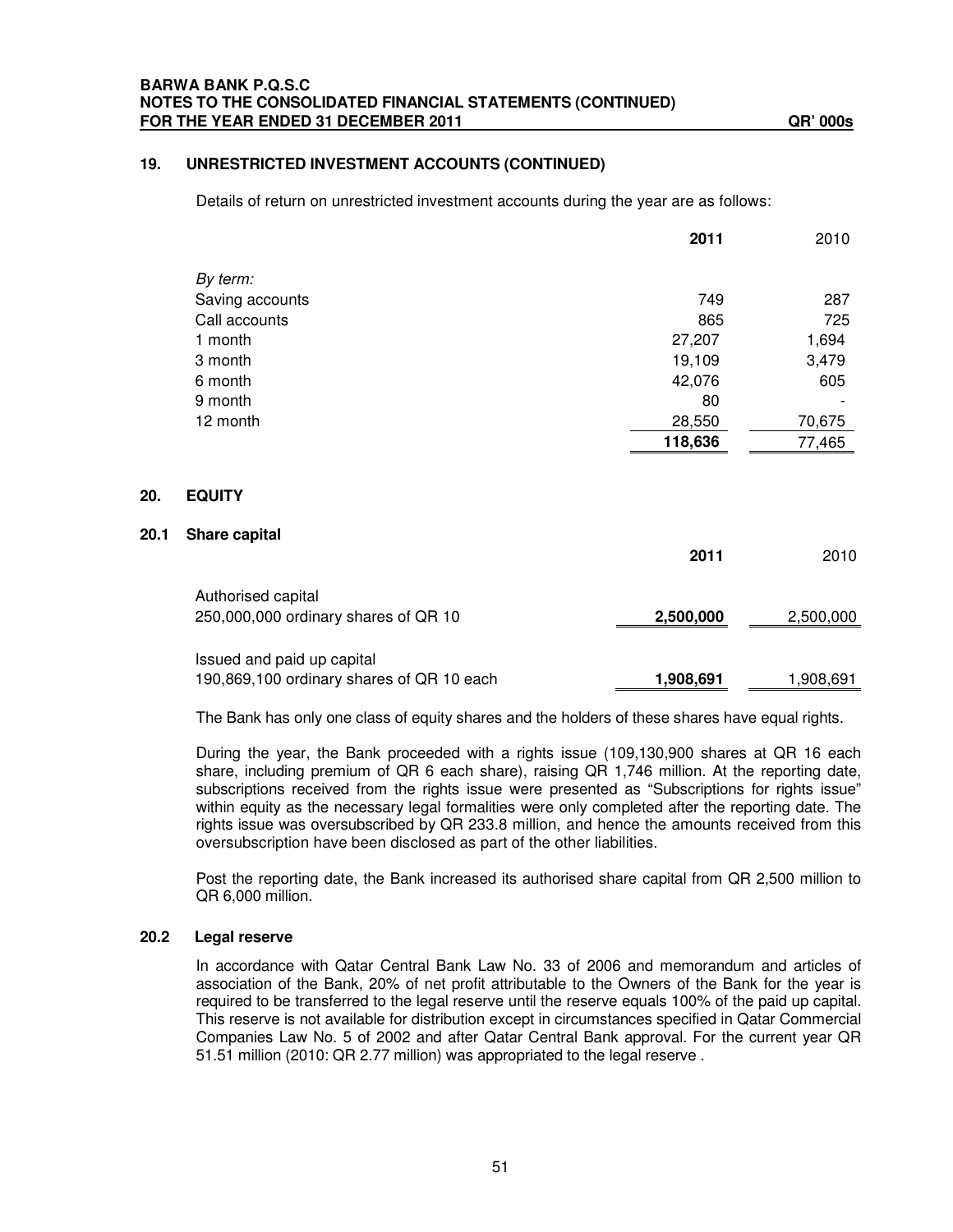## 19. UNRESTRICTED INVESTMENT ACCOUNTS (CONTINUED)

Details of return on unrestricted investment accounts during the year are as follows:

| | **2011** | 2010 |
|---|---|---|
| *By term:* | | |
| Saving accounts | 749 | 287 |
| Call accounts | 865 | 725 |
| 1 month | 27,207 | 1,694 |
| 3 month | 19,109 | 3,479 |
| 6 month | 42,076 | 605 |
| 9 month | 80 | - |
| 12 month | 28,550 | 70,675 |
| | **118,636** | 77,465 |

## 20. EQUITY

### 20.1 Share capital

| | **2011** | 2010 |
|---|---|---|
| Authorised capital | | |
| 250,000,000 ordinary shares of QR 10 | **2,500,000** | 2,500,000 |
| Issued and paid up capital | | |
| 190,869,100 ordinary shares of QR 10 each | **1,908,691** | 1,908,691 |

The Bank has only one class of equity shares and the holders of these shares have equal rights.

During the year, the Bank proceeded with a rights issue (109,130,900 shares at QR 16 each share, including premium of QR 6 each share), raising QR 1,746 million. At the reporting date, subscriptions received from the rights issue were presented as "Subscriptions for rights issue" within equity as the necessary legal formalities were only completed after the reporting date. The rights issue was oversubscribed by QR 233.8 million, and hence the amounts received from this oversubscription have been disclosed as part of the other liabilities.

Post the reporting date, the Bank increased its authorised share capital from QR 2,500 million to QR 6,000 million.

### 20.2 Legal reserve

In accordance with Qatar Central Bank Law No. 33 of 2006 and memorandum and articles of association of the Bank, 20% of net profit attributable to the Owners of the Bank for the year is required to be transferred to the legal reserve until the reserve equals 100% of the paid up capital. This reserve is not available for distribution except in circumstances specified in Qatar Commercial Companies Law No. 5 of 2002 and after Qatar Central Bank approval. For the current year QR 51.51 million (2010: QR 2.77 million) was appropriated to the legal reserve .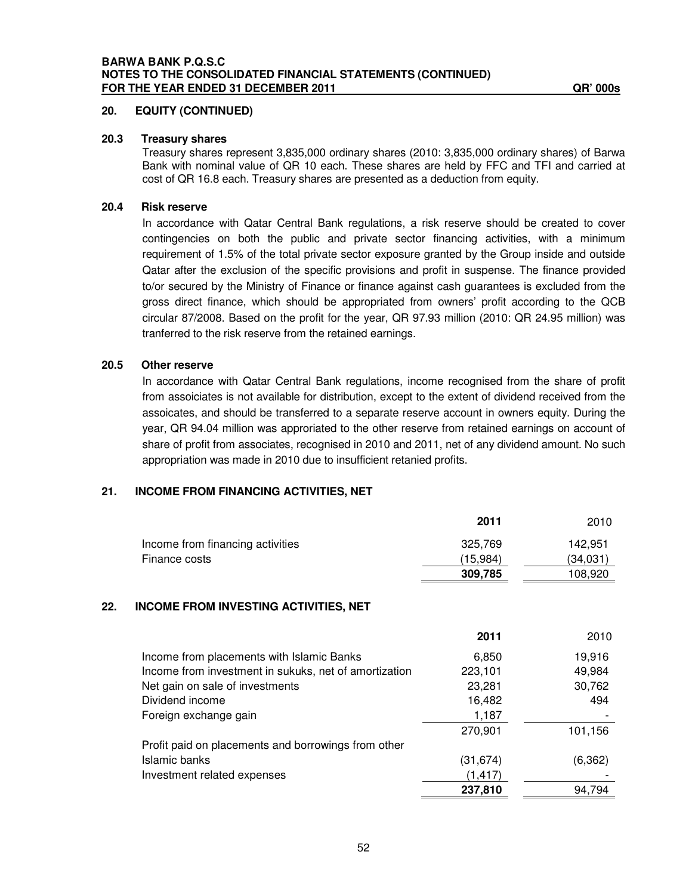## 20. EQUITY (CONTINUED)

### 20.3 Treasury shares

Treasury shares represent 3,835,000 ordinary shares (2010: 3,835,000 ordinary shares) of Barwa Bank with nominal value of QR 10 each. These shares are held by FFC and TFI and carried at cost of QR 16.8 each. Treasury shares are presented as a deduction from equity.

### 20.4 Risk reserve

In accordance with Qatar Central Bank regulations, a risk reserve should be created to cover contingencies on both the public and private sector financing activities, with a minimum requirement of 1.5% of the total private sector exposure granted by the Group inside and outside Qatar after the exclusion of the specific provisions and profit in suspense. The finance provided to/or secured by the Ministry of Finance or finance against cash guarantees is excluded from the gross direct finance, which should be appropriated from owners' profit according to the QCB circular 87/2008. Based on the profit for the year, QR 97.93 million (2010: QR 24.95 million) was tranferred to the risk reserve from the retained earnings.

### 20.5 Other reserve

In accordance with Qatar Central Bank regulations, income recognised from the share of profit from assoiciates is not available for distribution, except to the extent of dividend received from the assoicates, and should be transferred to a separate reserve account in owners equity. During the year, QR 94.04 million was approriated to the other reserve from retained earnings on account of share of profit from associates, recognised in 2010 and 2011, net of any dividend amount. No such appropriation was made in 2010 due to insufficient retanied profits.

## 21. INCOME FROM FINANCING ACTIVITIES, NET

| | **2011** | 2010 |
|---|---|---|
| Income from financing activities | 325,769 | 142,951 |
| Finance costs | (15,984) | (34,031) |
| | **309,785** | 108,920 |

## 22. INCOME FROM INVESTING ACTIVITIES, NET

| | **2011** | 2010 |
|---|---|---|
| Income from placements with Islamic Banks | 6,850 | 19,916 |
| Income from investment in sukuks, net of amortization | 223,101 | 49,984 |
| Net gain on sale of investments | 23,281 | 30,762 |
| Dividend income | 16,482 | 494 |
| Foreign exchange gain | 1,187 | - |
| | 270,901 | 101,156 |
| Profit paid on placements and borrowings from other Islamic banks | (31,674) | (6,362) |
| Investment related expenses | (1,417) | - |
| | **237,810** | 94,794 |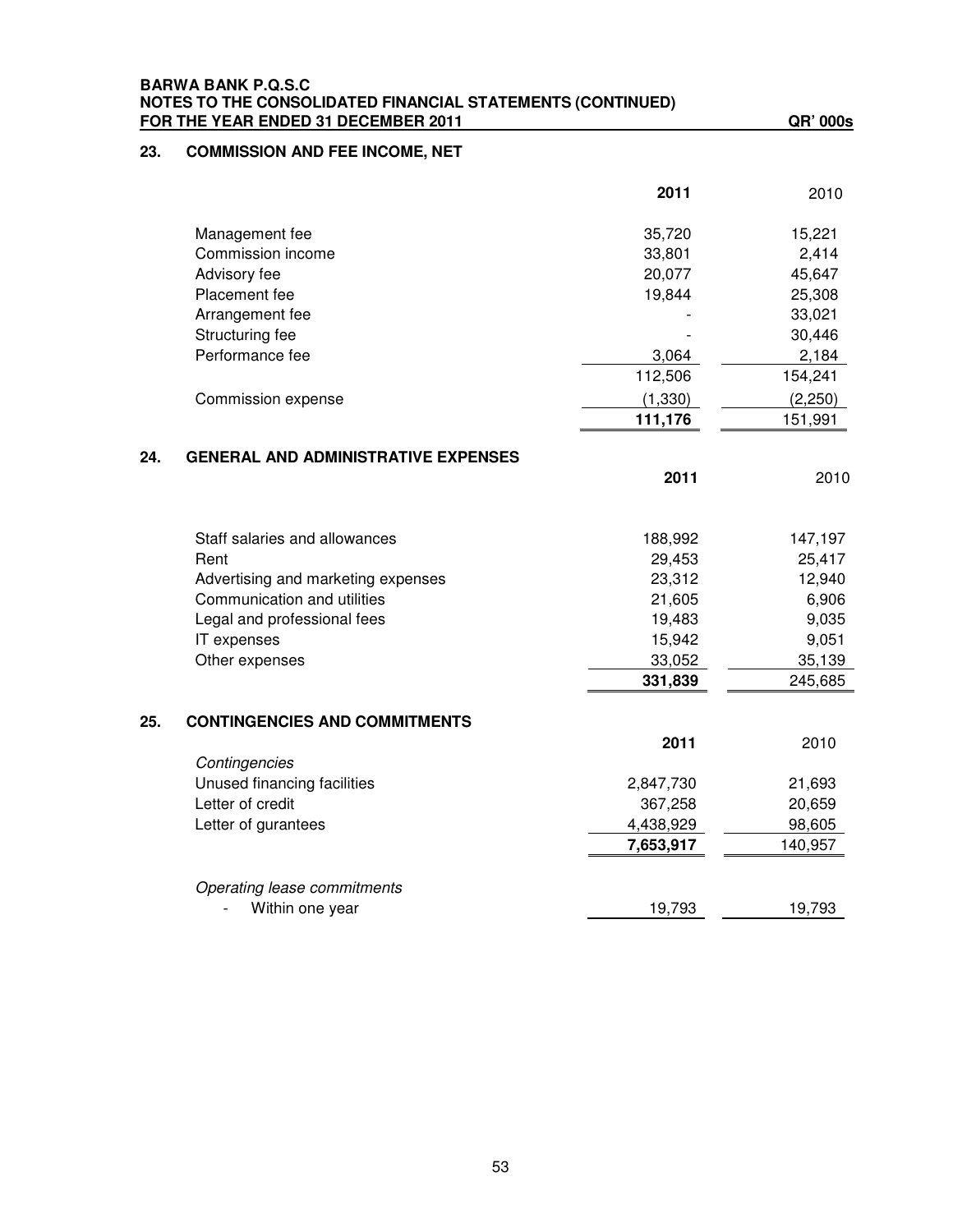**BARWA BANK P.Q.S.C**
**NOTES TO THE CONSOLIDATED FINANCIAL STATEMENTS (CONTINUED)**
**FOR THE YEAR ENDED 31 DECEMBER 2011** **QR' 000s**

## 23. COMMISSION AND FEE INCOME, NET

| | **2011** | 2010 |
|---|---|---|
| Management fee | 35,720 | 15,221 |
| Commission income | 33,801 | 2,414 |
| Advisory fee | 20,077 | 45,647 |
| Placement fee | 19,844 | 25,308 |
| Arrangement fee | - | 33,021 |
| Structuring fee | - | 30,446 |
| Performance fee | 3,064 | 2,184 |
| | 112,506 | 154,241 |
| Commission expense | (1,330) | (2,250) |
| | **111,176** | 151,991 |

## 24. GENERAL AND ADMINISTRATIVE EXPENSES

| | **2011** | 2010 |
|---|---|---|
| Staff salaries and allowances | 188,992 | 147,197 |
| Rent | 29,453 | 25,417 |
| Advertising and marketing expenses | 23,312 | 12,940 |
| Communication and utilities | 21,605 | 6,906 |
| Legal and professional fees | 19,483 | 9,035 |
| IT expenses | 15,942 | 9,051 |
| Other expenses | 33,052 | 35,139 |
| | **331,839** | 245,685 |

## 25. CONTINGENCIES AND COMMITMENTS

| | **2011** | 2010 |
|---|---|---|
| *Contingencies* | | |
| Unused financing facilities | 2,847,730 | 21,693 |
| Letter of credit | 367,258 | 20,659 |
| Letter of gurantees | 4,438,929 | 98,605 |
| | **7,653,917** | 140,957 |
| *Operating lease commitments* | | |
| - Within one year | 19,793 | 19,793 |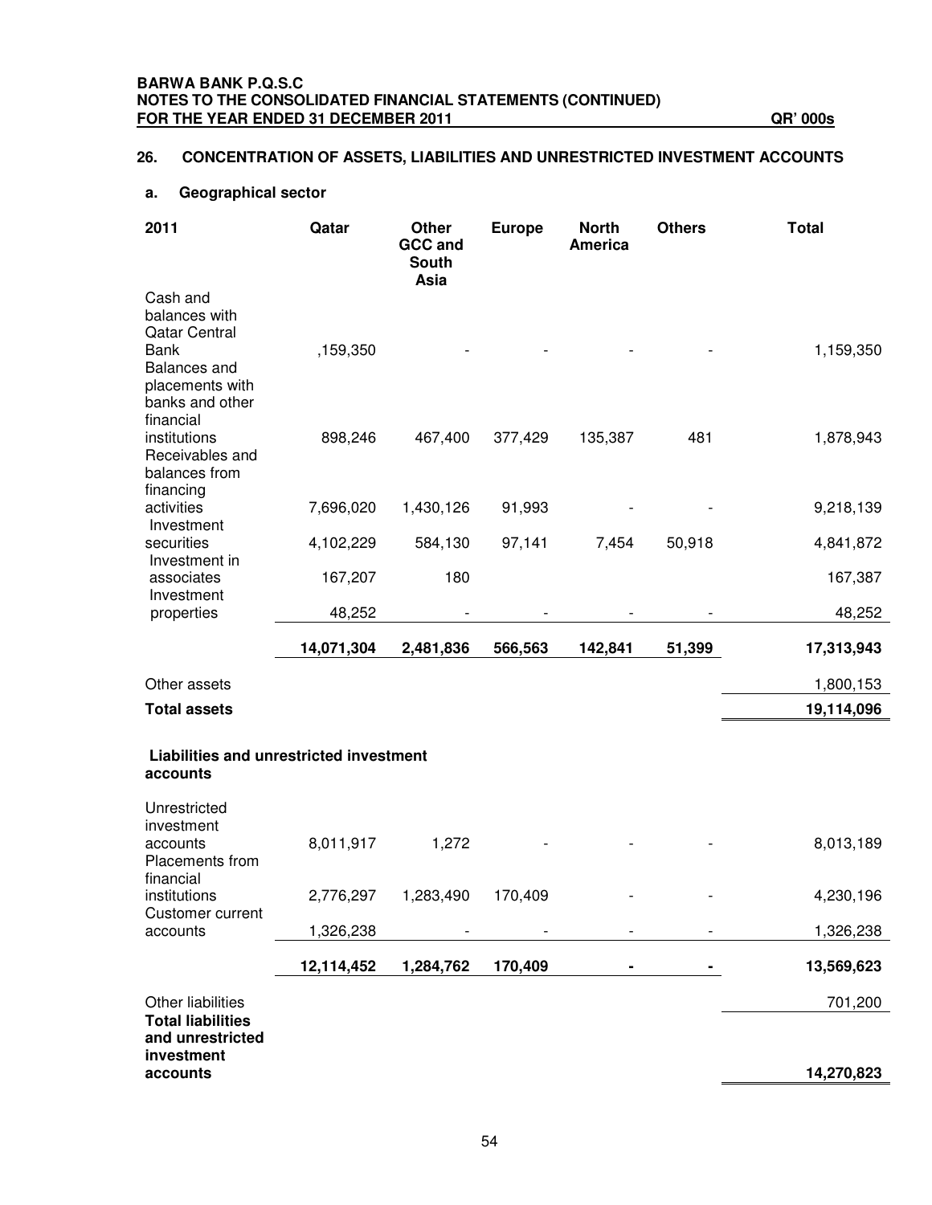BARWA BANK P.Q.S.C
NOTES TO THE CONSOLIDATED FINANCIAL STATEMENTS (CONTINUED)
FOR THE YEAR ENDED 31 DECEMBER 2011 QR' 000s

## 26. CONCENTRATION OF ASSETS, LIABILITIES AND UNRESTRICTED INVESTMENT ACCOUNTS

### a. Geographical sector

| 2011 | Qatar | Other GCC and South Asia | Europe | North America | Others | Total |
|---|---|---|---|---|---|---|
| Cash and balances with Qatar Central Bank | ,159,350 | - | - | - | - | 1,159,350 |
| Balances and placements with banks and other financial institutions | 898,246 | 467,400 | 377,429 | 135,387 | 481 | 1,878,943 |
| Receivables and balances from financing activities | 7,696,020 | 1,430,126 | 91,993 | - | - | 9,218,139 |
| Investment securities | 4,102,229 | 584,130 | 97,141 | 7,454 | 50,918 | 4,841,872 |
| Investment in associates | 167,207 | 180 | | | | 167,387 |
| Investment properties | 48,252 | - | - | - | - | 48,252 |
| | **14,071,304** | **2,481,836** | **566,563** | **142,841** | **51,399** | **17,313,943** |
| Other assets | | | | | | 1,800,153 |
| **Total assets** | | | | | | **19,114,096** |
| **Liabilities and unrestricted investment accounts** | | | | | | |
| Unrestricted investment accounts | 8,011,917 | 1,272 | - | - | - | 8,013,189 |
| Placements from financial institutions | 2,776,297 | 1,283,490 | 170,409 | - | - | 4,230,196 |
| Customer current accounts | 1,326,238 | - | - | - | - | 1,326,238 |
| | **12,114,452** | **1,284,762** | **170,409** | **-** | **-** | **13,569,623** |
| Other liabilities | | | | | | 701,200 |
| **Total liabilities and unrestricted investment accounts** | | | | | | **14,270,823** |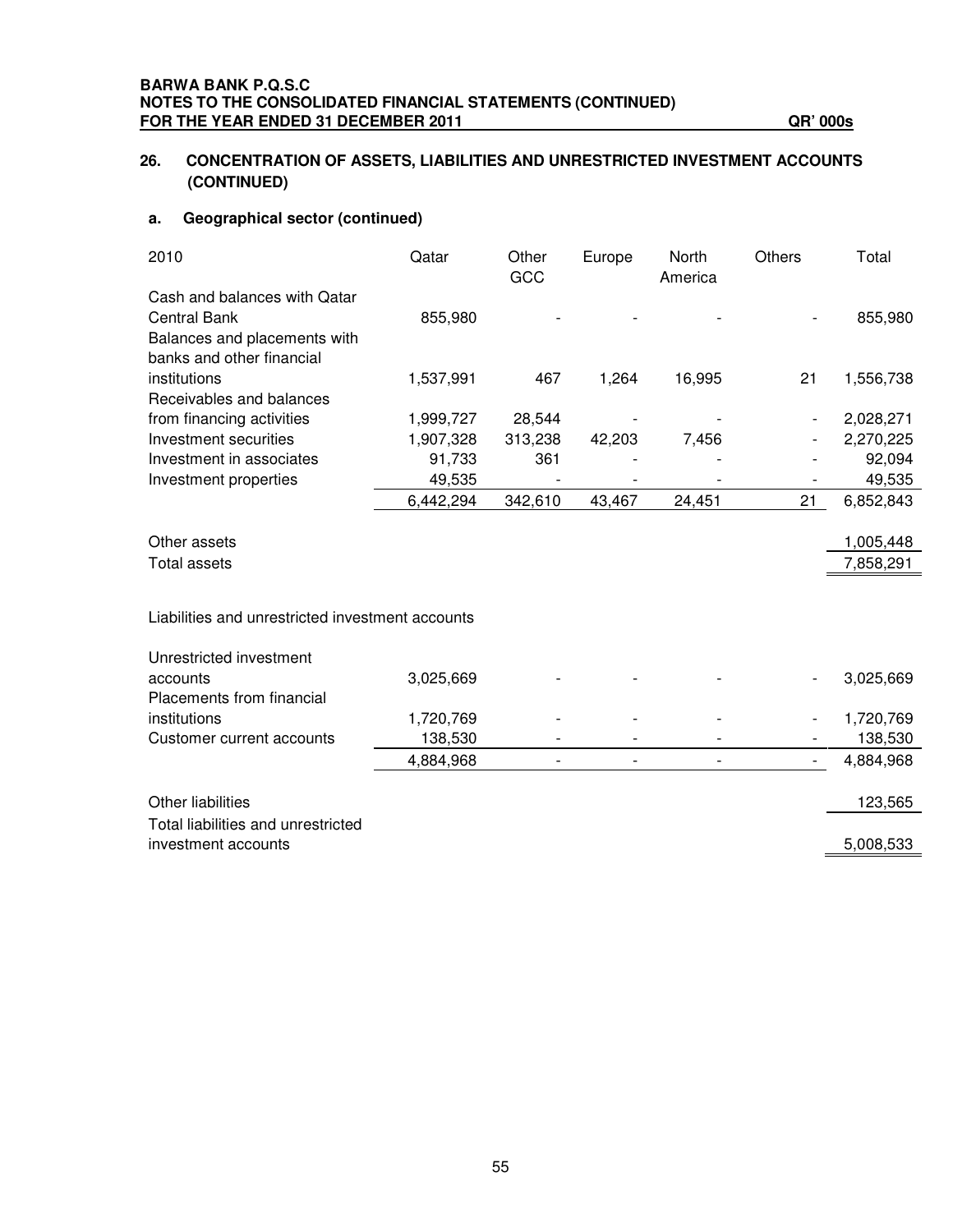BARWA BANK P.Q.S.C
NOTES TO THE CONSOLIDATED FINANCIAL STATEMENTS (CONTINUED)
FOR THE YEAR ENDED 31 DECEMBER 2011 QR' 000s

## 26. CONCENTRATION OF ASSETS, LIABILITIES AND UNRESTRICTED INVESTMENT ACCOUNTS (CONTINUED)

### a. Geographical sector (continued)

| 2010 | Qatar | Other GCC | Europe | North America | Others | Total |
|---|---|---|---|---|---|---|
| Cash and balances with Qatar Central Bank | 855,980 | - | - | - | - | 855,980 |
| Balances and placements with banks and other financial institutions | 1,537,991 | 467 | 1,264 | 16,995 | 21 | 1,556,738 |
| Receivables and balances from financing activities | 1,999,727 | 28,544 | - | - | - | 2,028,271 |
| Investment securities | 1,907,328 | 313,238 | 42,203 | 7,456 | - | 2,270,225 |
| Investment in associates | 91,733 | 361 | - | - | - | 92,094 |
| Investment properties | 49,535 | - | - | - | - | 49,535 |
| | 6,442,294 | 342,610 | 43,467 | 24,451 | 21 | 6,852,843 |
| Other assets | | | | | | 1,005,448 |
| Total assets | | | | | | 7,858,291 |
| **Liabilities and unrestricted investment accounts** | | | | | | |
| Unrestricted investment accounts | 3,025,669 | - | - | - | - | 3,025,669 |
| Placements from financial institutions | 1,720,769 | - | - | - | - | 1,720,769 |
| Customer current accounts | 138,530 | - | - | - | - | 138,530 |
| | 4,884,968 | - | - | - | - | 4,884,968 |
| Other liabilities | | | | | | 123,565 |
| Total liabilities and unrestricted investment accounts | | | | | | 5,008,533 |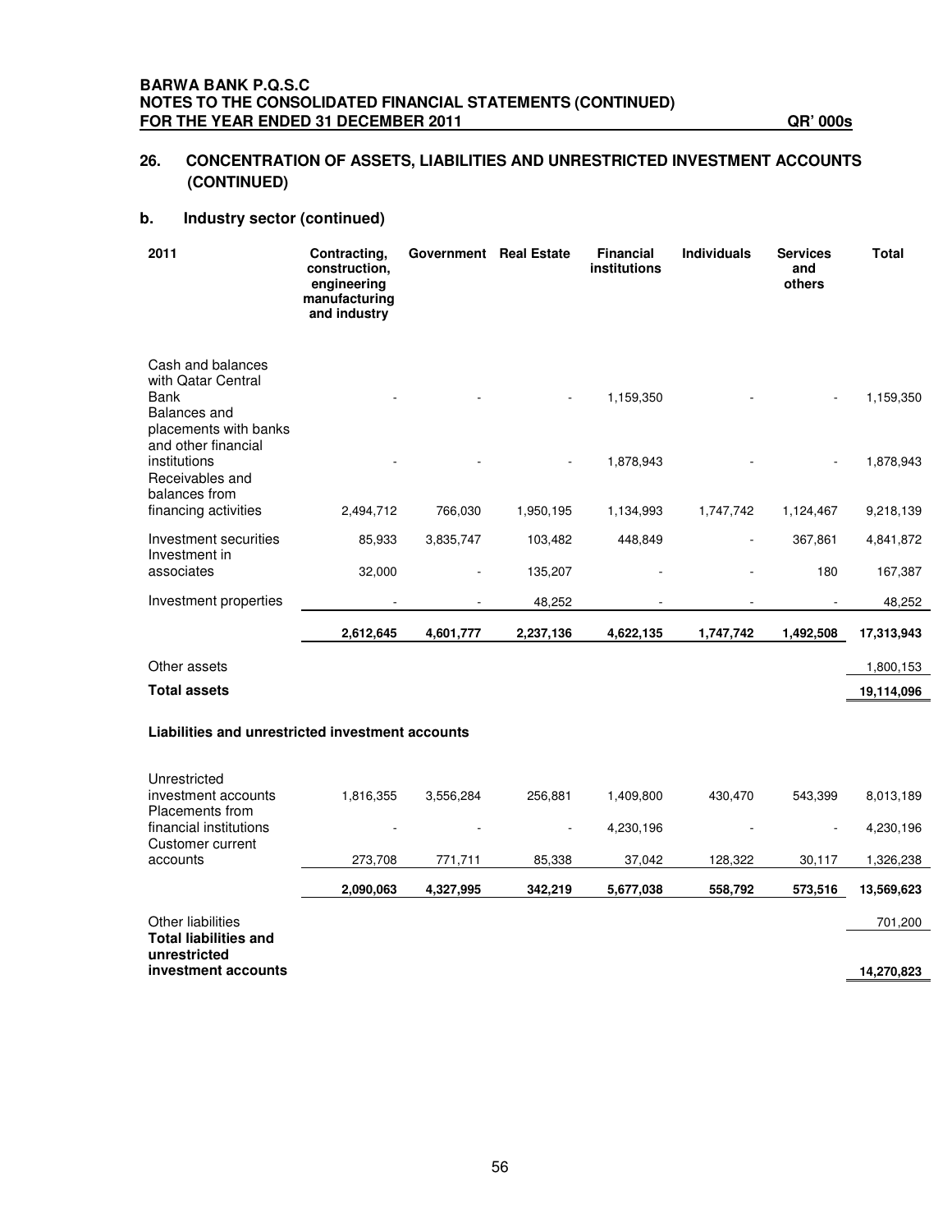BARWA BANK P.Q.S.C
NOTES TO THE CONSOLIDATED FINANCIAL STATEMENTS (CONTINUED)
FOR THE YEAR ENDED 31 DECEMBER 2011 QR' 000s

## 26. CONCENTRATION OF ASSETS, LIABILITIES AND UNRESTRICTED INVESTMENT ACCOUNTS (CONTINUED)

### b. Industry sector (continued)

| 2011 | Contracting, construction, engineering manufacturing and industry | Government | Real Estate | Financial institutions | Individuals | Services and others | Total |
|---|---|---|---|---|---|---|---|
| Cash and balances with Qatar Central Bank | - | - | - | 1,159,350 | - | - | 1,159,350 |
| Balances and placements with banks and other financial institutions | - | - | - | 1,878,943 | - | - | 1,878,943 |
| Receivables and balances from financing activities | 2,494,712 | 766,030 | 1,950,195 | 1,134,993 | 1,747,742 | 1,124,467 | 9,218,139 |
| Investment securities | 85,933 | 3,835,747 | 103,482 | 448,849 | - | 367,861 | 4,841,872 |
| Investment in associates | 32,000 | - | 135,207 | - | - | 180 | 167,387 |
| Investment properties | - | - | 48,252 | - | - | - | 48,252 |
| | **2,612,645** | **4,601,777** | **2,237,136** | **4,622,135** | **1,747,742** | **1,492,508** | **17,313,943** |
| Other assets | | | | | | | 1,800,153 |
| **Total assets** | | | | | | | **19,114,096** |
| **Liabilities and unrestricted investment accounts** | | | | | | | |
| Unrestricted investment accounts | 1,816,355 | 3,556,284 | 256,881 | 1,409,800 | 430,470 | 543,399 | 8,013,189 |
| Placements from financial institutions | - | - | - | 4,230,196 | - | - | 4,230,196 |
| Customer current accounts | 273,708 | 771,711 | 85,338 | 37,042 | 128,322 | 30,117 | 1,326,238 |
| | **2,090,063** | **4,327,995** | **342,219** | **5,677,038** | **558,792** | **573,516** | **13,569,623** |
| Other liabilities | | | | | | | 701,200 |
| **Total liabilities and unrestricted investment accounts** | | | | | | | **14,270,823** |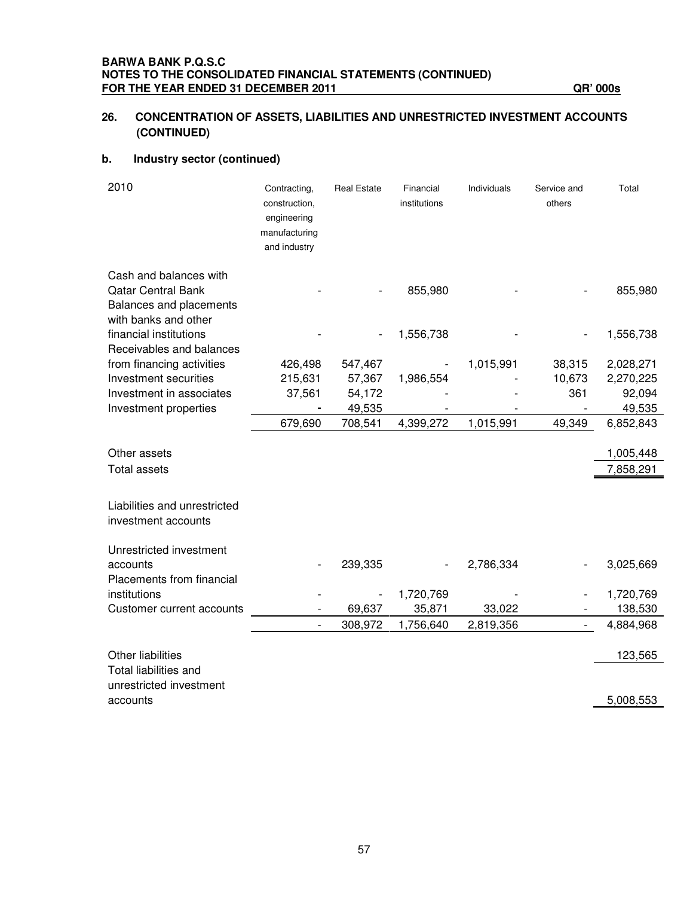**BARWA BANK P.Q.S.C**
**NOTES TO THE CONSOLIDATED FINANCIAL STATEMENTS (CONTINUED)**
**FOR THE YEAR ENDED 31 DECEMBER 2011** **QR' 000s**

## 26. CONCENTRATION OF ASSETS, LIABILITIES AND UNRESTRICTED INVESTMENT ACCOUNTS (CONTINUED)

### b. Industry sector (continued)

| 2010 | Contracting, construction, engineering manufacturing and industry | Real Estate | Financial institutions | Individuals | Service and others | Total |
|---|---|---|---|---|---|---|
| Cash and balances with Qatar Central Bank | - | - | 855,980 | - | - | 855,980 |
| Balances and placements with banks and other financial institutions | - | - | 1,556,738 | - | - | 1,556,738 |
| Receivables and balances from financing activities | 426,498 | 547,467 | - | 1,015,991 | 38,315 | 2,028,271 |
| Investment securities | 215,631 | 57,367 | 1,986,554 | - | 10,673 | 2,270,225 |
| Investment in associates | 37,561 | 54,172 | - | - | 361 | 92,094 |
| Investment properties | - | 49,535 | - | - | - | 49,535 |
| | 679,690 | 708,541 | 4,399,272 | 1,015,991 | 49,349 | 6,852,843 |
| Other assets | | | | | | 1,005,448 |
| Total assets | | | | | | 7,858,291 |
| Liabilities and unrestricted investment accounts | | | | | | |
| Unrestricted investment accounts | - | 239,335 | - | 2,786,334 | - | 3,025,669 |
| Placements from financial institutions | - | - | 1,720,769 | - | - | 1,720,769 |
| Customer current accounts | - | 69,637 | 35,871 | 33,022 | - | 138,530 |
| | - | 308,972 | 1,756,640 | 2,819,356 | - | 4,884,968 |
| Other liabilities | | | | | | 123,565 |
| Total liabilities and unrestricted investment accounts | | | | | | 5,008,553 |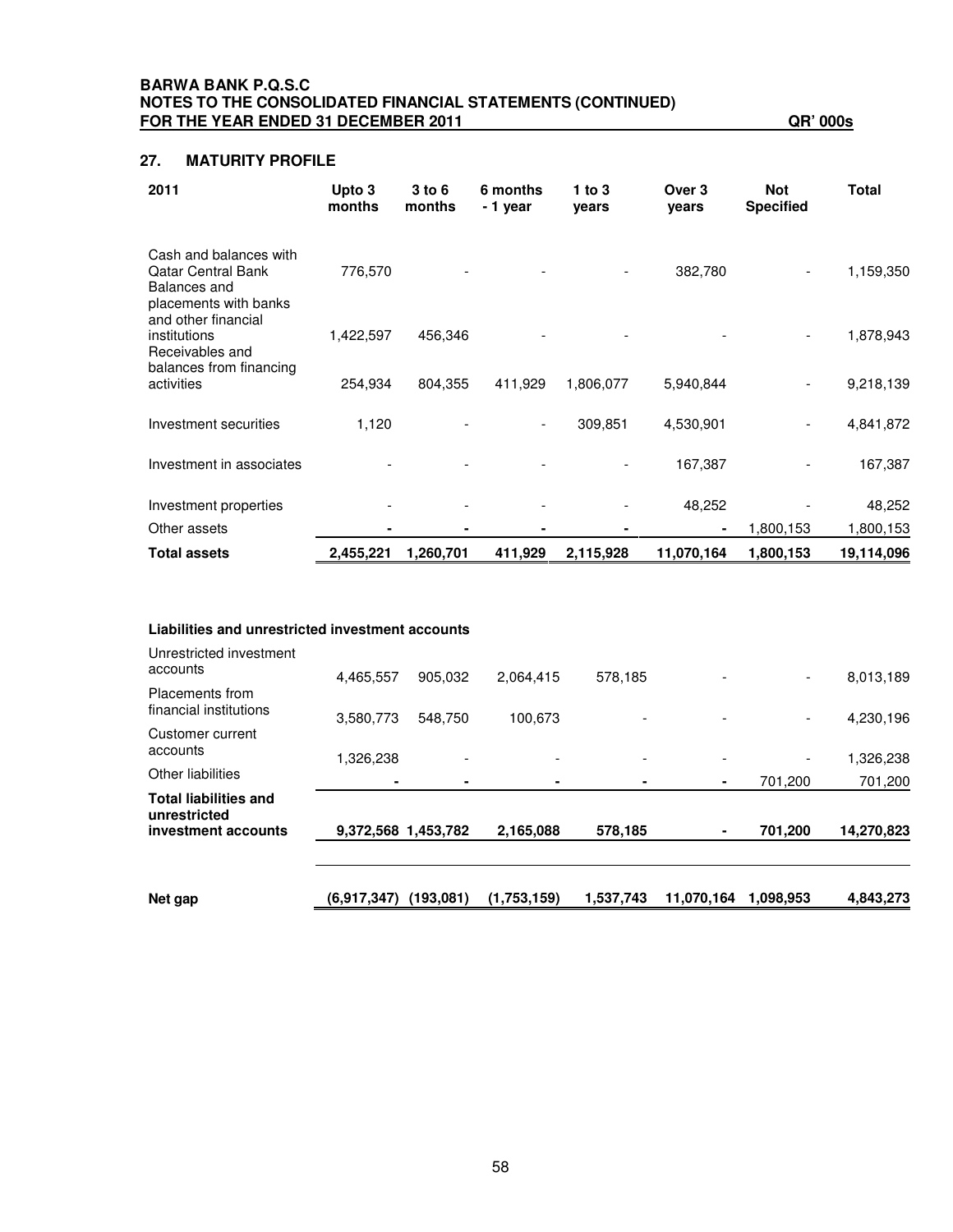**BARWA BANK P.Q.S.C**
**NOTES TO THE CONSOLIDATED FINANCIAL STATEMENTS (CONTINUED)**
**FOR THE YEAR ENDED 31 DECEMBER 2011** **QR' 000s**

## 27. MATURITY PROFILE

| 2011 | Upto 3 months | 3 to 6 months | 6 months - 1 year | 1 to 3 years | Over 3 years | Not Specified | Total |
|---|---|---|---|---|---|---|---|
| Cash and balances with Qatar Central Bank | 776,570 | - | - | - | 382,780 | - | 1,159,350 |
| Balances and placements with banks and other financial institutions | 1,422,597 | 456,346 | - | - | - | - | 1,878,943 |
| Receivables and balances from financing activities | 254,934 | 804,355 | 411,929 | 1,806,077 | 5,940,844 | - | 9,218,139 |
| Investment securities | 1,120 | - | - | 309,851 | 4,530,901 | - | 4,841,872 |
| Investment in associates | - | - | - | - | 167,387 | - | 167,387 |
| Investment properties | - | - | - | - | 48,252 | - | 48,252 |
| Other assets | - | - | - | - | - | 1,800,153 | 1,800,153 |
| **Total assets** | **2,455,221** | **1,260,701** | **411,929** | **2,115,928** | **11,070,164** | **1,800,153** | **19,114,096** |
| | | | | | | | |
| **Liabilities and unrestricted investment accounts** | | | | | | | |
| Unrestricted investment accounts | 4,465,557 | 905,032 | 2,064,415 | 578,185 | - | - | 8,013,189 |
| Placements from financial institutions | 3,580,773 | 548,750 | 100,673 | - | - | - | 4,230,196 |
| Customer current accounts | 1,326,238 | - | - | - | - | - | 1,326,238 |
| Other liabilities | - | - | - | - | - | 701,200 | 701,200 |
| **Total liabilities and unrestricted investment accounts** | **9,372,568** | **1,453,782** | **2,165,088** | **578,185** | **-** | **701,200** | **14,270,823** |
| | | | | | | | |
| **Net gap** | **(6,917,347)** | **(193,081)** | **(1,753,159)** | **1,537,743** | **11,070,164** | **1,098,953** | **4,843,273** |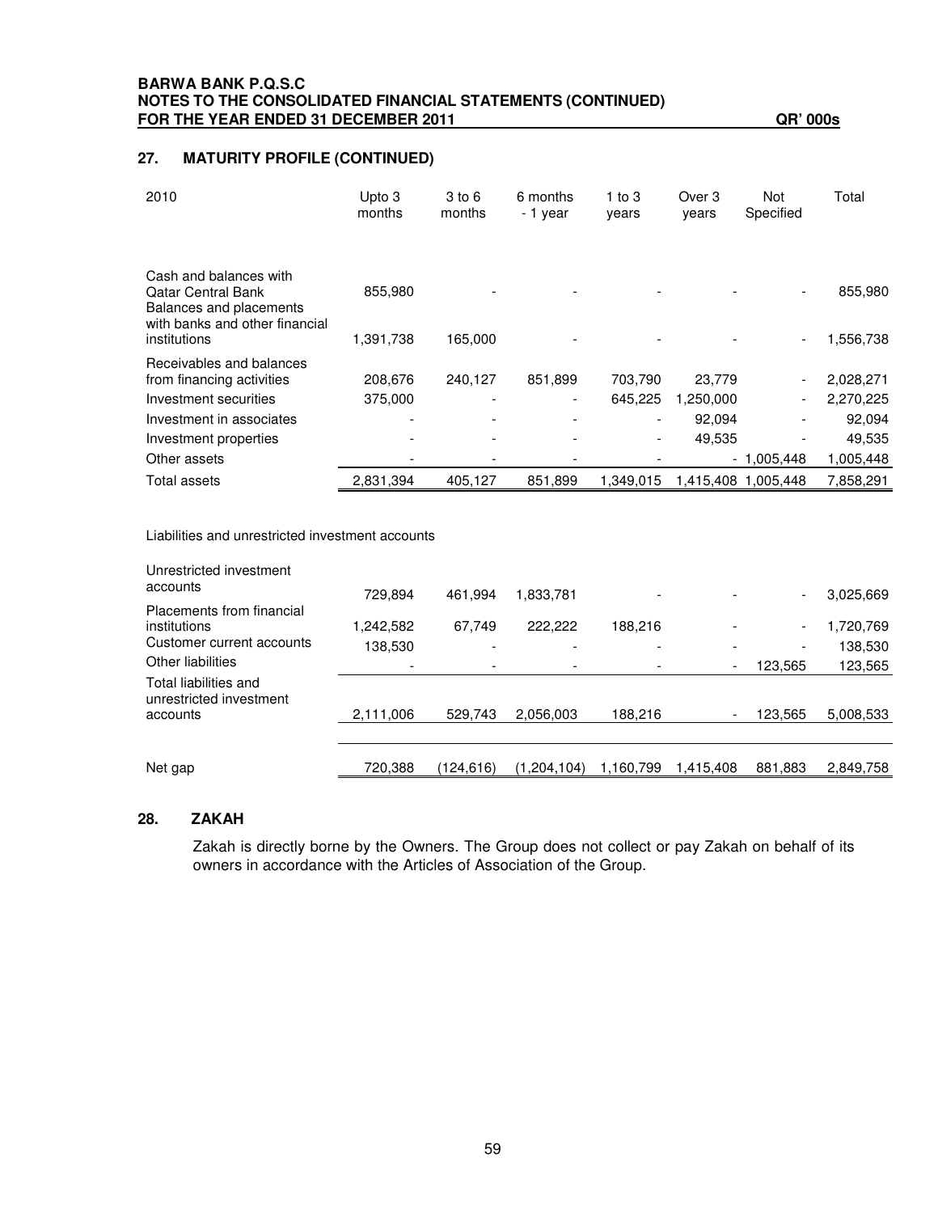## 27. MATURITY PROFILE (CONTINUED)

| 2010 | Upto 3 months | 3 to 6 months | 6 months - 1 year | 1 to 3 years | Over 3 years | Not Specified | Total |
|---|---|---|---|---|---|---|---|
| Cash and balances with Qatar Central Bank | 855,980 | - | - | - | - | - | 855,980 |
| Balances and placements with banks and other financial institutions | 1,391,738 | 165,000 | - | - | - | - | 1,556,738 |
| Receivables and balances from financing activities | 208,676 | 240,127 | 851,899 | 703,790 | 23,779 | - | 2,028,271 |
| Investment securities | 375,000 | - | - | 645,225 | 1,250,000 | - | 2,270,225 |
| Investment in associates | - | - | - | - | 92,094 | - | 92,094 |
| Investment properties | - | - | - | - | 49,535 | - | 49,535 |
| Other assets | - | - | - | - | - | 1,005,448 | 1,005,448 |
| Total assets | 2,831,394 | 405,127 | 851,899 | 1,349,015 | 1,415,408 | 1,005,448 | 7,858,291 |
| Liabilities and unrestricted investment accounts | | | | | | | |
| Unrestricted investment accounts | 729,894 | 461,994 | 1,833,781 | - | - | - | 3,025,669 |
| Placements from financial institutions | 1,242,582 | 67,749 | 222,222 | 188,216 | - | - | 1,720,769 |
| Customer current accounts | 138,530 | - | - | - | - | - | 138,530 |
| Other liabilities | - | - | - | - | - | 123,565 | 123,565 |
| Total liabilities and unrestricted investment accounts | 2,111,006 | 529,743 | 2,056,003 | 188,216 | - | 123,565 | 5,008,533 |
| Net gap | 720,388 | (124,616) | (1,204,104) | 1,160,799 | 1,415,408 | 881,883 | 2,849,758 |

## 28. ZAKAH

Zakah is directly borne by the Owners. The Group does not collect or pay Zakah on behalf of its owners in accordance with the Articles of Association of the Group.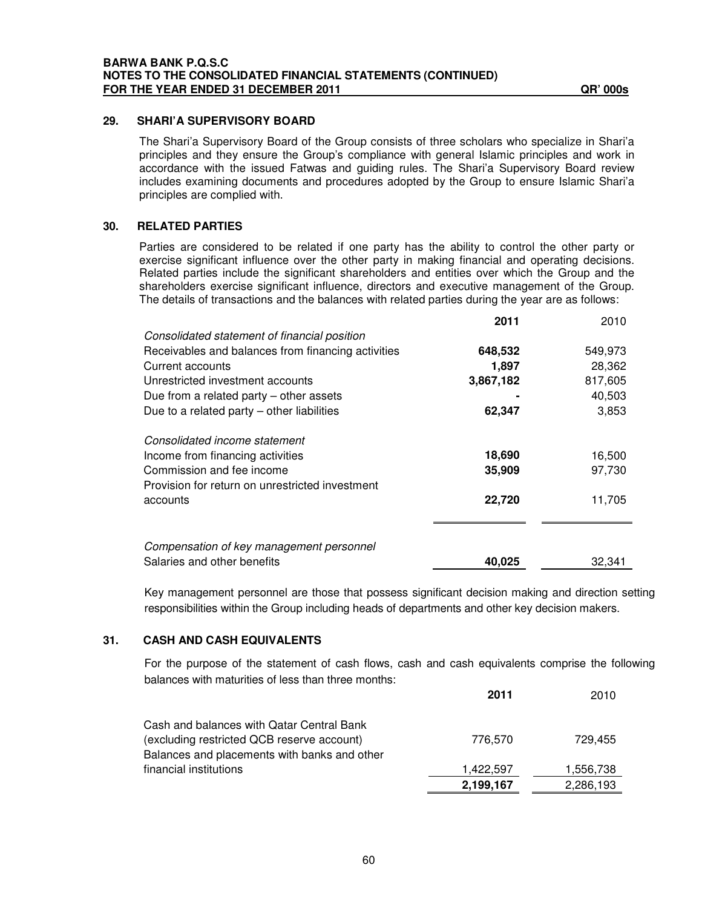## 29. SHARI'A SUPERVISORY BOARD

The Shari'a Supervisory Board of the Group consists of three scholars who specialize in Shari'a principles and they ensure the Group's compliance with general Islamic principles and work in accordance with the issued Fatwas and guiding rules. The Shari'a Supervisory Board review includes examining documents and procedures adopted by the Group to ensure Islamic Shari'a principles are complied with.

## 30. RELATED PARTIES

Parties are considered to be related if one party has the ability to control the other party or exercise significant influence over the other party in making financial and operating decisions. Related parties include the significant shareholders and entities over which the Group and the shareholders exercise significant influence, directors and executive management of the Group. The details of transactions and the balances with related parties during the year are as follows:

| | **2011** | 2010 |
|---|---|---|
| *Consolidated statement of financial position* | | |
| Receivables and balances from financing activities | **648,532** | 549,973 |
| Current accounts | **1,897** | 28,362 |
| Unrestricted investment accounts | **3,867,182** | 817,605 |
| Due from a related party – other assets | **-** | 40,503 |
| Due to a related party – other liabilities | **62,347** | 3,853 |
| *Consolidated income statement* | | |
| Income from financing activities | **18,690** | 16,500 |
| Commission and fee income | **35,909** | 97,730 |
| Provision for return on unrestricted investment accounts | **22,720** | 11,705 |
| *Compensation of key management personnel* | | |
| Salaries and other benefits | **40,025** | 32,341 |

Key management personnel are those that possess significant decision making and direction setting responsibilities within the Group including heads of departments and other key decision makers.

## 31. CASH AND CASH EQUIVALENTS

For the purpose of the statement of cash flows, cash and cash equivalents comprise the following balances with maturities of less than three months:

| | **2011** | 2010 |
|---|---|---|
| Cash and balances with Qatar Central Bank (excluding restricted QCB reserve account) | 776,570 | 729,455 |
| Balances and placements with banks and other financial institutions | 1,422,597 | 1,556,738 |
| | **2,199,167** | 2,286,193 |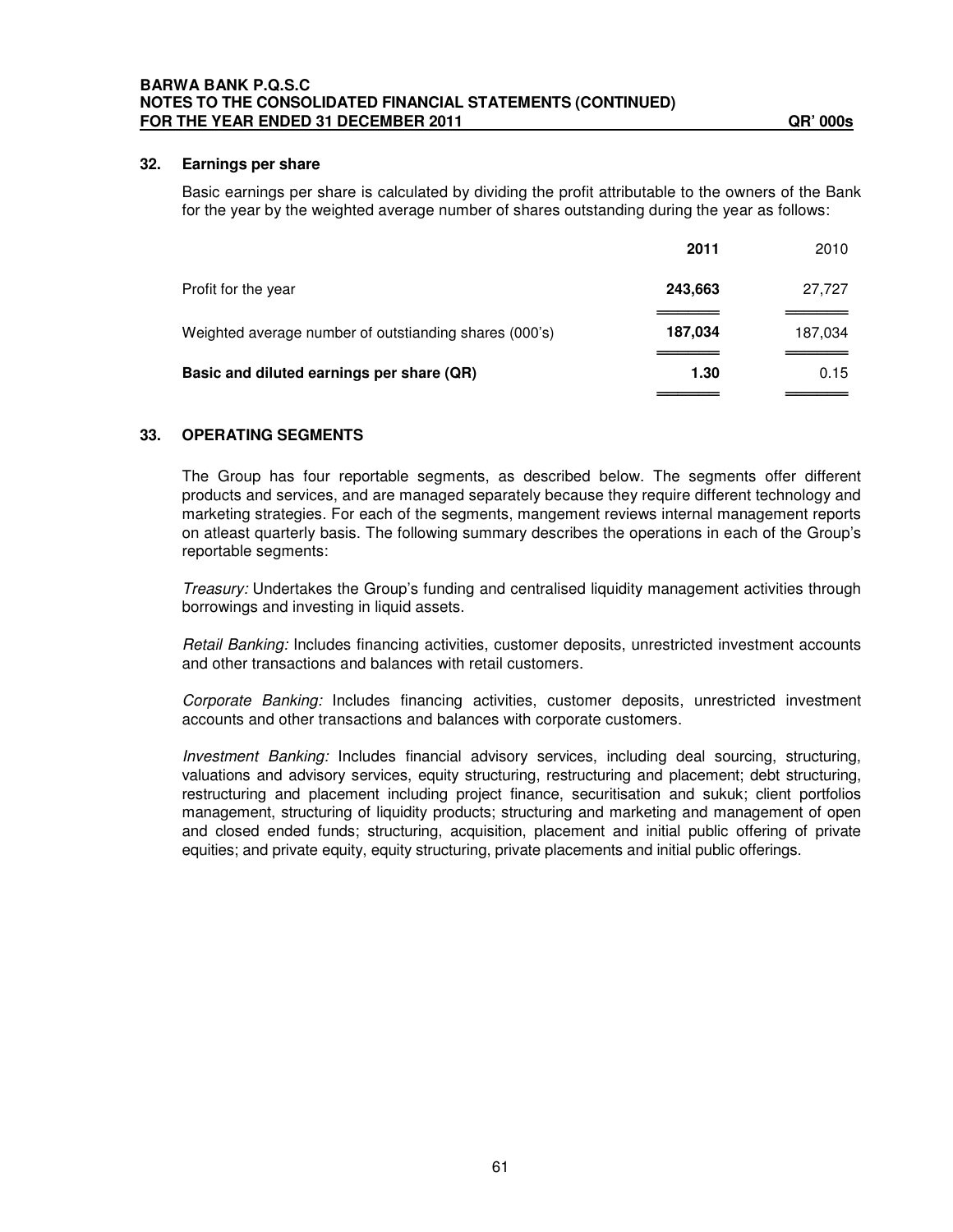## 32. Earnings per share

Basic earnings per share is calculated by dividing the profit attributable to the owners of the Bank for the year by the weighted average number of shares outstanding during the year as follows:

| | **2011** | 2010 |
|---|---|---|
| Profit for the year | **243,663** | 27,727 |
| Weighted average number of outstanding shares (000's) | **187,034** | 187,034 |
| **Basic and diluted earnings per share (QR)** | **1.30** | 0.15 |

## 33. OPERATING SEGMENTS

The Group has four reportable segments, as described below. The segments offer different products and services, and are managed separately because they require different technology and marketing strategies. For each of the segments, mangement reviews internal management reports on atleast quarterly basis. The following summary describes the operations in each of the Group's reportable segments:

*Treasury:* Undertakes the Group's funding and centralised liquidity management activities through borrowings and investing in liquid assets.

*Retail Banking:* Includes financing activities, customer deposits, unrestricted investment accounts and other transactions and balances with retail customers.

*Corporate Banking:* Includes financing activities, customer deposits, unrestricted investment accounts and other transactions and balances with corporate customers.

*Investment Banking:* Includes financial advisory services, including deal sourcing, structuring, valuations and advisory services, equity structuring, restructuring and placement; debt structuring, restructuring and placement including project finance, securitisation and sukuk; client portfolios management, structuring of liquidity products; structuring and marketing and management of open and closed ended funds; structuring, acquisition, placement and initial public offering of private equities; and private equity, equity structuring, private placements and initial public offerings.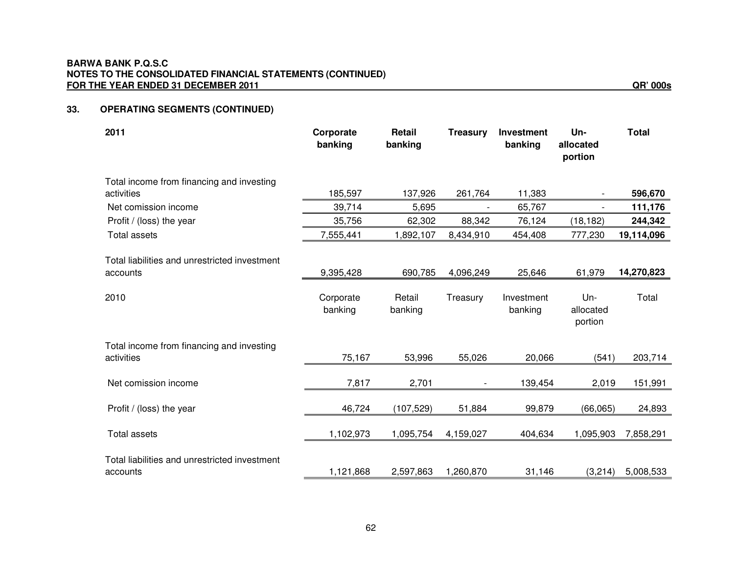**BARWA BANK P.Q.S.C**
**NOTES TO THE CONSOLIDATED FINANCIAL STATEMENTS (CONTINUED)**
**FOR THE YEAR ENDED 31 DECEMBER 2011** **QR' 000s**

## 33. OPERATING SEGMENTS (CONTINUED)

| **2011** | **Corporate banking** | **Retail banking** | **Treasury** | **Investment banking** | **Un-allocated portion** | **Total** |
|---|---|---|---|---|---|---|
| Total income from financing and investing activities | 185,597 | 137,926 | 261,764 | 11,383 | - | **596,670** |
| Net comission income | 39,714 | 5,695 | - | 65,767 | - | **111,176** |
| Profit / (loss) the year | 35,756 | 62,302 | 88,342 | 76,124 | (18,182) | **244,342** |
| Total assets | 7,555,441 | 1,892,107 | 8,434,910 | 454,408 | 777,230 | **19,114,096** |
| Total liabilities and unrestricted investment accounts | 9,395,428 | 690,785 | 4,096,249 | 25,646 | 61,979 | **14,270,823** |

| 2010 | Corporate banking | Retail banking | Treasury | Investment banking | Un-allocated portion | Total |
|---|---|---|---|---|---|---|
| Total income from financing and investing activities | 75,167 | 53,996 | 55,026 | 20,066 | (541) | 203,714 |
| Net comission income | 7,817 | 2,701 | - | 139,454 | 2,019 | 151,991 |
| Profit / (loss) the year | 46,724 | (107,529) | 51,884 | 99,879 | (66,065) | 24,893 |
| Total assets | 1,102,973 | 1,095,754 | 4,159,027 | 404,634 | 1,095,903 | 7,858,291 |
| Total liabilities and unrestricted investment accounts | 1,121,868 | 2,597,863 | 1,260,870 | 31,146 | (3,214) | 5,008,533 |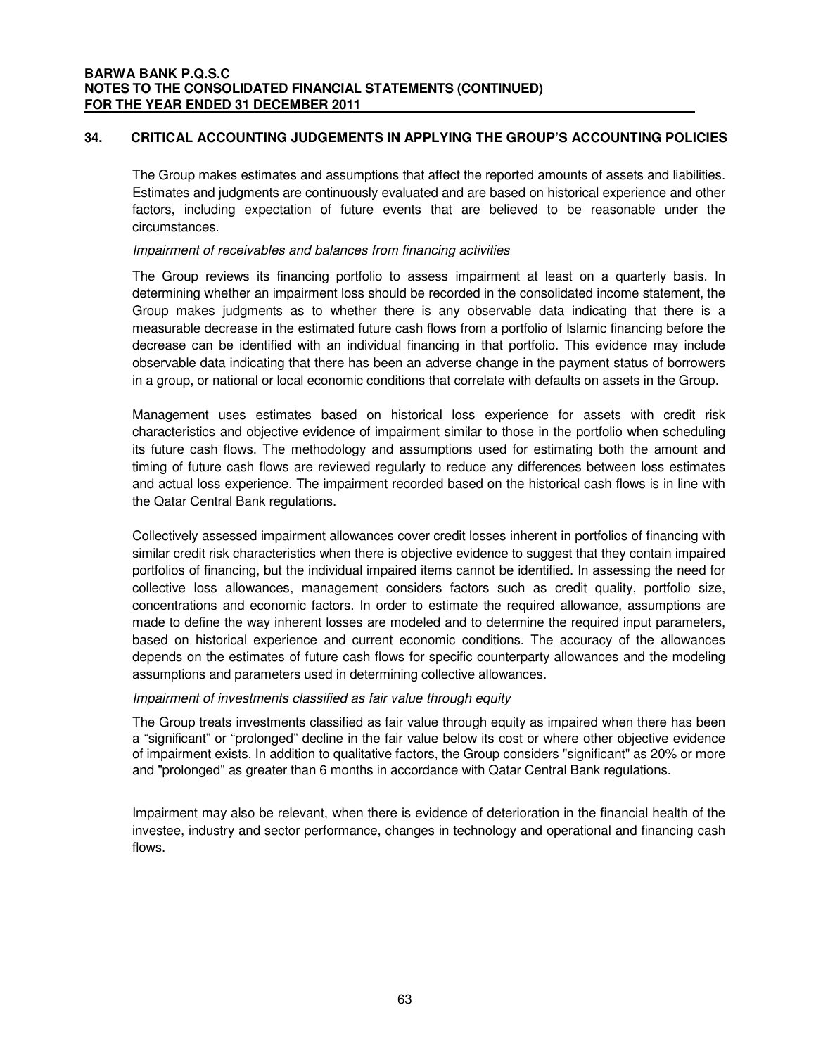## 34. CRITICAL ACCOUNTING JUDGEMENTS IN APPLYING THE GROUP'S ACCOUNTING POLICIES

The Group makes estimates and assumptions that affect the reported amounts of assets and liabilities. Estimates and judgments are continuously evaluated and are based on historical experience and other factors, including expectation of future events that are believed to be reasonable under the circumstances.

*Impairment of receivables and balances from financing activities*

The Group reviews its financing portfolio to assess impairment at least on a quarterly basis. In determining whether an impairment loss should be recorded in the consolidated income statement, the Group makes judgments as to whether there is any observable data indicating that there is a measurable decrease in the estimated future cash flows from a portfolio of Islamic financing before the decrease can be identified with an individual financing in that portfolio. This evidence may include observable data indicating that there has been an adverse change in the payment status of borrowers in a group, or national or local economic conditions that correlate with defaults on assets in the Group.

Management uses estimates based on historical loss experience for assets with credit risk characteristics and objective evidence of impairment similar to those in the portfolio when scheduling its future cash flows. The methodology and assumptions used for estimating both the amount and timing of future cash flows are reviewed regularly to reduce any differences between loss estimates and actual loss experience. The impairment recorded based on the historical cash flows is in line with the Qatar Central Bank regulations.

Collectively assessed impairment allowances cover credit losses inherent in portfolios of financing with similar credit risk characteristics when there is objective evidence to suggest that they contain impaired portfolios of financing, but the individual impaired items cannot be identified. In assessing the need for collective loss allowances, management considers factors such as credit quality, portfolio size, concentrations and economic factors. In order to estimate the required allowance, assumptions are made to define the way inherent losses are modeled and to determine the required input parameters, based on historical experience and current economic conditions. The accuracy of the allowances depends on the estimates of future cash flows for specific counterparty allowances and the modeling assumptions and parameters used in determining collective allowances.

*Impairment of investments classified as fair value through equity*

The Group treats investments classified as fair value through equity as impaired when there has been a "significant" or "prolonged" decline in the fair value below its cost or where other objective evidence of impairment exists. In addition to qualitative factors, the Group considers "significant" as 20% or more and "prolonged" as greater than 6 months in accordance with Qatar Central Bank regulations.

Impairment may also be relevant, when there is evidence of deterioration in the financial health of the investee, industry and sector performance, changes in technology and operational and financing cash flows.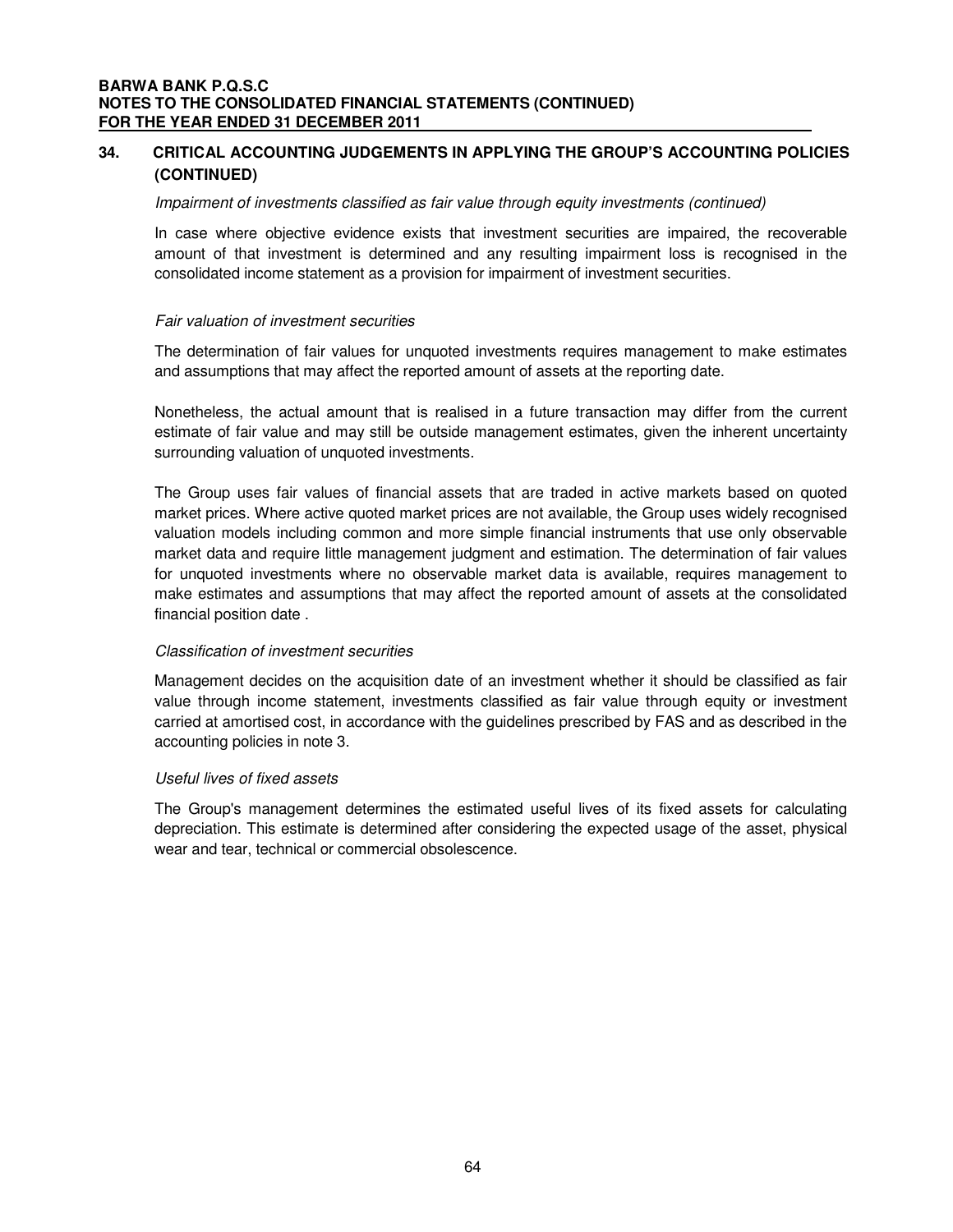## 34. CRITICAL ACCOUNTING JUDGEMENTS IN APPLYING THE GROUP'S ACCOUNTING POLICIES (CONTINUED)

*Impairment of investments classified as fair value through equity investments (continued)*

In case where objective evidence exists that investment securities are impaired, the recoverable amount of that investment is determined and any resulting impairment loss is recognised in the consolidated income statement as a provision for impairment of investment securities.

*Fair valuation of investment securities*

The determination of fair values for unquoted investments requires management to make estimates and assumptions that may affect the reported amount of assets at the reporting date.

Nonetheless, the actual amount that is realised in a future transaction may differ from the current estimate of fair value and may still be outside management estimates, given the inherent uncertainty surrounding valuation of unquoted investments.

The Group uses fair values of financial assets that are traded in active markets based on quoted market prices. Where active quoted market prices are not available, the Group uses widely recognised valuation models including common and more simple financial instruments that use only observable market data and require little management judgment and estimation. The determination of fair values for unquoted investments where no observable market data is available, requires management to make estimates and assumptions that may affect the reported amount of assets at the consolidated financial position date .

*Classification of investment securities*

Management decides on the acquisition date of an investment whether it should be classified as fair value through income statement, investments classified as fair value through equity or investment carried at amortised cost, in accordance with the guidelines prescribed by FAS and as described in the accounting policies in note 3.

*Useful lives of fixed assets*

The Group's management determines the estimated useful lives of its fixed assets for calculating depreciation. This estimate is determined after considering the expected usage of the asset, physical wear and tear, technical or commercial obsolescence.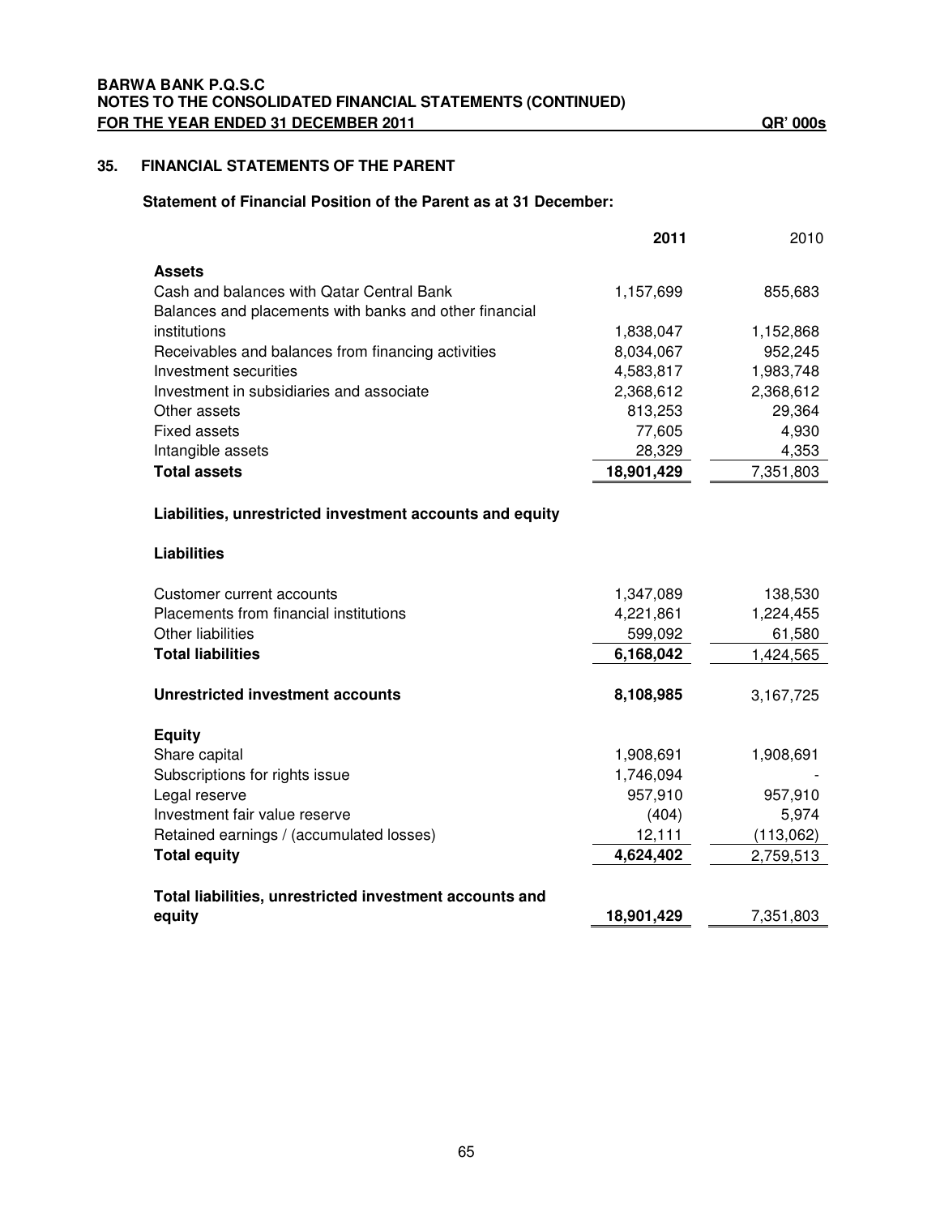BARWA BANK P.Q.S.C
NOTES TO THE CONSOLIDATED FINANCIAL STATEMENTS (CONTINUED)
FOR THE YEAR ENDED 31 DECEMBER 2011 QR' 000s

## 35. FINANCIAL STATEMENTS OF THE PARENT

### Statement of Financial Position of the Parent as at 31 December:

| | **2011** | 2010 |
|---|---|---|
| **Assets** | | |
| Cash and balances with Qatar Central Bank | 1,157,699 | 855,683 |
| Balances and placements with banks and other financial institutions | 1,838,047 | 1,152,868 |
| Receivables and balances from financing activities | 8,034,067 | 952,245 |
| Investment securities | 4,583,817 | 1,983,748 |
| Investment in subsidiaries and associate | 2,368,612 | 2,368,612 |
| Other assets | 813,253 | 29,364 |
| Fixed assets | 77,605 | 4,930 |
| Intangible assets | 28,329 | 4,353 |
| **Total assets** | **18,901,429** | 7,351,803 |
| **Liabilities, unrestricted investment accounts and equity** | | |
| **Liabilities** | | |
| Customer current accounts | 1,347,089 | 138,530 |
| Placements from financial institutions | 4,221,861 | 1,224,455 |
| Other liabilities | 599,092 | 61,580 |
| **Total liabilities** | **6,168,042** | 1,424,565 |
| **Unrestricted investment accounts** | **8,108,985** | 3,167,725 |
| **Equity** | | |
| Share capital | 1,908,691 | 1,908,691 |
| Subscriptions for rights issue | 1,746,094 | - |
| Legal reserve | 957,910 | 957,910 |
| Investment fair value reserve | (404) | 5,974 |
| Retained earnings / (accumulated losses) | 12,111 | (113,062) |
| **Total equity** | **4,624,402** | 2,759,513 |
| **Total liabilities, unrestricted investment accounts and equity** | **18,901,429** | 7,351,803 |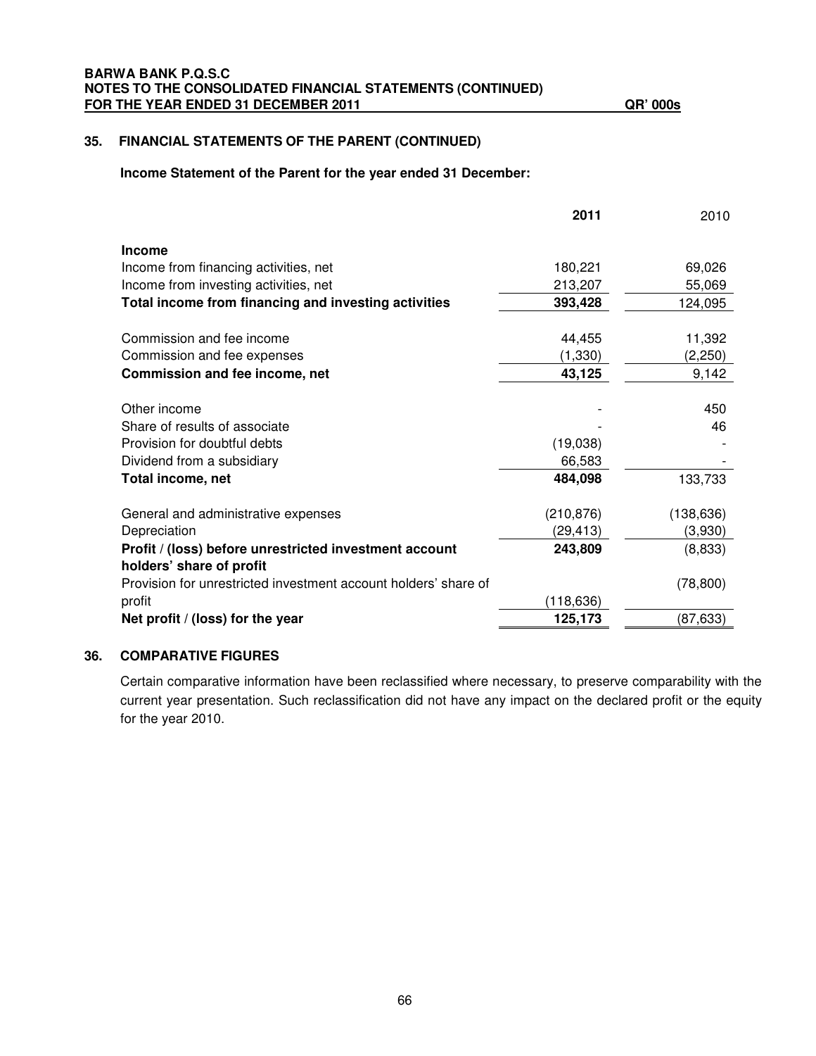**BARWA BANK P.Q.S.C**
**NOTES TO THE CONSOLIDATED FINANCIAL STATEMENTS (CONTINUED)**
**FOR THE YEAR ENDED 31 DECEMBER 2011** **QR' 000s**

## 35. FINANCIAL STATEMENTS OF THE PARENT (CONTINUED)

**Income Statement of the Parent for the year ended 31 December:**

| | **2011** | 2010 |
|---|---|---|
| **Income** | | |
| Income from financing activities, net | 180,221 | 69,026 |
| Income from investing activities, net | 213,207 | 55,069 |
| **Total income from financing and investing activities** | **393,428** | 124,095 |
| | | |
| Commission and fee income | 44,455 | 11,392 |
| Commission and fee expenses | (1,330) | (2,250) |
| **Commission and fee income, net** | **43,125** | 9,142 |
| | | |
| Other income | - | 450 |
| Share of results of associate | - | 46 |
| Provision for doubtful debts | (19,038) | - |
| Dividend from a subsidiary | 66,583 | - |
| **Total income, net** | **484,098** | 133,733 |
| | | |
| General and administrative expenses | (210,876) | (138,636) |
| Depreciation | (29,413) | (3,930) |
| **Profit / (loss) before unrestricted investment account holders' share of profit** | **243,809** | (8,833) |
| Provision for unrestricted investment account holders' share of profit | (118,636) | (78,800) |
| **Net profit / (loss) for the year** | **125,173** | (87,633) |

## 36. COMPARATIVE FIGURES

Certain comparative information have been reclassified where necessary, to preserve comparability with the current year presentation. Such reclassification did not have any impact on the declared profit or the equity for the year 2010.